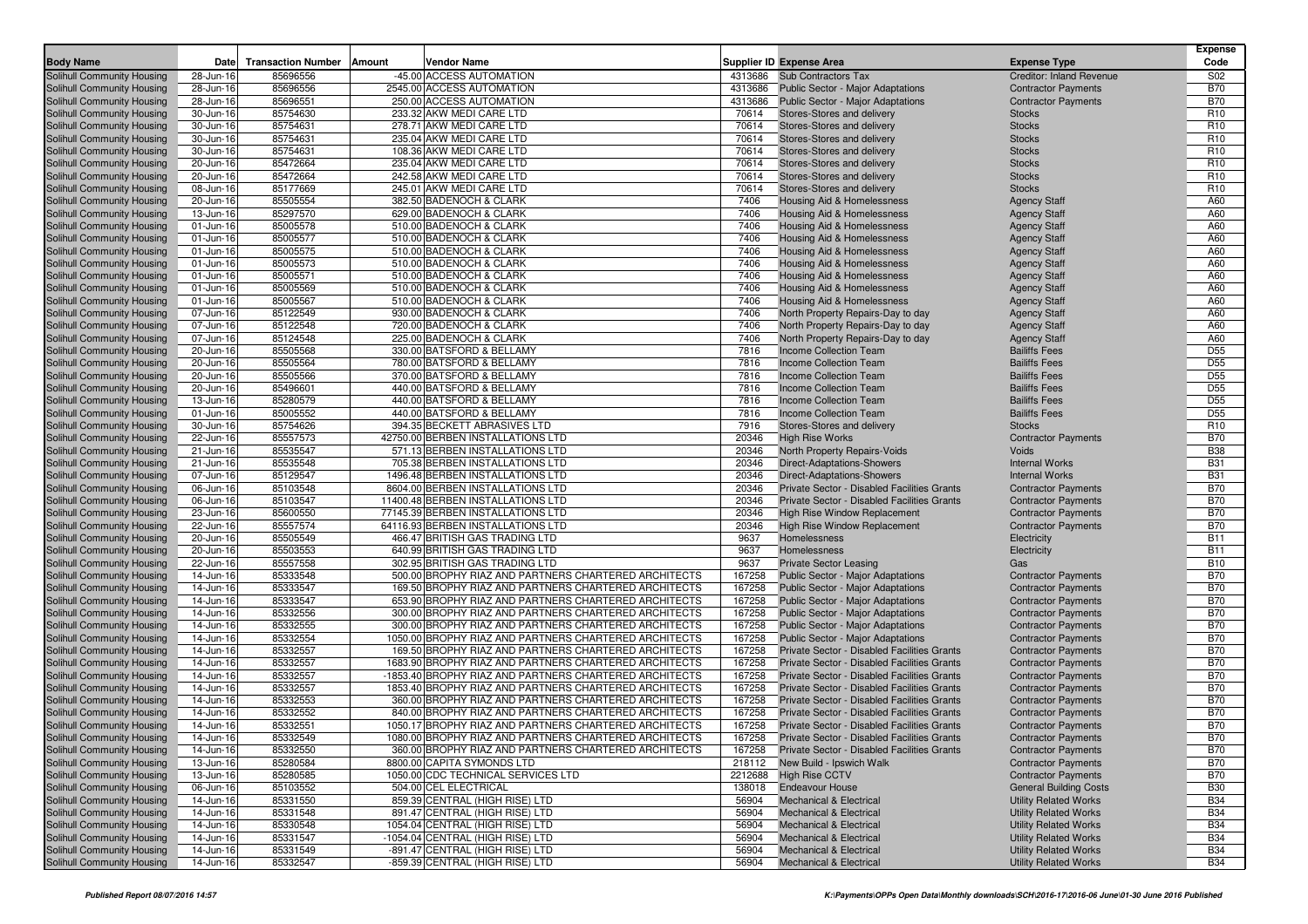| Body Name | Date | Transaction Number | Amount | Vendor Name | Supplier ID | Expense Area | Expense Type | Expense Code |
|---|---|---|---|---|---|---|---|---|
| Solihull Community Housing | 28-Jun-16 | 85696556 | -45.00 | ACCESS AUTOMATION | 4313686 | Sub Contractors Tax | Creditor: Inland Revenue | S02 |
| Solihull Community Housing | 28-Jun-16 | 85696556 | 2545.00 | ACCESS AUTOMATION | 4313686 | Public Sector - Major Adaptations | Contractor Payments | B70 |
| Solihull Community Housing | 28-Jun-16 | 85696551 | 250.00 | ACCESS AUTOMATION | 4313686 | Public Sector - Major Adaptations | Contractor Payments | B70 |
| Solihull Community Housing | 30-Jun-16 | 85754630 | 233.32 | AKW MEDI CARE LTD | 70614 | Stores-Stores and delivery | Stocks | R10 |
| Solihull Community Housing | 30-Jun-16 | 85754631 | 278.71 | AKW MEDI CARE LTD | 70614 | Stores-Stores and delivery | Stocks | R10 |
| Solihull Community Housing | 30-Jun-16 | 85754631 | 235.04 | AKW MEDI CARE LTD | 70614 | Stores-Stores and delivery | Stocks | R10 |
| Solihull Community Housing | 30-Jun-16 | 85754631 | 108.36 | AKW MEDI CARE LTD | 70614 | Stores-Stores and delivery | Stocks | R10 |
| Solihull Community Housing | 20-Jun-16 | 85472664 | 235.04 | AKW MEDI CARE LTD | 70614 | Stores-Stores and delivery | Stocks | R10 |
| Solihull Community Housing | 20-Jun-16 | 85472664 | 242.58 | AKW MEDI CARE LTD | 70614 | Stores-Stores and delivery | Stocks | R10 |
| Solihull Community Housing | 08-Jun-16 | 85177669 | 245.01 | AKW MEDI CARE LTD | 70614 | Stores-Stores and delivery | Stocks | R10 |
| Solihull Community Housing | 20-Jun-16 | 85505554 | 382.50 | BADENOCH & CLARK | 7406 | Housing Aid & Homelessness | Agency Staff | A60 |
| Solihull Community Housing | 13-Jun-16 | 85297570 | 629.00 | BADENOCH & CLARK | 7406 | Housing Aid & Homelessness | Agency Staff | A60 |
| Solihull Community Housing | 01-Jun-16 | 85005578 | 510.00 | BADENOCH & CLARK | 7406 | Housing Aid & Homelessness | Agency Staff | A60 |
| Solihull Community Housing | 01-Jun-16 | 85005577 | 510.00 | BADENOCH & CLARK | 7406 | Housing Aid & Homelessness | Agency Staff | A60 |
| Solihull Community Housing | 01-Jun-16 | 85005575 | 510.00 | BADENOCH & CLARK | 7406 | Housing Aid & Homelessness | Agency Staff | A60 |
| Solihull Community Housing | 01-Jun-16 | 85005573 | 510.00 | BADENOCH & CLARK | 7406 | Housing Aid & Homelessness | Agency Staff | A60 |
| Solihull Community Housing | 01-Jun-16 | 85005571 | 510.00 | BADENOCH & CLARK | 7406 | Housing Aid & Homelessness | Agency Staff | A60 |
| Solihull Community Housing | 01-Jun-16 | 85005569 | 510.00 | BADENOCH & CLARK | 7406 | Housing Aid & Homelessness | Agency Staff | A60 |
| Solihull Community Housing | 01-Jun-16 | 85005567 | 510.00 | BADENOCH & CLARK | 7406 | Housing Aid & Homelessness | Agency Staff | A60 |
| Solihull Community Housing | 07-Jun-16 | 85122549 | 930.00 | BADENOCH & CLARK | 7406 | North Property Repairs-Day to day | Agency Staff | A60 |
| Solihull Community Housing | 07-Jun-16 | 85122548 | 720.00 | BADENOCH & CLARK | 7406 | North Property Repairs-Day to day | Agency Staff | A60 |
| Solihull Community Housing | 07-Jun-16 | 85124548 | 225.00 | BADENOCH & CLARK | 7406 | North Property Repairs-Day to day | Agency Staff | A60 |
| Solihull Community Housing | 20-Jun-16 | 85505568 | 330.00 | BATSFORD & BELLAMY | 7816 | Income Collection Team | Bailiffs Fees | D55 |
| Solihull Community Housing | 20-Jun-16 | 85505564 | 780.00 | BATSFORD & BELLAMY | 7816 | Income Collection Team | Bailiffs Fees | D55 |
| Solihull Community Housing | 20-Jun-16 | 85505566 | 370.00 | BATSFORD & BELLAMY | 7816 | Income Collection Team | Bailiffs Fees | D55 |
| Solihull Community Housing | 20-Jun-16 | 85496601 | 440.00 | BATSFORD & BELLAMY | 7816 | Income Collection Team | Bailiffs Fees | D55 |
| Solihull Community Housing | 13-Jun-16 | 85280579 | 440.00 | BATSFORD & BELLAMY | 7816 | Income Collection Team | Bailiffs Fees | D55 |
| Solihull Community Housing | 01-Jun-16 | 85005552 | 440.00 | BATSFORD & BELLAMY | 7816 | Income Collection Team | Bailiffs Fees | D55 |
| Solihull Community Housing | 30-Jun-16 | 85754626 | 394.35 | BECKETT ABRASIVES LTD | 7916 | Stores-Stores and delivery | Stocks | R10 |
| Solihull Community Housing | 22-Jun-16 | 85557573 | 42750.00 | BERBEN INSTALLATIONS LTD | 20346 | High Rise Works | Contractor Payments | B70 |
| Solihull Community Housing | 21-Jun-16 | 85535547 | 571.13 | BERBEN INSTALLATIONS LTD | 20346 | North Property Repairs-Voids | Voids | B38 |
| Solihull Community Housing | 21-Jun-16 | 85535548 | 705.38 | BERBEN INSTALLATIONS LTD | 20346 | Direct-Adaptations-Showers | Internal Works | B31 |
| Solihull Community Housing | 07-Jun-16 | 85129547 | 1496.48 | BERBEN INSTALLATIONS LTD | 20346 | Direct-Adaptations-Showers | Internal Works | B31 |
| Solihull Community Housing | 06-Jun-16 | 85103548 | 8604.00 | BERBEN INSTALLATIONS LTD | 20346 | Private Sector - Disabled Facilities Grants | Contractor Payments | B70 |
| Solihull Community Housing | 06-Jun-16 | 85103547 | 11400.48 | BERBEN INSTALLATIONS LTD | 20346 | Private Sector - Disabled Facilities Grants | Contractor Payments | B70 |
| Solihull Community Housing | 23-Jun-16 | 85600550 | 77145.39 | BERBEN INSTALLATIONS LTD | 20346 | High Rise Window Replacement | Contractor Payments | B70 |
| Solihull Community Housing | 22-Jun-16 | 85557574 | 64116.93 | BERBEN INSTALLATIONS LTD | 20346 | High Rise Window Replacement | Contractor Payments | B70 |
| Solihull Community Housing | 20-Jun-16 | 85505549 | 466.47 | BRITISH GAS TRADING LTD | 9637 | Homelessness | Electricity | B11 |
| Solihull Community Housing | 20-Jun-16 | 85503553 | 640.99 | BRITISH GAS TRADING LTD | 9637 | Homelessness | Electricity | B11 |
| Solihull Community Housing | 22-Jun-16 | 85557558 | 302.95 | BRITISH GAS TRADING LTD | 9637 | Private Sector Leasing | Gas | B10 |
| Solihull Community Housing | 14-Jun-16 | 85333548 | 500.00 | BROPHY RIAZ AND PARTNERS CHARTERED ARCHITECTS | 167258 | Public Sector - Major Adaptations | Contractor Payments | B70 |
| Solihull Community Housing | 14-Jun-16 | 85333547 | 169.50 | BROPHY RIAZ AND PARTNERS CHARTERED ARCHITECTS | 167258 | Public Sector - Major Adaptations | Contractor Payments | B70 |
| Solihull Community Housing | 14-Jun-16 | 85333547 | 653.90 | BROPHY RIAZ AND PARTNERS CHARTERED ARCHITECTS | 167258 | Public Sector - Major Adaptations | Contractor Payments | B70 |
| Solihull Community Housing | 14-Jun-16 | 85332556 | 300.00 | BROPHY RIAZ AND PARTNERS CHARTERED ARCHITECTS | 167258 | Public Sector - Major Adaptations | Contractor Payments | B70 |
| Solihull Community Housing | 14-Jun-16 | 85332555 | 300.00 | BROPHY RIAZ AND PARTNERS CHARTERED ARCHITECTS | 167258 | Public Sector - Major Adaptations | Contractor Payments | B70 |
| Solihull Community Housing | 14-Jun-16 | 85332554 | 1050.00 | BROPHY RIAZ AND PARTNERS CHARTERED ARCHITECTS | 167258 | Public Sector - Major Adaptations | Contractor Payments | B70 |
| Solihull Community Housing | 14-Jun-16 | 85332557 | 169.50 | BROPHY RIAZ AND PARTNERS CHARTERED ARCHITECTS | 167258 | Private Sector - Disabled Facilities Grants | Contractor Payments | B70 |
| Solihull Community Housing | 14-Jun-16 | 85332557 | 1683.90 | BROPHY RIAZ AND PARTNERS CHARTERED ARCHITECTS | 167258 | Private Sector - Disabled Facilities Grants | Contractor Payments | B70 |
| Solihull Community Housing | 14-Jun-16 | 85332557 | -1853.40 | BROPHY RIAZ AND PARTNERS CHARTERED ARCHITECTS | 167258 | Private Sector - Disabled Facilities Grants | Contractor Payments | B70 |
| Solihull Community Housing | 14-Jun-16 | 85332557 | 1853.40 | BROPHY RIAZ AND PARTNERS CHARTERED ARCHITECTS | 167258 | Private Sector - Disabled Facilities Grants | Contractor Payments | B70 |
| Solihull Community Housing | 14-Jun-16 | 85332553 | 360.00 | BROPHY RIAZ AND PARTNERS CHARTERED ARCHITECTS | 167258 | Private Sector - Disabled Facilities Grants | Contractor Payments | B70 |
| Solihull Community Housing | 14-Jun-16 | 85332552 | 840.00 | BROPHY RIAZ AND PARTNERS CHARTERED ARCHITECTS | 167258 | Private Sector - Disabled Facilities Grants | Contractor Payments | B70 |
| Solihull Community Housing | 14-Jun-16 | 85332551 | 1050.17 | BROPHY RIAZ AND PARTNERS CHARTERED ARCHITECTS | 167258 | Private Sector - Disabled Facilities Grants | Contractor Payments | B70 |
| Solihull Community Housing | 14-Jun-16 | 85332549 | 1080.00 | BROPHY RIAZ AND PARTNERS CHARTERED ARCHITECTS | 167258 | Private Sector - Disabled Facilities Grants | Contractor Payments | B70 |
| Solihull Community Housing | 14-Jun-16 | 85332550 | 360.00 | BROPHY RIAZ AND PARTNERS CHARTERED ARCHITECTS | 167258 | Private Sector - Disabled Facilities Grants | Contractor Payments | B70 |
| Solihull Community Housing | 13-Jun-16 | 85280584 | 8800.00 | CAPITA SYMONDS LTD | 218112 | New Build - Ipswich Walk | Contractor Payments | B70 |
| Solihull Community Housing | 13-Jun-16 | 85280585 | 1050.00 | CDC TECHNICAL SERVICES LTD | 2212688 | High Rise CCTV | Contractor Payments | B70 |
| Solihull Community Housing | 06-Jun-16 | 85103552 | 504.00 | CEL ELECTRICAL | 138018 | Endeavour House | General Building Costs | B30 |
| Solihull Community Housing | 14-Jun-16 | 85331550 | 859.39 | CENTRAL (HIGH RISE) LTD | 56904 | Mechanical & Electrical | Utility Related Works | B34 |
| Solihull Community Housing | 14-Jun-16 | 85331548 | 891.47 | CENTRAL (HIGH RISE) LTD | 56904 | Mechanical & Electrical | Utility Related Works | B34 |
| Solihull Community Housing | 14-Jun-16 | 85330548 | 1054.04 | CENTRAL (HIGH RISE) LTD | 56904 | Mechanical & Electrical | Utility Related Works | B34 |
| Solihull Community Housing | 14-Jun-16 | 85331547 | -1054.04 | CENTRAL (HIGH RISE) LTD | 56904 | Mechanical & Electrical | Utility Related Works | B34 |
| Solihull Community Housing | 14-Jun-16 | 85331549 | -891.47 | CENTRAL (HIGH RISE) LTD | 56904 | Mechanical & Electrical | Utility Related Works | B34 |
| Solihull Community Housing | 14-Jun-16 | 85332547 | -859.39 | CENTRAL (HIGH RISE) LTD | 56904 | Mechanical & Electrical | Utility Related Works | B34 |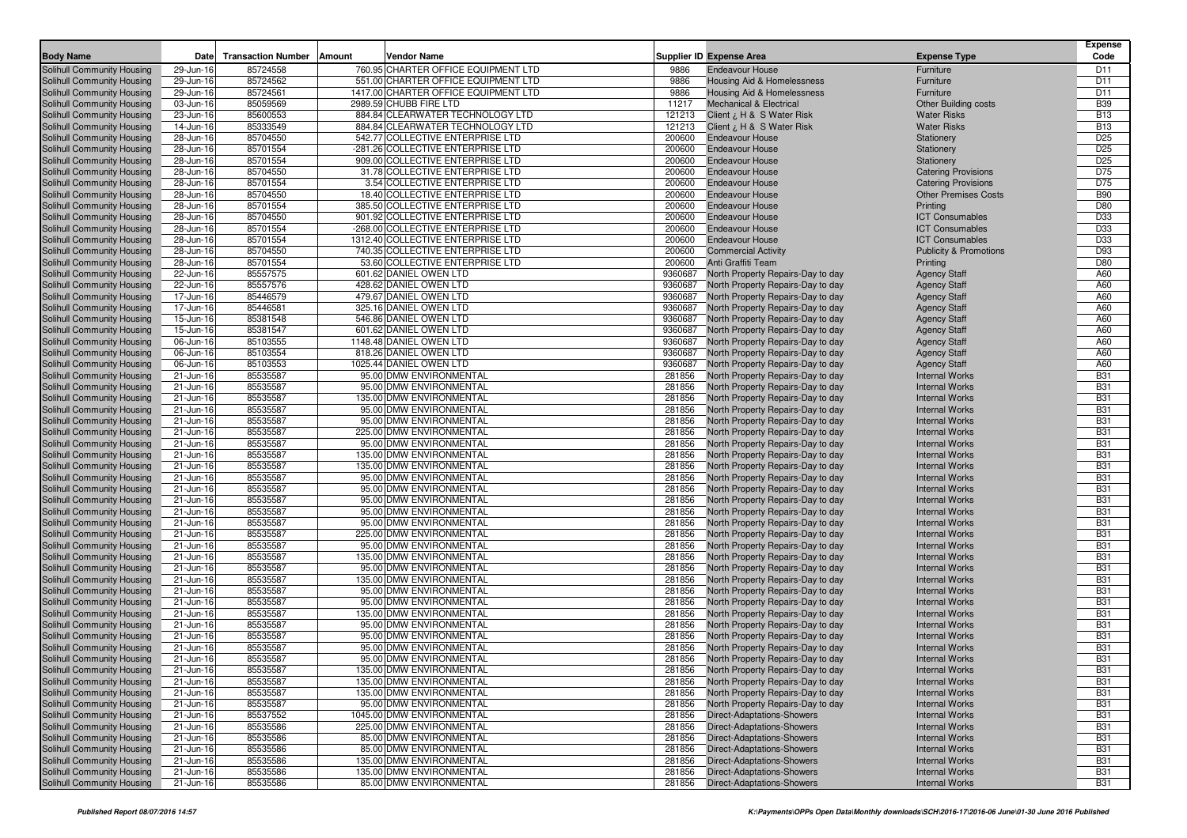| Body Name | Date | Transaction Number | Amount | Vendor Name | Supplier ID | Expense Area | Expense Type | Expense Code |
|---|---|---|---|---|---|---|---|---|
| Solihull Community Housing | 29-Jun-16 | 85724558 | 760.95 | CHARTER OFFICE EQUIPMENT LTD | 9886 | Endeavour House | Furniture | D11 |
| Solihull Community Housing | 29-Jun-16 | 85724562 | 551.00 | CHARTER OFFICE EQUIPMENT LTD | 9886 | Housing Aid & Homelessness | Furniture | D11 |
| Solihull Community Housing | 29-Jun-16 | 85724561 | 1417.00 | CHARTER OFFICE EQUIPMENT LTD | 9886 | Housing Aid & Homelessness | Furniture | D11 |
| Solihull Community Housing | 03-Jun-16 | 85059569 | 2989.59 | CHUBB FIRE LTD | 11217 | Mechanical & Electrical | Other Building costs | B39 |
| Solihull Community Housing | 23-Jun-16 | 85600553 | 884.84 | CLEARWATER TECHNOLOGY LTD | 121213 | Client ¿ H & S Water Risk | Water Risks | B13 |
| Solihull Community Housing | 14-Jun-16 | 85333549 | 884.84 | CLEARWATER TECHNOLOGY LTD | 121213 | Client ¿ H & S Water Risk | Water Risks | B13 |
| Solihull Community Housing | 28-Jun-16 | 85704550 | 542.77 | COLLECTIVE ENTERPRISE LTD | 200600 | Endeavour House | Stationery | D25 |
| Solihull Community Housing | 28-Jun-16 | 85701554 | -281.26 | COLLECTIVE ENTERPRISE LTD | 200600 | Endeavour House | Stationery | D25 |
| Solihull Community Housing | 28-Jun-16 | 85701554 | 909.00 | COLLECTIVE ENTERPRISE LTD | 200600 | Endeavour House | Stationery | D25 |
| Solihull Community Housing | 28-Jun-16 | 85704550 | 31.78 | COLLECTIVE ENTERPRISE LTD | 200600 | Endeavour House | Catering Provisions | D75 |
| Solihull Community Housing | 28-Jun-16 | 85701554 | 3.54 | COLLECTIVE ENTERPRISE LTD | 200600 | Endeavour House | Catering Provisions | D75 |
| Solihull Community Housing | 28-Jun-16 | 85704550 | 18.40 | COLLECTIVE ENTERPRISE LTD | 200600 | Endeavour House | Other Premises Costs | B90 |
| Solihull Community Housing | 28-Jun-16 | 85701554 | 385.50 | COLLECTIVE ENTERPRISE LTD | 200600 | Endeavour House | Printing | D80 |
| Solihull Community Housing | 28-Jun-16 | 85704550 | 901.92 | COLLECTIVE ENTERPRISE LTD | 200600 | Endeavour House | ICT Consumables | D33 |
| Solihull Community Housing | 28-Jun-16 | 85701554 | -268.00 | COLLECTIVE ENTERPRISE LTD | 200600 | Endeavour House | ICT Consumables | D33 |
| Solihull Community Housing | 28-Jun-16 | 85701554 | 1312.40 | COLLECTIVE ENTERPRISE LTD | 200600 | Endeavour House | ICT Consumables | D33 |
| Solihull Community Housing | 28-Jun-16 | 85704550 | 740.35 | COLLECTIVE ENTERPRISE LTD | 200600 | Commercial Activity | Publicity & Promotions | D93 |
| Solihull Community Housing | 28-Jun-16 | 85701554 | 53.60 | COLLECTIVE ENTERPRISE LTD | 200600 | Anti Graffiti Team | Printing | D80 |
| Solihull Community Housing | 22-Jun-16 | 85557575 | 601.62 | DANIEL OWEN LTD | 9360687 | North Property Repairs-Day to day | Agency Staff | A60 |
| Solihull Community Housing | 22-Jun-16 | 85557576 | 428.62 | DANIEL OWEN LTD | 9360687 | North Property Repairs-Day to day | Agency Staff | A60 |
| Solihull Community Housing | 17-Jun-16 | 85446579 | 479.67 | DANIEL OWEN LTD | 9360687 | North Property Repairs-Day to day | Agency Staff | A60 |
| Solihull Community Housing | 17-Jun-16 | 85446581 | 325.16 | DANIEL OWEN LTD | 9360687 | North Property Repairs-Day to day | Agency Staff | A60 |
| Solihull Community Housing | 15-Jun-16 | 85381548 | 546.86 | DANIEL OWEN LTD | 9360687 | North Property Repairs-Day to day | Agency Staff | A60 |
| Solihull Community Housing | 15-Jun-16 | 85381547 | 601.62 | DANIEL OWEN LTD | 9360687 | North Property Repairs-Day to day | Agency Staff | A60 |
| Solihull Community Housing | 06-Jun-16 | 85103555 | 1148.48 | DANIEL OWEN LTD | 9360687 | North Property Repairs-Day to day | Agency Staff | A60 |
| Solihull Community Housing | 06-Jun-16 | 85103554 | 818.26 | DANIEL OWEN LTD | 9360687 | North Property Repairs-Day to day | Agency Staff | A60 |
| Solihull Community Housing | 06-Jun-16 | 85103553 | 1025.44 | DANIEL OWEN LTD | 9360687 | North Property Repairs-Day to day | Agency Staff | A60 |
| Solihull Community Housing | 21-Jun-16 | 85535587 | 95.00 | DMW ENVIRONMENTAL | 281856 | North Property Repairs-Day to day | Internal Works | B31 |
| Solihull Community Housing | 21-Jun-16 | 85535587 | 95.00 | DMW ENVIRONMENTAL | 281856 | North Property Repairs-Day to day | Internal Works | B31 |
| Solihull Community Housing | 21-Jun-16 | 85535587 | 135.00 | DMW ENVIRONMENTAL | 281856 | North Property Repairs-Day to day | Internal Works | B31 |
| Solihull Community Housing | 21-Jun-16 | 85535587 | 95.00 | DMW ENVIRONMENTAL | 281856 | North Property Repairs-Day to day | Internal Works | B31 |
| Solihull Community Housing | 21-Jun-16 | 85535587 | 95.00 | DMW ENVIRONMENTAL | 281856 | North Property Repairs-Day to day | Internal Works | B31 |
| Solihull Community Housing | 21-Jun-16 | 85535587 | 225.00 | DMW ENVIRONMENTAL | 281856 | North Property Repairs-Day to day | Internal Works | B31 |
| Solihull Community Housing | 21-Jun-16 | 85535587 | 95.00 | DMW ENVIRONMENTAL | 281856 | North Property Repairs-Day to day | Internal Works | B31 |
| Solihull Community Housing | 21-Jun-16 | 85535587 | 135.00 | DMW ENVIRONMENTAL | 281856 | North Property Repairs-Day to day | Internal Works | B31 |
| Solihull Community Housing | 21-Jun-16 | 85535587 | 135.00 | DMW ENVIRONMENTAL | 281856 | North Property Repairs-Day to day | Internal Works | B31 |
| Solihull Community Housing | 21-Jun-16 | 85535587 | 95.00 | DMW ENVIRONMENTAL | 281856 | North Property Repairs-Day to day | Internal Works | B31 |
| Solihull Community Housing | 21-Jun-16 | 85535587 | 95.00 | DMW ENVIRONMENTAL | 281856 | North Property Repairs-Day to day | Internal Works | B31 |
| Solihull Community Housing | 21-Jun-16 | 85535587 | 95.00 | DMW ENVIRONMENTAL | 281856 | North Property Repairs-Day to day | Internal Works | B31 |
| Solihull Community Housing | 21-Jun-16 | 85535587 | 95.00 | DMW ENVIRONMENTAL | 281856 | North Property Repairs-Day to day | Internal Works | B31 |
| Solihull Community Housing | 21-Jun-16 | 85535587 | 95.00 | DMW ENVIRONMENTAL | 281856 | North Property Repairs-Day to day | Internal Works | B31 |
| Solihull Community Housing | 21-Jun-16 | 85535587 | 225.00 | DMW ENVIRONMENTAL | 281856 | North Property Repairs-Day to day | Internal Works | B31 |
| Solihull Community Housing | 21-Jun-16 | 85535587 | 95.00 | DMW ENVIRONMENTAL | 281856 | North Property Repairs-Day to day | Internal Works | B31 |
| Solihull Community Housing | 21-Jun-16 | 85535587 | 135.00 | DMW ENVIRONMENTAL | 281856 | North Property Repairs-Day to day | Internal Works | B31 |
| Solihull Community Housing | 21-Jun-16 | 85535587 | 95.00 | DMW ENVIRONMENTAL | 281856 | North Property Repairs-Day to day | Internal Works | B31 |
| Solihull Community Housing | 21-Jun-16 | 85535587 | 135.00 | DMW ENVIRONMENTAL | 281856 | North Property Repairs-Day to day | Internal Works | B31 |
| Solihull Community Housing | 21-Jun-16 | 85535587 | 95.00 | DMW ENVIRONMENTAL | 281856 | North Property Repairs-Day to day | Internal Works | B31 |
| Solihull Community Housing | 21-Jun-16 | 85535587 | 95.00 | DMW ENVIRONMENTAL | 281856 | North Property Repairs-Day to day | Internal Works | B31 |
| Solihull Community Housing | 21-Jun-16 | 85535587 | 135.00 | DMW ENVIRONMENTAL | 281856 | North Property Repairs-Day to day | Internal Works | B31 |
| Solihull Community Housing | 21-Jun-16 | 85535587 | 95.00 | DMW ENVIRONMENTAL | 281856 | North Property Repairs-Day to day | Internal Works | B31 |
| Solihull Community Housing | 21-Jun-16 | 85535587 | 95.00 | DMW ENVIRONMENTAL | 281856 | North Property Repairs-Day to day | Internal Works | B31 |
| Solihull Community Housing | 21-Jun-16 | 85535587 | 95.00 | DMW ENVIRONMENTAL | 281856 | North Property Repairs-Day to day | Internal Works | B31 |
| Solihull Community Housing | 21-Jun-16 | 85535587 | 95.00 | DMW ENVIRONMENTAL | 281856 | North Property Repairs-Day to day | Internal Works | B31 |
| Solihull Community Housing | 21-Jun-16 | 85535587 | 135.00 | DMW ENVIRONMENTAL | 281856 | North Property Repairs-Day to day | Internal Works | B31 |
| Solihull Community Housing | 21-Jun-16 | 85535587 | 135.00 | DMW ENVIRONMENTAL | 281856 | North Property Repairs-Day to day | Internal Works | B31 |
| Solihull Community Housing | 21-Jun-16 | 85535587 | 135.00 | DMW ENVIRONMENTAL | 281856 | North Property Repairs-Day to day | Internal Works | B31 |
| Solihull Community Housing | 21-Jun-16 | 85535587 | 95.00 | DMW ENVIRONMENTAL | 281856 | North Property Repairs-Day to day | Internal Works | B31 |
| Solihull Community Housing | 21-Jun-16 | 85537552 | 1045.00 | DMW ENVIRONMENTAL | 281856 | Direct-Adaptations-Showers | Internal Works | B31 |
| Solihull Community Housing | 21-Jun-16 | 85535586 | 225.00 | DMW ENVIRONMENTAL | 281856 | Direct-Adaptations-Showers | Internal Works | B31 |
| Solihull Community Housing | 21-Jun-16 | 85535586 | 85.00 | DMW ENVIRONMENTAL | 281856 | Direct-Adaptations-Showers | Internal Works | B31 |
| Solihull Community Housing | 21-Jun-16 | 85535586 | 85.00 | DMW ENVIRONMENTAL | 281856 | Direct-Adaptations-Showers | Internal Works | B31 |
| Solihull Community Housing | 21-Jun-16 | 85535586 | 135.00 | DMW ENVIRONMENTAL | 281856 | Direct-Adaptations-Showers | Internal Works | B31 |
| Solihull Community Housing | 21-Jun-16 | 85535586 | 135.00 | DMW ENVIRONMENTAL | 281856 | Direct-Adaptations-Showers | Internal Works | B31 |
| Solihull Community Housing | 21-Jun-16 | 85535586 | 85.00 | DMW ENVIRONMENTAL | 281856 | Direct-Adaptations-Showers | Internal Works | B31 |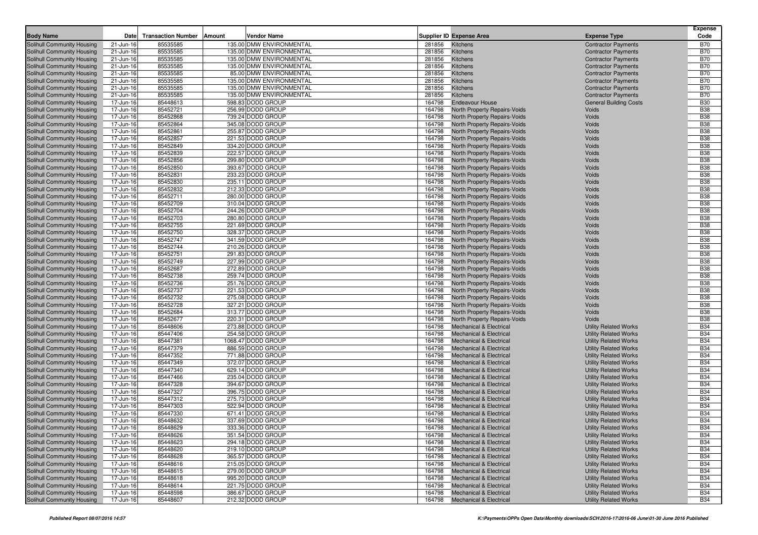| Body Name | Date | Transaction Number | Amount | Vendor Name | Supplier ID | Expense Area | Expense Type | Expense Code |
|---|---|---|---|---|---|---|---|---|
| Solihull Community Housing | 21-Jun-16 | 85535585 | 135.00 | DMW ENVIRONMENTAL | 281856 | Kitchens | Contractor Payments | B70 |
| Solihull Community Housing | 21-Jun-16 | 85535585 | 135.00 | DMW ENVIRONMENTAL | 281856 | Kitchens | Contractor Payments | B70 |
| Solihull Community Housing | 21-Jun-16 | 85535585 | 135.00 | DMW ENVIRONMENTAL | 281856 | Kitchens | Contractor Payments | B70 |
| Solihull Community Housing | 21-Jun-16 | 85535585 | 135.00 | DMW ENVIRONMENTAL | 281856 | Kitchens | Contractor Payments | B70 |
| Solihull Community Housing | 21-Jun-16 | 85535585 | 85.00 | DMW ENVIRONMENTAL | 281856 | Kitchens | Contractor Payments | B70 |
| Solihull Community Housing | 21-Jun-16 | 85535585 | 135.00 | DMW ENVIRONMENTAL | 281856 | Kitchens | Contractor Payments | B70 |
| Solihull Community Housing | 21-Jun-16 | 85535585 | 135.00 | DMW ENVIRONMENTAL | 281856 | Kitchens | Contractor Payments | B70 |
| Solihull Community Housing | 21-Jun-16 | 85535585 | 135.00 | DMW ENVIRONMENTAL | 281856 | Kitchens | Contractor Payments | B70 |
| Solihull Community Housing | 17-Jun-16 | 85448613 | 598.83 | DODD GROUP | 164798 | Endeavour House | General Building Costs | B30 |
| Solihull Community Housing | 17-Jun-16 | 85452721 | 256.99 | DODD GROUP | 164798 | North Property Repairs-Voids | Voids | B38 |
| Solihull Community Housing | 17-Jun-16 | 85452868 | 739.24 | DODD GROUP | 164798 | North Property Repairs-Voids | Voids | B38 |
| Solihull Community Housing | 17-Jun-16 | 85452864 | 345.08 | DODD GROUP | 164798 | North Property Repairs-Voids | Voids | B38 |
| Solihull Community Housing | 17-Jun-16 | 85452861 | 255.87 | DODD GROUP | 164798 | North Property Repairs-Voids | Voids | B38 |
| Solihull Community Housing | 17-Jun-16 | 85452857 | 221.53 | DODD GROUP | 164798 | North Property Repairs-Voids | Voids | B38 |
| Solihull Community Housing | 17-Jun-16 | 85452849 | 334.20 | DODD GROUP | 164798 | North Property Repairs-Voids | Voids | B38 |
| Solihull Community Housing | 17-Jun-16 | 85452839 | 222.57 | DODD GROUP | 164798 | North Property Repairs-Voids | Voids | B38 |
| Solihull Community Housing | 17-Jun-16 | 85452856 | 299.80 | DODD GROUP | 164798 | North Property Repairs-Voids | Voids | B38 |
| Solihull Community Housing | 17-Jun-16 | 85452850 | 393.67 | DODD GROUP | 164798 | North Property Repairs-Voids | Voids | B38 |
| Solihull Community Housing | 17-Jun-16 | 85452831 | 233.23 | DODD GROUP | 164798 | North Property Repairs-Voids | Voids | B38 |
| Solihull Community Housing | 17-Jun-16 | 85452830 | 235.11 | DODD GROUP | 164798 | North Property Repairs-Voids | Voids | B38 |
| Solihull Community Housing | 17-Jun-16 | 85452832 | 212.33 | DODD GROUP | 164798 | North Property Repairs-Voids | Voids | B38 |
| Solihull Community Housing | 17-Jun-16 | 85452711 | 280.00 | DODD GROUP | 164798 | North Property Repairs-Voids | Voids | B38 |
| Solihull Community Housing | 17-Jun-16 | 85452709 | 310.04 | DODD GROUP | 164798 | North Property Repairs-Voids | Voids | B38 |
| Solihull Community Housing | 17-Jun-16 | 85452704 | 244.26 | DODD GROUP | 164798 | North Property Repairs-Voids | Voids | B38 |
| Solihull Community Housing | 17-Jun-16 | 85452703 | 280.80 | DODD GROUP | 164798 | North Property Repairs-Voids | Voids | B38 |
| Solihull Community Housing | 17-Jun-16 | 85452755 | 221.69 | DODD GROUP | 164798 | North Property Repairs-Voids | Voids | B38 |
| Solihull Community Housing | 17-Jun-16 | 85452750 | 328.37 | DODD GROUP | 164798 | North Property Repairs-Voids | Voids | B38 |
| Solihull Community Housing | 17-Jun-16 | 85452747 | 341.59 | DODD GROUP | 164798 | North Property Repairs-Voids | Voids | B38 |
| Solihull Community Housing | 17-Jun-16 | 85452744 | 210.26 | DODD GROUP | 164798 | North Property Repairs-Voids | Voids | B38 |
| Solihull Community Housing | 17-Jun-16 | 85452751 | 291.83 | DODD GROUP | 164798 | North Property Repairs-Voids | Voids | B38 |
| Solihull Community Housing | 17-Jun-16 | 85452749 | 227.99 | DODD GROUP | 164798 | North Property Repairs-Voids | Voids | B38 |
| Solihull Community Housing | 17-Jun-16 | 85452687 | 272.89 | DODD GROUP | 164798 | North Property Repairs-Voids | Voids | B38 |
| Solihull Community Housing | 17-Jun-16 | 85452738 | 259.74 | DODD GROUP | 164798 | North Property Repairs-Voids | Voids | B38 |
| Solihull Community Housing | 17-Jun-16 | 85452736 | 251.76 | DODD GROUP | 164798 | North Property Repairs-Voids | Voids | B38 |
| Solihull Community Housing | 17-Jun-16 | 85452737 | 221.53 | DODD GROUP | 164798 | North Property Repairs-Voids | Voids | B38 |
| Solihull Community Housing | 17-Jun-16 | 85452732 | 275.08 | DODD GROUP | 164798 | North Property Repairs-Voids | Voids | B38 |
| Solihull Community Housing | 17-Jun-16 | 85452728 | 327.21 | DODD GROUP | 164798 | North Property Repairs-Voids | Voids | B38 |
| Solihull Community Housing | 17-Jun-16 | 85452684 | 313.77 | DODD GROUP | 164798 | North Property Repairs-Voids | Voids | B38 |
| Solihull Community Housing | 17-Jun-16 | 85452677 | 220.31 | DODD GROUP | 164798 | North Property Repairs-Voids | Voids | B38 |
| Solihull Community Housing | 17-Jun-16 | 85448606 | 273.88 | DODD GROUP | 164798 | Mechanical & Electrical | Utility Related Works | B34 |
| Solihull Community Housing | 17-Jun-16 | 85447406 | 254.58 | DODD GROUP | 164798 | Mechanical & Electrical | Utility Related Works | B34 |
| Solihull Community Housing | 17-Jun-16 | 85447381 | 1068.47 | DODD GROUP | 164798 | Mechanical & Electrical | Utility Related Works | B34 |
| Solihull Community Housing | 17-Jun-16 | 85447379 | 886.59 | DODD GROUP | 164798 | Mechanical & Electrical | Utility Related Works | B34 |
| Solihull Community Housing | 17-Jun-16 | 85447352 | 771.88 | DODD GROUP | 164798 | Mechanical & Electrical | Utility Related Works | B34 |
| Solihull Community Housing | 17-Jun-16 | 85447349 | 372.07 | DODD GROUP | 164798 | Mechanical & Electrical | Utility Related Works | B34 |
| Solihull Community Housing | 17-Jun-16 | 85447340 | 629.14 | DODD GROUP | 164798 | Mechanical & Electrical | Utility Related Works | B34 |
| Solihull Community Housing | 17-Jun-16 | 85447466 | 235.04 | DODD GROUP | 164798 | Mechanical & Electrical | Utility Related Works | B34 |
| Solihull Community Housing | 17-Jun-16 | 85447328 | 394.67 | DODD GROUP | 164798 | Mechanical & Electrical | Utility Related Works | B34 |
| Solihull Community Housing | 17-Jun-16 | 85447327 | 396.75 | DODD GROUP | 164798 | Mechanical & Electrical | Utility Related Works | B34 |
| Solihull Community Housing | 17-Jun-16 | 85447312 | 275.73 | DODD GROUP | 164798 | Mechanical & Electrical | Utility Related Works | B34 |
| Solihull Community Housing | 17-Jun-16 | 85447303 | 522.94 | DODD GROUP | 164798 | Mechanical & Electrical | Utility Related Works | B34 |
| Solihull Community Housing | 17-Jun-16 | 85447330 | 671.41 | DODD GROUP | 164798 | Mechanical & Electrical | Utility Related Works | B34 |
| Solihull Community Housing | 17-Jun-16 | 85448632 | 337.69 | DODD GROUP | 164798 | Mechanical & Electrical | Utility Related Works | B34 |
| Solihull Community Housing | 17-Jun-16 | 85448629 | 333.36 | DODD GROUP | 164798 | Mechanical & Electrical | Utility Related Works | B34 |
| Solihull Community Housing | 17-Jun-16 | 85448626 | 351.54 | DODD GROUP | 164798 | Mechanical & Electrical | Utility Related Works | B34 |
| Solihull Community Housing | 17-Jun-16 | 85448623 | 294.18 | DODD GROUP | 164798 | Mechanical & Electrical | Utility Related Works | B34 |
| Solihull Community Housing | 17-Jun-16 | 85448620 | 219.10 | DODD GROUP | 164798 | Mechanical & Electrical | Utility Related Works | B34 |
| Solihull Community Housing | 17-Jun-16 | 85448628 | 365.57 | DODD GROUP | 164798 | Mechanical & Electrical | Utility Related Works | B34 |
| Solihull Community Housing | 17-Jun-16 | 85448616 | 215.05 | DODD GROUP | 164798 | Mechanical & Electrical | Utility Related Works | B34 |
| Solihull Community Housing | 17-Jun-16 | 85448615 | 279.00 | DODD GROUP | 164798 | Mechanical & Electrical | Utility Related Works | B34 |
| Solihull Community Housing | 17-Jun-16 | 85448618 | 995.20 | DODD GROUP | 164798 | Mechanical & Electrical | Utility Related Works | B34 |
| Solihull Community Housing | 17-Jun-16 | 85448614 | 221.75 | DODD GROUP | 164798 | Mechanical & Electrical | Utility Related Works | B34 |
| Solihull Community Housing | 17-Jun-16 | 85448598 | 386.67 | DODD GROUP | 164798 | Mechanical & Electrical | Utility Related Works | B34 |
| Solihull Community Housing | 17-Jun-16 | 85448607 | 212.32 | DODD GROUP | 164798 | Mechanical & Electrical | Utility Related Works | B34 |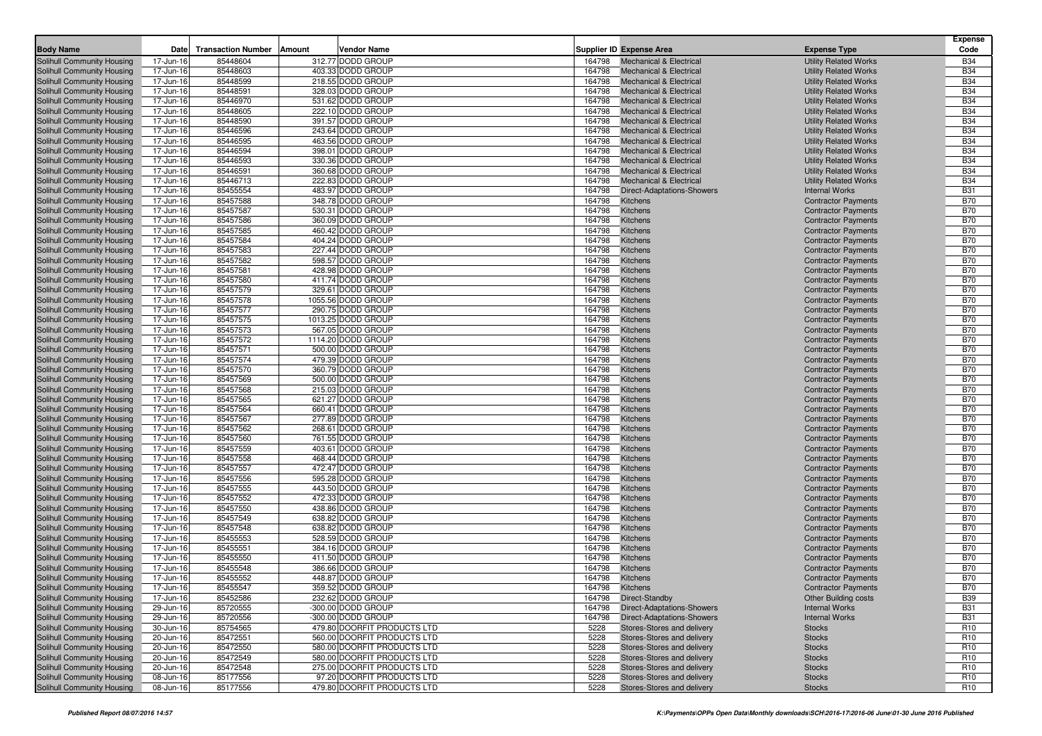| Body Name | Date | Transaction Number | Amount | Vendor Name | Supplier ID | Expense Area | Expense Type | Expense Code |
|---|---|---|---|---|---|---|---|---|
| Solihull Community Housing | 17-Jun-16 | 85448604 | 312.77 | DODD GROUP | 164798 | Mechanical & Electrical | Utility Related Works | B34 |
| Solihull Community Housing | 17-Jun-16 | 85448603 | 403.33 | DODD GROUP | 164798 | Mechanical & Electrical | Utility Related Works | B34 |
| Solihull Community Housing | 17-Jun-16 | 85448599 | 218.55 | DODD GROUP | 164798 | Mechanical & Electrical | Utility Related Works | B34 |
| Solihull Community Housing | 17-Jun-16 | 85448591 | 328.03 | DODD GROUP | 164798 | Mechanical & Electrical | Utility Related Works | B34 |
| Solihull Community Housing | 17-Jun-16 | 85446970 | 531.62 | DODD GROUP | 164798 | Mechanical & Electrical | Utility Related Works | B34 |
| Solihull Community Housing | 17-Jun-16 | 85448605 | 222.10 | DODD GROUP | 164798 | Mechanical & Electrical | Utility Related Works | B34 |
| Solihull Community Housing | 17-Jun-16 | 85448590 | 391.57 | DODD GROUP | 164798 | Mechanical & Electrical | Utility Related Works | B34 |
| Solihull Community Housing | 17-Jun-16 | 85446596 | 243.64 | DODD GROUP | 164798 | Mechanical & Electrical | Utility Related Works | B34 |
| Solihull Community Housing | 17-Jun-16 | 85446595 | 463.56 | DODD GROUP | 164798 | Mechanical & Electrical | Utility Related Works | B34 |
| Solihull Community Housing | 17-Jun-16 | 85446594 | 398.01 | DODD GROUP | 164798 | Mechanical & Electrical | Utility Related Works | B34 |
| Solihull Community Housing | 17-Jun-16 | 85446593 | 330.36 | DODD GROUP | 164798 | Mechanical & Electrical | Utility Related Works | B34 |
| Solihull Community Housing | 17-Jun-16 | 85446591 | 360.68 | DODD GROUP | 164798 | Mechanical & Electrical | Utility Related Works | B34 |
| Solihull Community Housing | 17-Jun-16 | 85446713 | 222.83 | DODD GROUP | 164798 | Mechanical & Electrical | Utility Related Works | B34 |
| Solihull Community Housing | 17-Jun-16 | 85455554 | 483.97 | DODD GROUP | 164798 | Direct-Adaptations-Showers | Internal Works | B31 |
| Solihull Community Housing | 17-Jun-16 | 85457588 | 348.78 | DODD GROUP | 164798 | Kitchens | Contractor Payments | B70 |
| Solihull Community Housing | 17-Jun-16 | 85457587 | 530.31 | DODD GROUP | 164798 | Kitchens | Contractor Payments | B70 |
| Solihull Community Housing | 17-Jun-16 | 85457586 | 360.09 | DODD GROUP | 164798 | Kitchens | Contractor Payments | B70 |
| Solihull Community Housing | 17-Jun-16 | 85457585 | 460.42 | DODD GROUP | 164798 | Kitchens | Contractor Payments | B70 |
| Solihull Community Housing | 17-Jun-16 | 85457584 | 404.24 | DODD GROUP | 164798 | Kitchens | Contractor Payments | B70 |
| Solihull Community Housing | 17-Jun-16 | 85457583 | 227.44 | DODD GROUP | 164798 | Kitchens | Contractor Payments | B70 |
| Solihull Community Housing | 17-Jun-16 | 85457582 | 598.57 | DODD GROUP | 164798 | Kitchens | Contractor Payments | B70 |
| Solihull Community Housing | 17-Jun-16 | 85457581 | 428.98 | DODD GROUP | 164798 | Kitchens | Contractor Payments | B70 |
| Solihull Community Housing | 17-Jun-16 | 85457580 | 411.74 | DODD GROUP | 164798 | Kitchens | Contractor Payments | B70 |
| Solihull Community Housing | 17-Jun-16 | 85457579 | 329.61 | DODD GROUP | 164798 | Kitchens | Contractor Payments | B70 |
| Solihull Community Housing | 17-Jun-16 | 85457578 | 1055.56 | DODD GROUP | 164798 | Kitchens | Contractor Payments | B70 |
| Solihull Community Housing | 17-Jun-16 | 85457577 | 290.75 | DODD GROUP | 164798 | Kitchens | Contractor Payments | B70 |
| Solihull Community Housing | 17-Jun-16 | 85457575 | 1013.25 | DODD GROUP | 164798 | Kitchens | Contractor Payments | B70 |
| Solihull Community Housing | 17-Jun-16 | 85457573 | 567.05 | DODD GROUP | 164798 | Kitchens | Contractor Payments | B70 |
| Solihull Community Housing | 17-Jun-16 | 85457572 | 1114.20 | DODD GROUP | 164798 | Kitchens | Contractor Payments | B70 |
| Solihull Community Housing | 17-Jun-16 | 85457571 | 500.00 | DODD GROUP | 164798 | Kitchens | Contractor Payments | B70 |
| Solihull Community Housing | 17-Jun-16 | 85457574 | 479.39 | DODD GROUP | 164798 | Kitchens | Contractor Payments | B70 |
| Solihull Community Housing | 17-Jun-16 | 85457570 | 360.79 | DODD GROUP | 164798 | Kitchens | Contractor Payments | B70 |
| Solihull Community Housing | 17-Jun-16 | 85457569 | 500.00 | DODD GROUP | 164798 | Kitchens | Contractor Payments | B70 |
| Solihull Community Housing | 17-Jun-16 | 85457568 | 215.03 | DODD GROUP | 164798 | Kitchens | Contractor Payments | B70 |
| Solihull Community Housing | 17-Jun-16 | 85457565 | 621.27 | DODD GROUP | 164798 | Kitchens | Contractor Payments | B70 |
| Solihull Community Housing | 17-Jun-16 | 85457564 | 660.41 | DODD GROUP | 164798 | Kitchens | Contractor Payments | B70 |
| Solihull Community Housing | 17-Jun-16 | 85457567 | 277.89 | DODD GROUP | 164798 | Kitchens | Contractor Payments | B70 |
| Solihull Community Housing | 17-Jun-16 | 85457562 | 268.61 | DODD GROUP | 164798 | Kitchens | Contractor Payments | B70 |
| Solihull Community Housing | 17-Jun-16 | 85457560 | 761.55 | DODD GROUP | 164798 | Kitchens | Contractor Payments | B70 |
| Solihull Community Housing | 17-Jun-16 | 85457559 | 403.61 | DODD GROUP | 164798 | Kitchens | Contractor Payments | B70 |
| Solihull Community Housing | 17-Jun-16 | 85457558 | 468.44 | DODD GROUP | 164798 | Kitchens | Contractor Payments | B70 |
| Solihull Community Housing | 17-Jun-16 | 85457557 | 472.47 | DODD GROUP | 164798 | Kitchens | Contractor Payments | B70 |
| Solihull Community Housing | 17-Jun-16 | 85457556 | 595.28 | DODD GROUP | 164798 | Kitchens | Contractor Payments | B70 |
| Solihull Community Housing | 17-Jun-16 | 85457555 | 443.50 | DODD GROUP | 164798 | Kitchens | Contractor Payments | B70 |
| Solihull Community Housing | 17-Jun-16 | 85457552 | 472.33 | DODD GROUP | 164798 | Kitchens | Contractor Payments | B70 |
| Solihull Community Housing | 17-Jun-16 | 85457550 | 438.86 | DODD GROUP | 164798 | Kitchens | Contractor Payments | B70 |
| Solihull Community Housing | 17-Jun-16 | 85457549 | 638.82 | DODD GROUP | 164798 | Kitchens | Contractor Payments | B70 |
| Solihull Community Housing | 17-Jun-16 | 85457548 | 638.82 | DODD GROUP | 164798 | Kitchens | Contractor Payments | B70 |
| Solihull Community Housing | 17-Jun-16 | 85455553 | 528.59 | DODD GROUP | 164798 | Kitchens | Contractor Payments | B70 |
| Solihull Community Housing | 17-Jun-16 | 85455551 | 384.16 | DODD GROUP | 164798 | Kitchens | Contractor Payments | B70 |
| Solihull Community Housing | 17-Jun-16 | 85455550 | 411.50 | DODD GROUP | 164798 | Kitchens | Contractor Payments | B70 |
| Solihull Community Housing | 17-Jun-16 | 85455548 | 386.66 | DODD GROUP | 164798 | Kitchens | Contractor Payments | B70 |
| Solihull Community Housing | 17-Jun-16 | 85455552 | 448.87 | DODD GROUP | 164798 | Kitchens | Contractor Payments | B70 |
| Solihull Community Housing | 17-Jun-16 | 85455547 | 359.52 | DODD GROUP | 164798 | Kitchens | Contractor Payments | B70 |
| Solihull Community Housing | 17-Jun-16 | 85452586 | 232.62 | DODD GROUP | 164798 | Direct-Standby | Other Building costs | B39 |
| Solihull Community Housing | 29-Jun-16 | 85720555 | -300.00 | DODD GROUP | 164798 | Direct-Adaptations-Showers | Internal Works | B31 |
| Solihull Community Housing | 29-Jun-16 | 85720556 | -300.00 | DODD GROUP | 164798 | Direct-Adaptations-Showers | Internal Works | B31 |
| Solihull Community Housing | 30-Jun-16 | 85754565 | 479.80 | DOORFIT PRODUCTS LTD | 5228 | Stores-Stores and delivery | Stocks | R10 |
| Solihull Community Housing | 20-Jun-16 | 85472551 | 560.00 | DOORFIT PRODUCTS LTD | 5228 | Stores-Stores and delivery | Stocks | R10 |
| Solihull Community Housing | 20-Jun-16 | 85472550 | 580.00 | DOORFIT PRODUCTS LTD | 5228 | Stores-Stores and delivery | Stocks | R10 |
| Solihull Community Housing | 20-Jun-16 | 85472549 | 580.00 | DOORFIT PRODUCTS LTD | 5228 | Stores-Stores and delivery | Stocks | R10 |
| Solihull Community Housing | 20-Jun-16 | 85472548 | 275.00 | DOORFIT PRODUCTS LTD | 5228 | Stores-Stores and delivery | Stocks | R10 |
| Solihull Community Housing | 08-Jun-16 | 85177556 | 97.20 | DOORFIT PRODUCTS LTD | 5228 | Stores-Stores and delivery | Stocks | R10 |
| Solihull Community Housing | 08-Jun-16 | 85177556 | 479.80 | DOORFIT PRODUCTS LTD | 5228 | Stores-Stores and delivery | Stocks | R10 |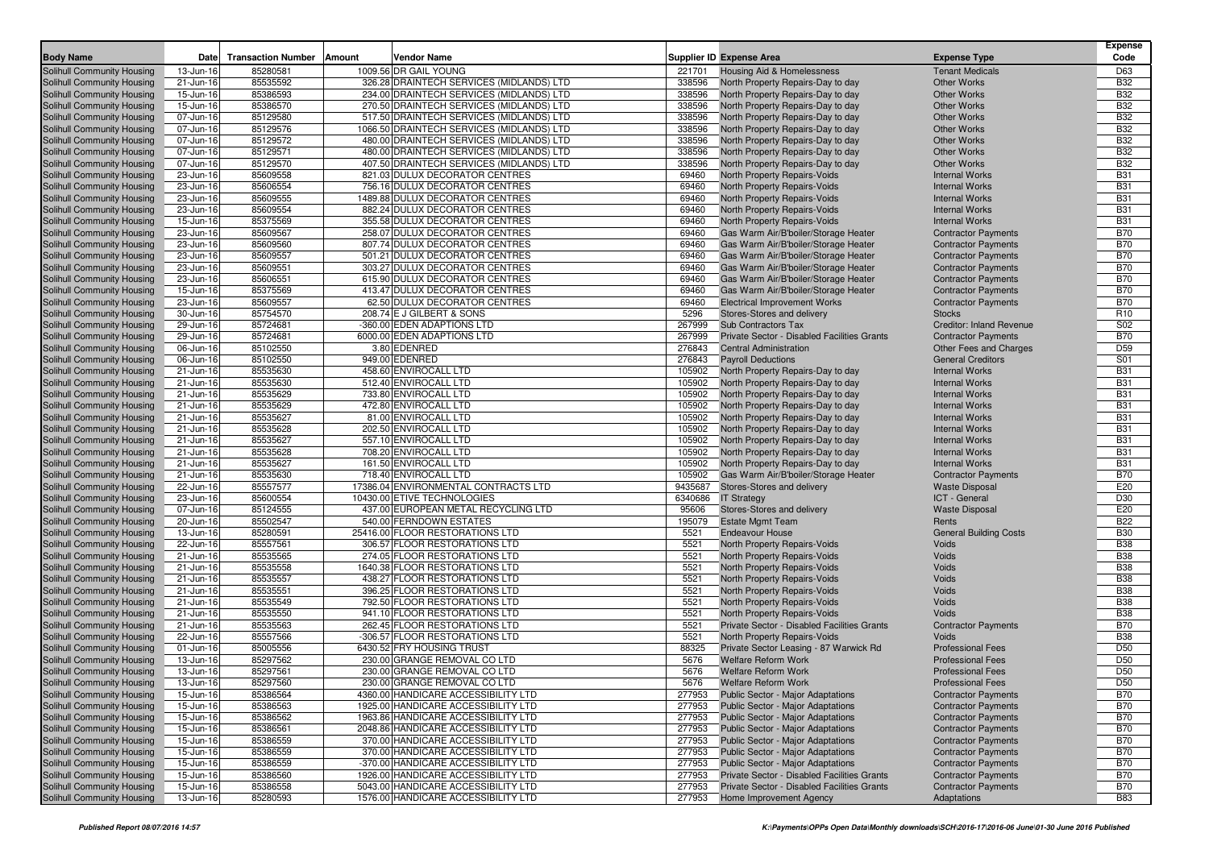| Body Name | Date | Transaction Number | Amount | Vendor Name | Supplier ID | Expense Area | Expense Type | Expense Code |
|---|---|---|---|---|---|---|---|---|
| Solihull Community Housing | 13-Jun-16 | 85280581 | 1009.56 | DR GAIL YOUNG | 221701 | Housing Aid & Homelessness | Tenant Medicals | D63 |
| Solihull Community Housing | 21-Jun-16 | 85535592 | 326.28 | DRAINTECH SERVICES (MIDLANDS) LTD | 338596 | North Property Repairs-Day to day | Other Works | B32 |
| Solihull Community Housing | 15-Jun-16 | 85386593 | 234.00 | DRAINTECH SERVICES (MIDLANDS) LTD | 338596 | North Property Repairs-Day to day | Other Works | B32 |
| Solihull Community Housing | 15-Jun-16 | 85386570 | 270.50 | DRAINTECH SERVICES (MIDLANDS) LTD | 338596 | North Property Repairs-Day to day | Other Works | B32 |
| Solihull Community Housing | 07-Jun-16 | 85129580 | 517.50 | DRAINTECH SERVICES (MIDLANDS) LTD | 338596 | North Property Repairs-Day to day | Other Works | B32 |
| Solihull Community Housing | 07-Jun-16 | 85129576 | 1066.50 | DRAINTECH SERVICES (MIDLANDS) LTD | 338596 | North Property Repairs-Day to day | Other Works | B32 |
| Solihull Community Housing | 07-Jun-16 | 85129572 | 480.00 | DRAINTECH SERVICES (MIDLANDS) LTD | 338596 | North Property Repairs-Day to day | Other Works | B32 |
| Solihull Community Housing | 07-Jun-16 | 85129571 | 480.00 | DRAINTECH SERVICES (MIDLANDS) LTD | 338596 | North Property Repairs-Day to day | Other Works | B32 |
| Solihull Community Housing | 07-Jun-16 | 85129570 | 407.50 | DRAINTECH SERVICES (MIDLANDS) LTD | 338596 | North Property Repairs-Day to day | Other Works | B32 |
| Solihull Community Housing | 23-Jun-16 | 85609558 | 821.03 | DULUX DECORATOR CENTRES | 69460 | North Property Repairs-Voids | Internal Works | B31 |
| Solihull Community Housing | 23-Jun-16 | 85606554 | 756.16 | DULUX DECORATOR CENTRES | 69460 | North Property Repairs-Voids | Internal Works | B31 |
| Solihull Community Housing | 23-Jun-16 | 85609555 | 1489.88 | DULUX DECORATOR CENTRES | 69460 | North Property Repairs-Voids | Internal Works | B31 |
| Solihull Community Housing | 23-Jun-16 | 85609554 | 882.24 | DULUX DECORATOR CENTRES | 69460 | North Property Repairs-Voids | Internal Works | B31 |
| Solihull Community Housing | 15-Jun-16 | 85375569 | 355.58 | DULUX DECORATOR CENTRES | 69460 | North Property Repairs-Voids | Internal Works | B31 |
| Solihull Community Housing | 23-Jun-16 | 85609567 | 258.07 | DULUX DECORATOR CENTRES | 69460 | Gas Warm Air/B'boiler/Storage Heater | Contractor Payments | B70 |
| Solihull Community Housing | 23-Jun-16 | 85609560 | 807.74 | DULUX DECORATOR CENTRES | 69460 | Gas Warm Air/B'boiler/Storage Heater | Contractor Payments | B70 |
| Solihull Community Housing | 23-Jun-16 | 85609557 | 501.21 | DULUX DECORATOR CENTRES | 69460 | Gas Warm Air/B'boiler/Storage Heater | Contractor Payments | B70 |
| Solihull Community Housing | 23-Jun-16 | 85609551 | 303.27 | DULUX DECORATOR CENTRES | 69460 | Gas Warm Air/B'boiler/Storage Heater | Contractor Payments | B70 |
| Solihull Community Housing | 23-Jun-16 | 85606551 | 615.90 | DULUX DECORATOR CENTRES | 69460 | Gas Warm Air/B'boiler/Storage Heater | Contractor Payments | B70 |
| Solihull Community Housing | 15-Jun-16 | 85375569 | 413.47 | DULUX DECORATOR CENTRES | 69460 | Gas Warm Air/B'boiler/Storage Heater | Contractor Payments | B70 |
| Solihull Community Housing | 23-Jun-16 | 85609557 | 62.50 | DULUX DECORATOR CENTRES | 69460 | Electrical Improvement Works | Contractor Payments | B70 |
| Solihull Community Housing | 30-Jun-16 | 85754570 | 208.74 | E J GILBERT & SONS | 5296 | Stores-Stores and delivery | Stocks | R10 |
| Solihull Community Housing | 29-Jun-16 | 85724681 | -360.00 | EDEN ADAPTIONS LTD | 267999 | Sub Contractors Tax | Creditor: Inland Revenue | S02 |
| Solihull Community Housing | 29-Jun-16 | 85724681 | 6000.00 | EDEN ADAPTIONS LTD | 267999 | Private Sector - Disabled Facilities Grants | Contractor Payments | B70 |
| Solihull Community Housing | 06-Jun-16 | 85102550 | 3.80 | EDENRED | 276843 | Central Administration | Other Fees and Charges | D59 |
| Solihull Community Housing | 06-Jun-16 | 85102550 | 949.00 | EDENRED | 276843 | Payroll Deductions | General Creditors | S01 |
| Solihull Community Housing | 21-Jun-16 | 85535630 | 458.60 | ENVIROCALL LTD | 105902 | North Property Repairs-Day to day | Internal Works | B31 |
| Solihull Community Housing | 21-Jun-16 | 85535630 | 512.40 | ENVIROCALL LTD | 105902 | North Property Repairs-Day to day | Internal Works | B31 |
| Solihull Community Housing | 21-Jun-16 | 85535629 | 733.80 | ENVIROCALL LTD | 105902 | North Property Repairs-Day to day | Internal Works | B31 |
| Solihull Community Housing | 21-Jun-16 | 85535629 | 472.80 | ENVIROCALL LTD | 105902 | North Property Repairs-Day to day | Internal Works | B31 |
| Solihull Community Housing | 21-Jun-16 | 85535627 | 81.00 | ENVIROCALL LTD | 105902 | North Property Repairs-Day to day | Internal Works | B31 |
| Solihull Community Housing | 21-Jun-16 | 85535628 | 202.50 | ENVIROCALL LTD | 105902 | North Property Repairs-Day to day | Internal Works | B31 |
| Solihull Community Housing | 21-Jun-16 | 85535627 | 557.10 | ENVIROCALL LTD | 105902 | North Property Repairs-Day to day | Internal Works | B31 |
| Solihull Community Housing | 21-Jun-16 | 85535628 | 708.20 | ENVIROCALL LTD | 105902 | North Property Repairs-Day to day | Internal Works | B31 |
| Solihull Community Housing | 21-Jun-16 | 85535627 | 161.50 | ENVIROCALL LTD | 105902 | North Property Repairs-Day to day | Internal Works | B31 |
| Solihull Community Housing | 21-Jun-16 | 85535630 | 718.40 | ENVIROCALL LTD | 105902 | Gas Warm Air/B'boiler/Storage Heater | Contractor Payments | B70 |
| Solihull Community Housing | 22-Jun-16 | 85557577 | 17386.04 | ENVIRONMENTAL CONTRACTS LTD | 9435687 | Stores-Stores and delivery | Waste Disposal | E20 |
| Solihull Community Housing | 23-Jun-16 | 85600554 | 10430.00 | ETIVE TECHNOLOGIES | 6340686 | IT Strategy | ICT - General | D30 |
| Solihull Community Housing | 07-Jun-16 | 85124555 | 437.00 | EUROPEAN METAL RECYCLING LTD | 95606 | Stores-Stores and delivery | Waste Disposal | E20 |
| Solihull Community Housing | 20-Jun-16 | 85502547 | 540.00 | FERNDOWN ESTATES | 195079 | Estate Mgmt Team | Rents | B22 |
| Solihull Community Housing | 13-Jun-16 | 85280591 | 25416.00 | FLOOR RESTORATIONS LTD | 5521 | Endeavour House | General Building Costs | B30 |
| Solihull Community Housing | 22-Jun-16 | 85557561 | 306.57 | FLOOR RESTORATIONS LTD | 5521 | North Property Repairs-Voids | Voids | B38 |
| Solihull Community Housing | 21-Jun-16 | 85535565 | 274.05 | FLOOR RESTORATIONS LTD | 5521 | North Property Repairs-Voids | Voids | B38 |
| Solihull Community Housing | 21-Jun-16 | 85535558 | 1640.38 | FLOOR RESTORATIONS LTD | 5521 | North Property Repairs-Voids | Voids | B38 |
| Solihull Community Housing | 21-Jun-16 | 85535557 | 438.27 | FLOOR RESTORATIONS LTD | 5521 | North Property Repairs-Voids | Voids | B38 |
| Solihull Community Housing | 21-Jun-16 | 85535551 | 396.25 | FLOOR RESTORATIONS LTD | 5521 | North Property Repairs-Voids | Voids | B38 |
| Solihull Community Housing | 21-Jun-16 | 85535549 | 792.50 | FLOOR RESTORATIONS LTD | 5521 | North Property Repairs-Voids | Voids | B38 |
| Solihull Community Housing | 21-Jun-16 | 85535550 | 941.10 | FLOOR RESTORATIONS LTD | 5521 | North Property Repairs-Voids | Voids | B38 |
| Solihull Community Housing | 21-Jun-16 | 85535563 | 262.45 | FLOOR RESTORATIONS LTD | 5521 | Private Sector - Disabled Facilities Grants | Contractor Payments | B70 |
| Solihull Community Housing | 22-Jun-16 | 85557566 | -306.57 | FLOOR RESTORATIONS LTD | 5521 | North Property Repairs-Voids | Voids | B38 |
| Solihull Community Housing | 01-Jun-16 | 85005556 | 6430.52 | FRY HOUSING TRUST | 88325 | Private Sector Leasing - 87 Warwick Rd | Professional Fees | D50 |
| Solihull Community Housing | 13-Jun-16 | 85297562 | 230.00 | GRANGE REMOVAL CO LTD | 5676 | Welfare Reform Work | Professional Fees | D50 |
| Solihull Community Housing | 13-Jun-16 | 85297561 | 230.00 | GRANGE REMOVAL CO LTD | 5676 | Welfare Reform Work | Professional Fees | D50 |
| Solihull Community Housing | 13-Jun-16 | 85297560 | 230.00 | GRANGE REMOVAL CO LTD | 5676 | Welfare Reform Work | Professional Fees | D50 |
| Solihull Community Housing | 15-Jun-16 | 85386564 | 4360.00 | HANDICARE ACCESSIBILITY LTD | 277953 | Public Sector - Major Adaptations | Contractor Payments | B70 |
| Solihull Community Housing | 15-Jun-16 | 85386563 | 1925.00 | HANDICARE ACCESSIBILITY LTD | 277953 | Public Sector - Major Adaptations | Contractor Payments | B70 |
| Solihull Community Housing | 15-Jun-16 | 85386562 | 1963.86 | HANDICARE ACCESSIBILITY LTD | 277953 | Public Sector - Major Adaptations | Contractor Payments | B70 |
| Solihull Community Housing | 15-Jun-16 | 85386561 | 2048.86 | HANDICARE ACCESSIBILITY LTD | 277953 | Public Sector - Major Adaptations | Contractor Payments | B70 |
| Solihull Community Housing | 15-Jun-16 | 85386559 | 370.00 | HANDICARE ACCESSIBILITY LTD | 277953 | Public Sector - Major Adaptations | Contractor Payments | B70 |
| Solihull Community Housing | 15-Jun-16 | 85386559 | 370.00 | HANDICARE ACCESSIBILITY LTD | 277953 | Public Sector - Major Adaptations | Contractor Payments | B70 |
| Solihull Community Housing | 15-Jun-16 | 85386559 | -370.00 | HANDICARE ACCESSIBILITY LTD | 277953 | Public Sector - Major Adaptations | Contractor Payments | B70 |
| Solihull Community Housing | 15-Jun-16 | 85386560 | 1926.00 | HANDICARE ACCESSIBILITY LTD | 277953 | Private Sector - Disabled Facilities Grants | Contractor Payments | B70 |
| Solihull Community Housing | 15-Jun-16 | 85386558 | 5043.00 | HANDICARE ACCESSIBILITY LTD | 277953 | Private Sector - Disabled Facilities Grants | Contractor Payments | B70 |
| Solihull Community Housing | 13-Jun-16 | 85280593 | 1576.00 | HANDICARE ACCESSIBILITY LTD | 277953 | Home Improvement Agency | Adaptations | B83 |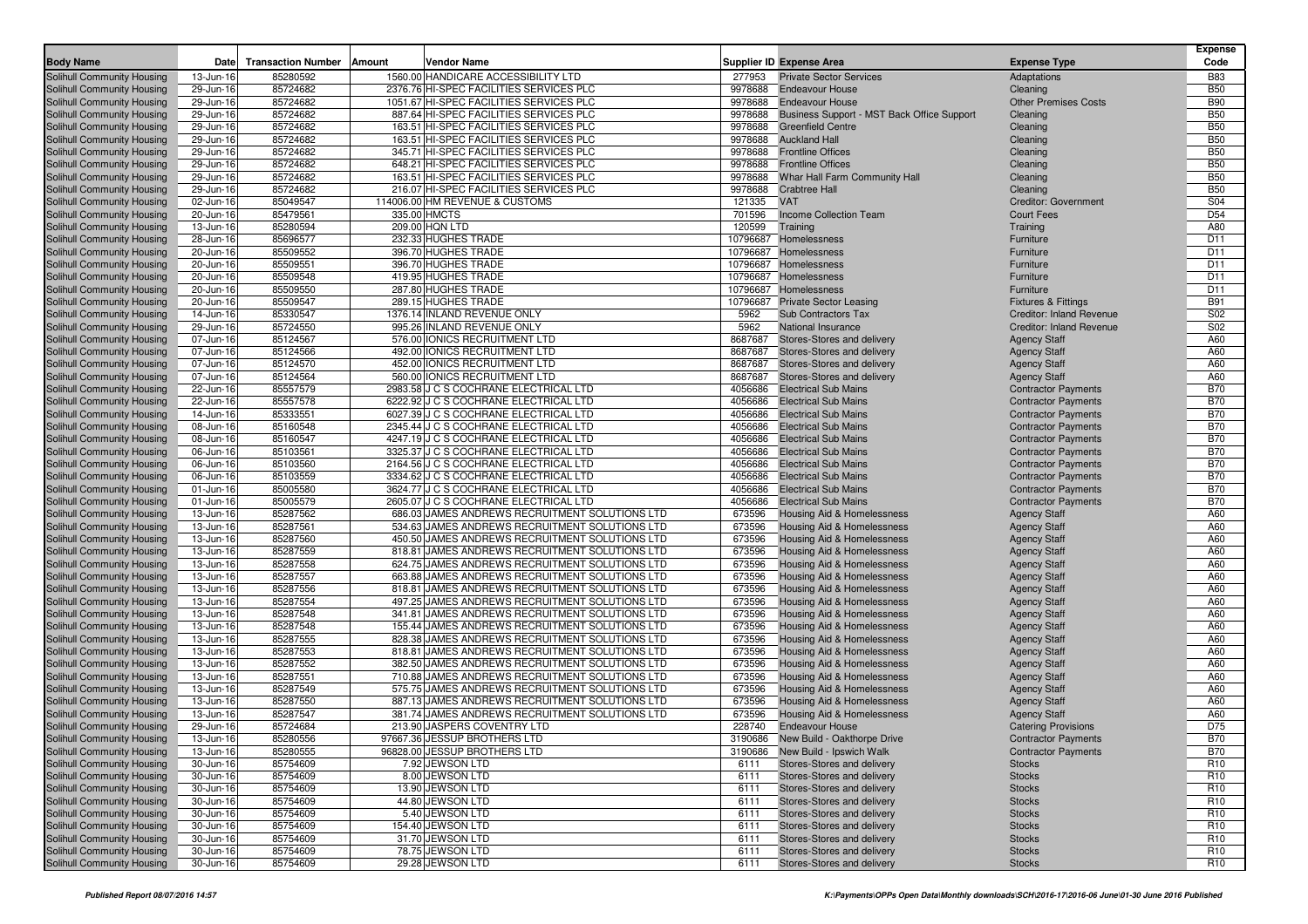| Body Name | Date | Transaction Number | Amount | Vendor Name | Supplier ID | Expense Area | Expense Type | Expense Code |
|---|---|---|---|---|---|---|---|---|
| Solihull Community Housing | 13-Jun-16 | 85280592 | 1560.00 | HANDICARE ACCESSIBILITY LTD | 277953 | Private Sector Services | Adaptations | B83 |
| Solihull Community Housing | 29-Jun-16 | 85724682 | 2376.76 | HI-SPEC FACILITIES SERVICES PLC | 9978688 | Endeavour House | Cleaning | B50 |
| Solihull Community Housing | 29-Jun-16 | 85724682 | 1051.67 | HI-SPEC FACILITIES SERVICES PLC | 9978688 | Endeavour House | Other Premises Costs | B90 |
| Solihull Community Housing | 29-Jun-16 | 85724682 | 887.64 | HI-SPEC FACILITIES SERVICES PLC | 9978688 | Business Support - MST Back Office Support | Cleaning | B50 |
| Solihull Community Housing | 29-Jun-16 | 85724682 | 163.51 | HI-SPEC FACILITIES SERVICES PLC | 9978688 | Greenfield Centre | Cleaning | B50 |
| Solihull Community Housing | 29-Jun-16 | 85724682 | 163.51 | HI-SPEC FACILITIES SERVICES PLC | 9978688 | Auckland Hall | Cleaning | B50 |
| Solihull Community Housing | 29-Jun-16 | 85724682 | 345.71 | HI-SPEC FACILITIES SERVICES PLC | 9978688 | Frontline Offices | Cleaning | B50 |
| Solihull Community Housing | 29-Jun-16 | 85724682 | 648.21 | HI-SPEC FACILITIES SERVICES PLC | 9978688 | Frontline Offices | Cleaning | B50 |
| Solihull Community Housing | 29-Jun-16 | 85724682 | 163.51 | HI-SPEC FACILITIES SERVICES PLC | 9978688 | Whar Hall Farm Community Hall | Cleaning | B50 |
| Solihull Community Housing | 29-Jun-16 | 85724682 | 216.07 | HI-SPEC FACILITIES SERVICES PLC | 9978688 | Crabtree Hall | Cleaning | B50 |
| Solihull Community Housing | 02-Jun-16 | 85049547 | 114006.00 | HM REVENUE & CUSTOMS | 121335 | VAT | Creditor: Government | S04 |
| Solihull Community Housing | 20-Jun-16 | 85479561 | 335.00 | HMCTS | 701596 | Income Collection Team | Court Fees | D54 |
| Solihull Community Housing | 13-Jun-16 | 85280594 | 209.00 | HQN LTD | 120599 | Training | Training | A80 |
| Solihull Community Housing | 28-Jun-16 | 85696577 | 232.33 | HUGHES TRADE | 10796687 | Homelessness | Furniture | D11 |
| Solihull Community Housing | 20-Jun-16 | 85509552 | 396.70 | HUGHES TRADE | 10796687 | Homelessness | Furniture | D11 |
| Solihull Community Housing | 20-Jun-16 | 85509551 | 396.70 | HUGHES TRADE | 10796687 | Homelessness | Furniture | D11 |
| Solihull Community Housing | 20-Jun-16 | 85509548 | 419.95 | HUGHES TRADE | 10796687 | Homelessness | Furniture | D11 |
| Solihull Community Housing | 20-Jun-16 | 85509550 | 287.80 | HUGHES TRADE | 10796687 | Homelessness | Furniture | D11 |
| Solihull Community Housing | 20-Jun-16 | 85509547 | 289.15 | HUGHES TRADE | 10796687 | Private Sector Leasing | Fixtures & Fittings | B91 |
| Solihull Community Housing | 14-Jun-16 | 85330547 | 1376.14 | INLAND REVENUE ONLY | 5962 | Sub Contractors Tax | Creditor: Inland Revenue | S02 |
| Solihull Community Housing | 29-Jun-16 | 85724550 | 995.26 | INLAND REVENUE ONLY | 5962 | National Insurance | Creditor: Inland Revenue | S02 |
| Solihull Community Housing | 07-Jun-16 | 85124567 | 576.00 | IONICS RECRUITMENT LTD | 8687687 | Stores-Stores and delivery | Agency Staff | A60 |
| Solihull Community Housing | 07-Jun-16 | 85124566 | 492.00 | IONICS RECRUITMENT LTD | 8687687 | Stores-Stores and delivery | Agency Staff | A60 |
| Solihull Community Housing | 07-Jun-16 | 85124570 | 452.00 | IONICS RECRUITMENT LTD | 8687687 | Stores-Stores and delivery | Agency Staff | A60 |
| Solihull Community Housing | 07-Jun-16 | 85124564 | 560.00 | IONICS RECRUITMENT LTD | 8687687 | Stores-Stores and delivery | Agency Staff | A60 |
| Solihull Community Housing | 22-Jun-16 | 85557579 | 2983.58 | J C S COCHRANE ELECTRICAL LTD | 4056686 | Electrical Sub Mains | Contractor Payments | B70 |
| Solihull Community Housing | 22-Jun-16 | 85557578 | 6222.92 | J C S COCHRANE ELECTRICAL LTD | 4056686 | Electrical Sub Mains | Contractor Payments | B70 |
| Solihull Community Housing | 14-Jun-16 | 85333551 | 6027.39 | J C S COCHRANE ELECTRICAL LTD | 4056686 | Electrical Sub Mains | Contractor Payments | B70 |
| Solihull Community Housing | 08-Jun-16 | 85160548 | 2345.44 | J C S COCHRANE ELECTRICAL LTD | 4056686 | Electrical Sub Mains | Contractor Payments | B70 |
| Solihull Community Housing | 08-Jun-16 | 85160547 | 4247.19 | J C S COCHRANE ELECTRICAL LTD | 4056686 | Electrical Sub Mains | Contractor Payments | B70 |
| Solihull Community Housing | 06-Jun-16 | 85103561 | 3325.37 | J C S COCHRANE ELECTRICAL LTD | 4056686 | Electrical Sub Mains | Contractor Payments | B70 |
| Solihull Community Housing | 06-Jun-16 | 85103560 | 2164.56 | J C S COCHRANE ELECTRICAL LTD | 4056686 | Electrical Sub Mains | Contractor Payments | B70 |
| Solihull Community Housing | 06-Jun-16 | 85103559 | 3334.62 | J C S COCHRANE ELECTRICAL LTD | 4056686 | Electrical Sub Mains | Contractor Payments | B70 |
| Solihull Community Housing | 01-Jun-16 | 85005580 | 3624.77 | J C S COCHRANE ELECTRICAL LTD | 4056686 | Electrical Sub Mains | Contractor Payments | B70 |
| Solihull Community Housing | 01-Jun-16 | 85005579 | 2605.07 | J C S COCHRANE ELECTRICAL LTD | 4056686 | Electrical Sub Mains | Contractor Payments | B70 |
| Solihull Community Housing | 13-Jun-16 | 85287562 | 686.03 | JAMES ANDREWS RECRUITMENT SOLUTIONS LTD | 673596 | Housing Aid & Homelessness | Agency Staff | A60 |
| Solihull Community Housing | 13-Jun-16 | 85287561 | 534.63 | JAMES ANDREWS RECRUITMENT SOLUTIONS LTD | 673596 | Housing Aid & Homelessness | Agency Staff | A60 |
| Solihull Community Housing | 13-Jun-16 | 85287560 | 450.50 | JAMES ANDREWS RECRUITMENT SOLUTIONS LTD | 673596 | Housing Aid & Homelessness | Agency Staff | A60 |
| Solihull Community Housing | 13-Jun-16 | 85287559 | 818.81 | JAMES ANDREWS RECRUITMENT SOLUTIONS LTD | 673596 | Housing Aid & Homelessness | Agency Staff | A60 |
| Solihull Community Housing | 13-Jun-16 | 85287558 | 624.75 | JAMES ANDREWS RECRUITMENT SOLUTIONS LTD | 673596 | Housing Aid & Homelessness | Agency Staff | A60 |
| Solihull Community Housing | 13-Jun-16 | 85287557 | 663.88 | JAMES ANDREWS RECRUITMENT SOLUTIONS LTD | 673596 | Housing Aid & Homelessness | Agency Staff | A60 |
| Solihull Community Housing | 13-Jun-16 | 85287556 | 818.81 | JAMES ANDREWS RECRUITMENT SOLUTIONS LTD | 673596 | Housing Aid & Homelessness | Agency Staff | A60 |
| Solihull Community Housing | 13-Jun-16 | 85287554 | 497.25 | JAMES ANDREWS RECRUITMENT SOLUTIONS LTD | 673596 | Housing Aid & Homelessness | Agency Staff | A60 |
| Solihull Community Housing | 13-Jun-16 | 85287548 | 341.81 | JAMES ANDREWS RECRUITMENT SOLUTIONS LTD | 673596 | Housing Aid & Homelessness | Agency Staff | A60 |
| Solihull Community Housing | 13-Jun-16 | 85287548 | 155.44 | JAMES ANDREWS RECRUITMENT SOLUTIONS LTD | 673596 | Housing Aid & Homelessness | Agency Staff | A60 |
| Solihull Community Housing | 13-Jun-16 | 85287555 | 828.38 | JAMES ANDREWS RECRUITMENT SOLUTIONS LTD | 673596 | Housing Aid & Homelessness | Agency Staff | A60 |
| Solihull Community Housing | 13-Jun-16 | 85287553 | 818.81 | JAMES ANDREWS RECRUITMENT SOLUTIONS LTD | 673596 | Housing Aid & Homelessness | Agency Staff | A60 |
| Solihull Community Housing | 13-Jun-16 | 85287552 | 382.50 | JAMES ANDREWS RECRUITMENT SOLUTIONS LTD | 673596 | Housing Aid & Homelessness | Agency Staff | A60 |
| Solihull Community Housing | 13-Jun-16 | 85287551 | 710.88 | JAMES ANDREWS RECRUITMENT SOLUTIONS LTD | 673596 | Housing Aid & Homelessness | Agency Staff | A60 |
| Solihull Community Housing | 13-Jun-16 | 85287549 | 575.75 | JAMES ANDREWS RECRUITMENT SOLUTIONS LTD | 673596 | Housing Aid & Homelessness | Agency Staff | A60 |
| Solihull Community Housing | 13-Jun-16 | 85287550 | 887.13 | JAMES ANDREWS RECRUITMENT SOLUTIONS LTD | 673596 | Housing Aid & Homelessness | Agency Staff | A60 |
| Solihull Community Housing | 13-Jun-16 | 85287547 | 381.74 | JAMES ANDREWS RECRUITMENT SOLUTIONS LTD | 673596 | Housing Aid & Homelessness | Agency Staff | A60 |
| Solihull Community Housing | 29-Jun-16 | 85724684 | 213.90 | JASPERS COVENTRY LTD | 228740 | Endeavour House | Catering Provisions | D75 |
| Solihull Community Housing | 13-Jun-16 | 85280556 | 97667.36 | JESSUP BROTHERS LTD | 3190686 | New Build - Oakthorpe Drive | Contractor Payments | B70 |
| Solihull Community Housing | 13-Jun-16 | 85280555 | 96828.00 | JESSUP BROTHERS LTD | 3190686 | New Build - Ipswich Walk | Contractor Payments | B70 |
| Solihull Community Housing | 30-Jun-16 | 85754609 | 7.92 | JEWSON LTD | 6111 | Stores-Stores and delivery | Stocks | R10 |
| Solihull Community Housing | 30-Jun-16 | 85754609 | 8.00 | JEWSON LTD | 6111 | Stores-Stores and delivery | Stocks | R10 |
| Solihull Community Housing | 30-Jun-16 | 85754609 | 13.90 | JEWSON LTD | 6111 | Stores-Stores and delivery | Stocks | R10 |
| Solihull Community Housing | 30-Jun-16 | 85754609 | 44.80 | JEWSON LTD | 6111 | Stores-Stores and delivery | Stocks | R10 |
| Solihull Community Housing | 30-Jun-16 | 85754609 | 5.40 | JEWSON LTD | 6111 | Stores-Stores and delivery | Stocks | R10 |
| Solihull Community Housing | 30-Jun-16 | 85754609 | 154.40 | JEWSON LTD | 6111 | Stores-Stores and delivery | Stocks | R10 |
| Solihull Community Housing | 30-Jun-16 | 85754609 | 31.70 | JEWSON LTD | 6111 | Stores-Stores and delivery | Stocks | R10 |
| Solihull Community Housing | 30-Jun-16 | 85754609 | 78.75 | JEWSON LTD | 6111 | Stores-Stores and delivery | Stocks | R10 |
| Solihull Community Housing | 30-Jun-16 | 85754609 | 29.28 | JEWSON LTD | 6111 | Stores-Stores and delivery | Stocks | R10 |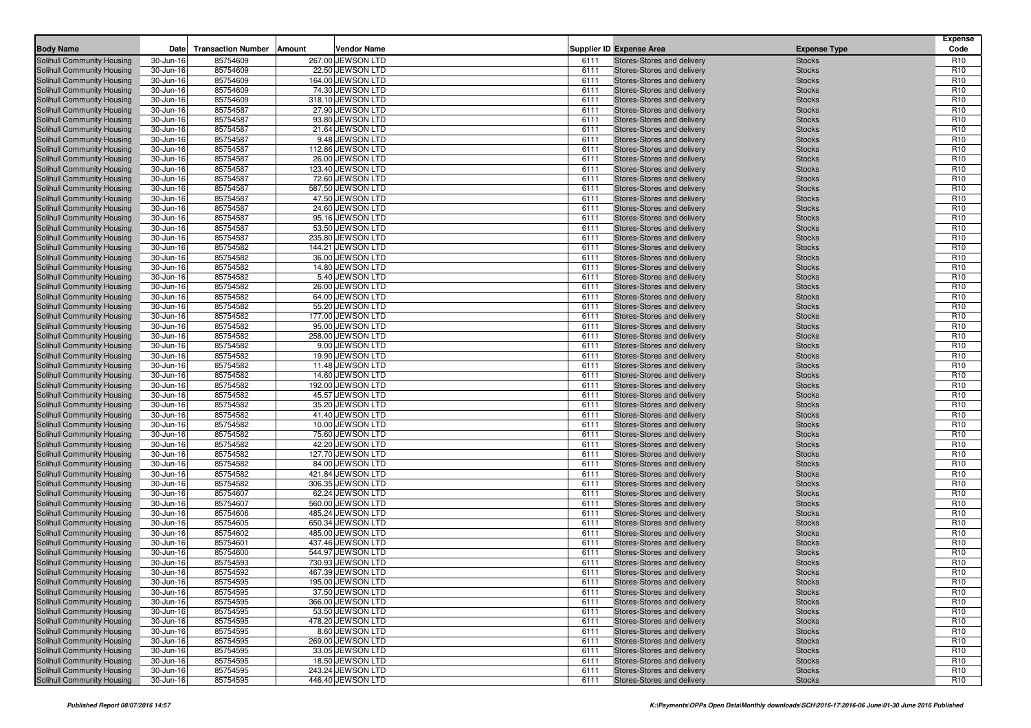| Body Name | Date | Transaction Number | Amount | Vendor Name | Supplier ID | Expense Area | Expense Type | Expense Code |
|---|---|---|---|---|---|---|---|---|
| Solihull Community Housing | 30-Jun-16 | 85754609 | 267.00 | JEWSON LTD | 6111 | Stores-Stores and delivery | Stocks | R10 |
| Solihull Community Housing | 30-Jun-16 | 85754609 | 22.50 | JEWSON LTD | 6111 | Stores-Stores and delivery | Stocks | R10 |
| Solihull Community Housing | 30-Jun-16 | 85754609 | 164.00 | JEWSON LTD | 6111 | Stores-Stores and delivery | Stocks | R10 |
| Solihull Community Housing | 30-Jun-16 | 85754609 | 74.30 | JEWSON LTD | 6111 | Stores-Stores and delivery | Stocks | R10 |
| Solihull Community Housing | 30-Jun-16 | 85754609 | 318.10 | JEWSON LTD | 6111 | Stores-Stores and delivery | Stocks | R10 |
| Solihull Community Housing | 30-Jun-16 | 85754587 | 27.90 | JEWSON LTD | 6111 | Stores-Stores and delivery | Stocks | R10 |
| Solihull Community Housing | 30-Jun-16 | 85754587 | 93.80 | JEWSON LTD | 6111 | Stores-Stores and delivery | Stocks | R10 |
| Solihull Community Housing | 30-Jun-16 | 85754587 | 21.64 | JEWSON LTD | 6111 | Stores-Stores and delivery | Stocks | R10 |
| Solihull Community Housing | 30-Jun-16 | 85754587 | 9.48 | JEWSON LTD | 6111 | Stores-Stores and delivery | Stocks | R10 |
| Solihull Community Housing | 30-Jun-16 | 85754587 | 112.86 | JEWSON LTD | 6111 | Stores-Stores and delivery | Stocks | R10 |
| Solihull Community Housing | 30-Jun-16 | 85754587 | 26.00 | JEWSON LTD | 6111 | Stores-Stores and delivery | Stocks | R10 |
| Solihull Community Housing | 30-Jun-16 | 85754587 | 123.40 | JEWSON LTD | 6111 | Stores-Stores and delivery | Stocks | R10 |
| Solihull Community Housing | 30-Jun-16 | 85754587 | 72.60 | JEWSON LTD | 6111 | Stores-Stores and delivery | Stocks | R10 |
| Solihull Community Housing | 30-Jun-16 | 85754587 | 587.50 | JEWSON LTD | 6111 | Stores-Stores and delivery | Stocks | R10 |
| Solihull Community Housing | 30-Jun-16 | 85754587 | 47.50 | JEWSON LTD | 6111 | Stores-Stores and delivery | Stocks | R10 |
| Solihull Community Housing | 30-Jun-16 | 85754587 | 24.60 | JEWSON LTD | 6111 | Stores-Stores and delivery | Stocks | R10 |
| Solihull Community Housing | 30-Jun-16 | 85754587 | 95.16 | JEWSON LTD | 6111 | Stores-Stores and delivery | Stocks | R10 |
| Solihull Community Housing | 30-Jun-16 | 85754587 | 53.50 | JEWSON LTD | 6111 | Stores-Stores and delivery | Stocks | R10 |
| Solihull Community Housing | 30-Jun-16 | 85754587 | 235.80 | JEWSON LTD | 6111 | Stores-Stores and delivery | Stocks | R10 |
| Solihull Community Housing | 30-Jun-16 | 85754582 | 144.21 | JEWSON LTD | 6111 | Stores-Stores and delivery | Stocks | R10 |
| Solihull Community Housing | 30-Jun-16 | 85754582 | 36.00 | JEWSON LTD | 6111 | Stores-Stores and delivery | Stocks | R10 |
| Solihull Community Housing | 30-Jun-16 | 85754582 | 14.80 | JEWSON LTD | 6111 | Stores-Stores and delivery | Stocks | R10 |
| Solihull Community Housing | 30-Jun-16 | 85754582 | 5.40 | JEWSON LTD | 6111 | Stores-Stores and delivery | Stocks | R10 |
| Solihull Community Housing | 30-Jun-16 | 85754582 | 26.00 | JEWSON LTD | 6111 | Stores-Stores and delivery | Stocks | R10 |
| Solihull Community Housing | 30-Jun-16 | 85754582 | 64.00 | JEWSON LTD | 6111 | Stores-Stores and delivery | Stocks | R10 |
| Solihull Community Housing | 30-Jun-16 | 85754582 | 55.20 | JEWSON LTD | 6111 | Stores-Stores and delivery | Stocks | R10 |
| Solihull Community Housing | 30-Jun-16 | 85754582 | 177.00 | JEWSON LTD | 6111 | Stores-Stores and delivery | Stocks | R10 |
| Solihull Community Housing | 30-Jun-16 | 85754582 | 95.00 | JEWSON LTD | 6111 | Stores-Stores and delivery | Stocks | R10 |
| Solihull Community Housing | 30-Jun-16 | 85754582 | 258.00 | JEWSON LTD | 6111 | Stores-Stores and delivery | Stocks | R10 |
| Solihull Community Housing | 30-Jun-16 | 85754582 | 9.00 | JEWSON LTD | 6111 | Stores-Stores and delivery | Stocks | R10 |
| Solihull Community Housing | 30-Jun-16 | 85754582 | 19.90 | JEWSON LTD | 6111 | Stores-Stores and delivery | Stocks | R10 |
| Solihull Community Housing | 30-Jun-16 | 85754582 | 11.48 | JEWSON LTD | 6111 | Stores-Stores and delivery | Stocks | R10 |
| Solihull Community Housing | 30-Jun-16 | 85754582 | 14.60 | JEWSON LTD | 6111 | Stores-Stores and delivery | Stocks | R10 |
| Solihull Community Housing | 30-Jun-16 | 85754582 | 192.00 | JEWSON LTD | 6111 | Stores-Stores and delivery | Stocks | R10 |
| Solihull Community Housing | 30-Jun-16 | 85754582 | 45.57 | JEWSON LTD | 6111 | Stores-Stores and delivery | Stocks | R10 |
| Solihull Community Housing | 30-Jun-16 | 85754582 | 35.20 | JEWSON LTD | 6111 | Stores-Stores and delivery | Stocks | R10 |
| Solihull Community Housing | 30-Jun-16 | 85754582 | 41.40 | JEWSON LTD | 6111 | Stores-Stores and delivery | Stocks | R10 |
| Solihull Community Housing | 30-Jun-16 | 85754582 | 10.00 | JEWSON LTD | 6111 | Stores-Stores and delivery | Stocks | R10 |
| Solihull Community Housing | 30-Jun-16 | 85754582 | 75.60 | JEWSON LTD | 6111 | Stores-Stores and delivery | Stocks | R10 |
| Solihull Community Housing | 30-Jun-16 | 85754582 | 42.20 | JEWSON LTD | 6111 | Stores-Stores and delivery | Stocks | R10 |
| Solihull Community Housing | 30-Jun-16 | 85754582 | 127.70 | JEWSON LTD | 6111 | Stores-Stores and delivery | Stocks | R10 |
| Solihull Community Housing | 30-Jun-16 | 85754582 | 84.00 | JEWSON LTD | 6111 | Stores-Stores and delivery | Stocks | R10 |
| Solihull Community Housing | 30-Jun-16 | 85754582 | 421.84 | JEWSON LTD | 6111 | Stores-Stores and delivery | Stocks | R10 |
| Solihull Community Housing | 30-Jun-16 | 85754582 | 306.35 | JEWSON LTD | 6111 | Stores-Stores and delivery | Stocks | R10 |
| Solihull Community Housing | 30-Jun-16 | 85754607 | 62.24 | JEWSON LTD | 6111 | Stores-Stores and delivery | Stocks | R10 |
| Solihull Community Housing | 30-Jun-16 | 85754607 | 560.00 | JEWSON LTD | 6111 | Stores-Stores and delivery | Stocks | R10 |
| Solihull Community Housing | 30-Jun-16 | 85754606 | 485.24 | JEWSON LTD | 6111 | Stores-Stores and delivery | Stocks | R10 |
| Solihull Community Housing | 30-Jun-16 | 85754605 | 650.34 | JEWSON LTD | 6111 | Stores-Stores and delivery | Stocks | R10 |
| Solihull Community Housing | 30-Jun-16 | 85754602 | 485.00 | JEWSON LTD | 6111 | Stores-Stores and delivery | Stocks | R10 |
| Solihull Community Housing | 30-Jun-16 | 85754601 | 437.46 | JEWSON LTD | 6111 | Stores-Stores and delivery | Stocks | R10 |
| Solihull Community Housing | 30-Jun-16 | 85754600 | 544.97 | JEWSON LTD | 6111 | Stores-Stores and delivery | Stocks | R10 |
| Solihull Community Housing | 30-Jun-16 | 85754593 | 730.93 | JEWSON LTD | 6111 | Stores-Stores and delivery | Stocks | R10 |
| Solihull Community Housing | 30-Jun-16 | 85754592 | 467.39 | JEWSON LTD | 6111 | Stores-Stores and delivery | Stocks | R10 |
| Solihull Community Housing | 30-Jun-16 | 85754595 | 195.00 | JEWSON LTD | 6111 | Stores-Stores and delivery | Stocks | R10 |
| Solihull Community Housing | 30-Jun-16 | 85754595 | 37.50 | JEWSON LTD | 6111 | Stores-Stores and delivery | Stocks | R10 |
| Solihull Community Housing | 30-Jun-16 | 85754595 | 366.00 | JEWSON LTD | 6111 | Stores-Stores and delivery | Stocks | R10 |
| Solihull Community Housing | 30-Jun-16 | 85754595 | 53.50 | JEWSON LTD | 6111 | Stores-Stores and delivery | Stocks | R10 |
| Solihull Community Housing | 30-Jun-16 | 85754595 | 478.20 | JEWSON LTD | 6111 | Stores-Stores and delivery | Stocks | R10 |
| Solihull Community Housing | 30-Jun-16 | 85754595 | 8.60 | JEWSON LTD | 6111 | Stores-Stores and delivery | Stocks | R10 |
| Solihull Community Housing | 30-Jun-16 | 85754595 | 269.00 | JEWSON LTD | 6111 | Stores-Stores and delivery | Stocks | R10 |
| Solihull Community Housing | 30-Jun-16 | 85754595 | 33.05 | JEWSON LTD | 6111 | Stores-Stores and delivery | Stocks | R10 |
| Solihull Community Housing | 30-Jun-16 | 85754595 | 18.50 | JEWSON LTD | 6111 | Stores-Stores and delivery | Stocks | R10 |
| Solihull Community Housing | 30-Jun-16 | 85754595 | 243.24 | JEWSON LTD | 6111 | Stores-Stores and delivery | Stocks | R10 |
| Solihull Community Housing | 30-Jun-16 | 85754595 | 446.40 | JEWSON LTD | 6111 | Stores-Stores and delivery | Stocks | R10 |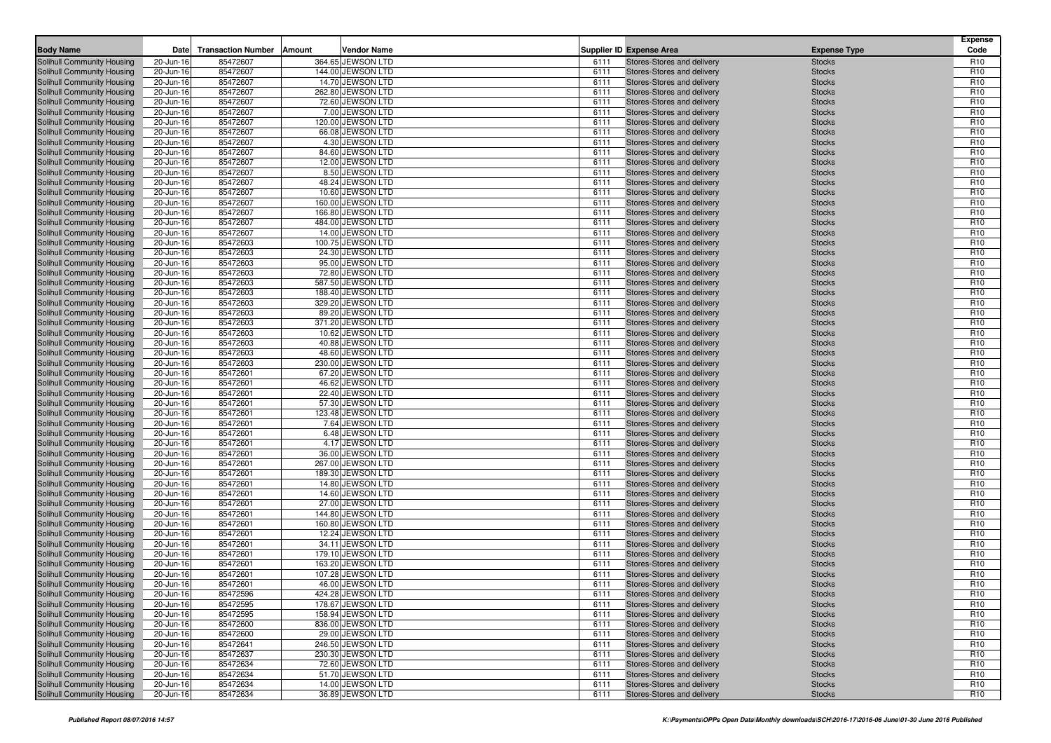| Body Name | Date | Transaction Number | Amount | Vendor Name | Supplier ID | Expense Area | Expense Type | Expense Code |
|---|---|---|---|---|---|---|---|---|
| Solihull Community Housing | 20-Jun-16 | 85472607 | 364.65 | JEWSON LTD | 6111 | Stores-Stores and delivery | Stocks | R10 |
| Solihull Community Housing | 20-Jun-16 | 85472607 | 144.00 | JEWSON LTD | 6111 | Stores-Stores and delivery | Stocks | R10 |
| Solihull Community Housing | 20-Jun-16 | 85472607 | 14.70 | JEWSON LTD | 6111 | Stores-Stores and delivery | Stocks | R10 |
| Solihull Community Housing | 20-Jun-16 | 85472607 | 262.80 | JEWSON LTD | 6111 | Stores-Stores and delivery | Stocks | R10 |
| Solihull Community Housing | 20-Jun-16 | 85472607 | 72.60 | JEWSON LTD | 6111 | Stores-Stores and delivery | Stocks | R10 |
| Solihull Community Housing | 20-Jun-16 | 85472607 | 7.00 | JEWSON LTD | 6111 | Stores-Stores and delivery | Stocks | R10 |
| Solihull Community Housing | 20-Jun-16 | 85472607 | 120.00 | JEWSON LTD | 6111 | Stores-Stores and delivery | Stocks | R10 |
| Solihull Community Housing | 20-Jun-16 | 85472607 | 66.08 | JEWSON LTD | 6111 | Stores-Stores and delivery | Stocks | R10 |
| Solihull Community Housing | 20-Jun-16 | 85472607 | 4.30 | JEWSON LTD | 6111 | Stores-Stores and delivery | Stocks | R10 |
| Solihull Community Housing | 20-Jun-16 | 85472607 | 84.60 | JEWSON LTD | 6111 | Stores-Stores and delivery | Stocks | R10 |
| Solihull Community Housing | 20-Jun-16 | 85472607 | 12.00 | JEWSON LTD | 6111 | Stores-Stores and delivery | Stocks | R10 |
| Solihull Community Housing | 20-Jun-16 | 85472607 | 8.50 | JEWSON LTD | 6111 | Stores-Stores and delivery | Stocks | R10 |
| Solihull Community Housing | 20-Jun-16 | 85472607 | 48.24 | JEWSON LTD | 6111 | Stores-Stores and delivery | Stocks | R10 |
| Solihull Community Housing | 20-Jun-16 | 85472607 | 10.60 | JEWSON LTD | 6111 | Stores-Stores and delivery | Stocks | R10 |
| Solihull Community Housing | 20-Jun-16 | 85472607 | 160.00 | JEWSON LTD | 6111 | Stores-Stores and delivery | Stocks | R10 |
| Solihull Community Housing | 20-Jun-16 | 85472607 | 166.80 | JEWSON LTD | 6111 | Stores-Stores and delivery | Stocks | R10 |
| Solihull Community Housing | 20-Jun-16 | 85472607 | 484.00 | JEWSON LTD | 6111 | Stores-Stores and delivery | Stocks | R10 |
| Solihull Community Housing | 20-Jun-16 | 85472607 | 14.00 | JEWSON LTD | 6111 | Stores-Stores and delivery | Stocks | R10 |
| Solihull Community Housing | 20-Jun-16 | 85472603 | 100.75 | JEWSON LTD | 6111 | Stores-Stores and delivery | Stocks | R10 |
| Solihull Community Housing | 20-Jun-16 | 85472603 | 24.30 | JEWSON LTD | 6111 | Stores-Stores and delivery | Stocks | R10 |
| Solihull Community Housing | 20-Jun-16 | 85472603 | 95.00 | JEWSON LTD | 6111 | Stores-Stores and delivery | Stocks | R10 |
| Solihull Community Housing | 20-Jun-16 | 85472603 | 72.80 | JEWSON LTD | 6111 | Stores-Stores and delivery | Stocks | R10 |
| Solihull Community Housing | 20-Jun-16 | 85472603 | 587.50 | JEWSON LTD | 6111 | Stores-Stores and delivery | Stocks | R10 |
| Solihull Community Housing | 20-Jun-16 | 85472603 | 188.40 | JEWSON LTD | 6111 | Stores-Stores and delivery | Stocks | R10 |
| Solihull Community Housing | 20-Jun-16 | 85472603 | 329.20 | JEWSON LTD | 6111 | Stores-Stores and delivery | Stocks | R10 |
| Solihull Community Housing | 20-Jun-16 | 85472603 | 89.20 | JEWSON LTD | 6111 | Stores-Stores and delivery | Stocks | R10 |
| Solihull Community Housing | 20-Jun-16 | 85472603 | 371.20 | JEWSON LTD | 6111 | Stores-Stores and delivery | Stocks | R10 |
| Solihull Community Housing | 20-Jun-16 | 85472603 | 10.62 | JEWSON LTD | 6111 | Stores-Stores and delivery | Stocks | R10 |
| Solihull Community Housing | 20-Jun-16 | 85472603 | 40.88 | JEWSON LTD | 6111 | Stores-Stores and delivery | Stocks | R10 |
| Solihull Community Housing | 20-Jun-16 | 85472603 | 48.60 | JEWSON LTD | 6111 | Stores-Stores and delivery | Stocks | R10 |
| Solihull Community Housing | 20-Jun-16 | 85472603 | 230.00 | JEWSON LTD | 6111 | Stores-Stores and delivery | Stocks | R10 |
| Solihull Community Housing | 20-Jun-16 | 85472601 | 67.20 | JEWSON LTD | 6111 | Stores-Stores and delivery | Stocks | R10 |
| Solihull Community Housing | 20-Jun-16 | 85472601 | 46.62 | JEWSON LTD | 6111 | Stores-Stores and delivery | Stocks | R10 |
| Solihull Community Housing | 20-Jun-16 | 85472601 | 22.40 | JEWSON LTD | 6111 | Stores-Stores and delivery | Stocks | R10 |
| Solihull Community Housing | 20-Jun-16 | 85472601 | 57.30 | JEWSON LTD | 6111 | Stores-Stores and delivery | Stocks | R10 |
| Solihull Community Housing | 20-Jun-16 | 85472601 | 123.48 | JEWSON LTD | 6111 | Stores-Stores and delivery | Stocks | R10 |
| Solihull Community Housing | 20-Jun-16 | 85472601 | 7.64 | JEWSON LTD | 6111 | Stores-Stores and delivery | Stocks | R10 |
| Solihull Community Housing | 20-Jun-16 | 85472601 | 6.48 | JEWSON LTD | 6111 | Stores-Stores and delivery | Stocks | R10 |
| Solihull Community Housing | 20-Jun-16 | 85472601 | 4.17 | JEWSON LTD | 6111 | Stores-Stores and delivery | Stocks | R10 |
| Solihull Community Housing | 20-Jun-16 | 85472601 | 36.00 | JEWSON LTD | 6111 | Stores-Stores and delivery | Stocks | R10 |
| Solihull Community Housing | 20-Jun-16 | 85472601 | 267.00 | JEWSON LTD | 6111 | Stores-Stores and delivery | Stocks | R10 |
| Solihull Community Housing | 20-Jun-16 | 85472601 | 189.30 | JEWSON LTD | 6111 | Stores-Stores and delivery | Stocks | R10 |
| Solihull Community Housing | 20-Jun-16 | 85472601 | 14.80 | JEWSON LTD | 6111 | Stores-Stores and delivery | Stocks | R10 |
| Solihull Community Housing | 20-Jun-16 | 85472601 | 14.60 | JEWSON LTD | 6111 | Stores-Stores and delivery | Stocks | R10 |
| Solihull Community Housing | 20-Jun-16 | 85472601 | 27.00 | JEWSON LTD | 6111 | Stores-Stores and delivery | Stocks | R10 |
| Solihull Community Housing | 20-Jun-16 | 85472601 | 144.80 | JEWSON LTD | 6111 | Stores-Stores and delivery | Stocks | R10 |
| Solihull Community Housing | 20-Jun-16 | 85472601 | 160.80 | JEWSON LTD | 6111 | Stores-Stores and delivery | Stocks | R10 |
| Solihull Community Housing | 20-Jun-16 | 85472601 | 12.24 | JEWSON LTD | 6111 | Stores-Stores and delivery | Stocks | R10 |
| Solihull Community Housing | 20-Jun-16 | 85472601 | 34.11 | JEWSON LTD | 6111 | Stores-Stores and delivery | Stocks | R10 |
| Solihull Community Housing | 20-Jun-16 | 85472601 | 179.10 | JEWSON LTD | 6111 | Stores-Stores and delivery | Stocks | R10 |
| Solihull Community Housing | 20-Jun-16 | 85472601 | 163.20 | JEWSON LTD | 6111 | Stores-Stores and delivery | Stocks | R10 |
| Solihull Community Housing | 20-Jun-16 | 85472601 | 107.28 | JEWSON LTD | 6111 | Stores-Stores and delivery | Stocks | R10 |
| Solihull Community Housing | 20-Jun-16 | 85472601 | 46.00 | JEWSON LTD | 6111 | Stores-Stores and delivery | Stocks | R10 |
| Solihull Community Housing | 20-Jun-16 | 85472596 | 424.28 | JEWSON LTD | 6111 | Stores-Stores and delivery | Stocks | R10 |
| Solihull Community Housing | 20-Jun-16 | 85472595 | 178.67 | JEWSON LTD | 6111 | Stores-Stores and delivery | Stocks | R10 |
| Solihull Community Housing | 20-Jun-16 | 85472595 | 158.94 | JEWSON LTD | 6111 | Stores-Stores and delivery | Stocks | R10 |
| Solihull Community Housing | 20-Jun-16 | 85472600 | 836.00 | JEWSON LTD | 6111 | Stores-Stores and delivery | Stocks | R10 |
| Solihull Community Housing | 20-Jun-16 | 85472600 | 29.00 | JEWSON LTD | 6111 | Stores-Stores and delivery | Stocks | R10 |
| Solihull Community Housing | 20-Jun-16 | 85472641 | 246.50 | JEWSON LTD | 6111 | Stores-Stores and delivery | Stocks | R10 |
| Solihull Community Housing | 20-Jun-16 | 85472637 | 230.30 | JEWSON LTD | 6111 | Stores-Stores and delivery | Stocks | R10 |
| Solihull Community Housing | 20-Jun-16 | 85472634 | 72.60 | JEWSON LTD | 6111 | Stores-Stores and delivery | Stocks | R10 |
| Solihull Community Housing | 20-Jun-16 | 85472634 | 51.70 | JEWSON LTD | 6111 | Stores-Stores and delivery | Stocks | R10 |
| Solihull Community Housing | 20-Jun-16 | 85472634 | 14.00 | JEWSON LTD | 6111 | Stores-Stores and delivery | Stocks | R10 |
| Solihull Community Housing | 20-Jun-16 | 85472634 | 36.89 | JEWSON LTD | 6111 | Stores-Stores and delivery | Stocks | R10 |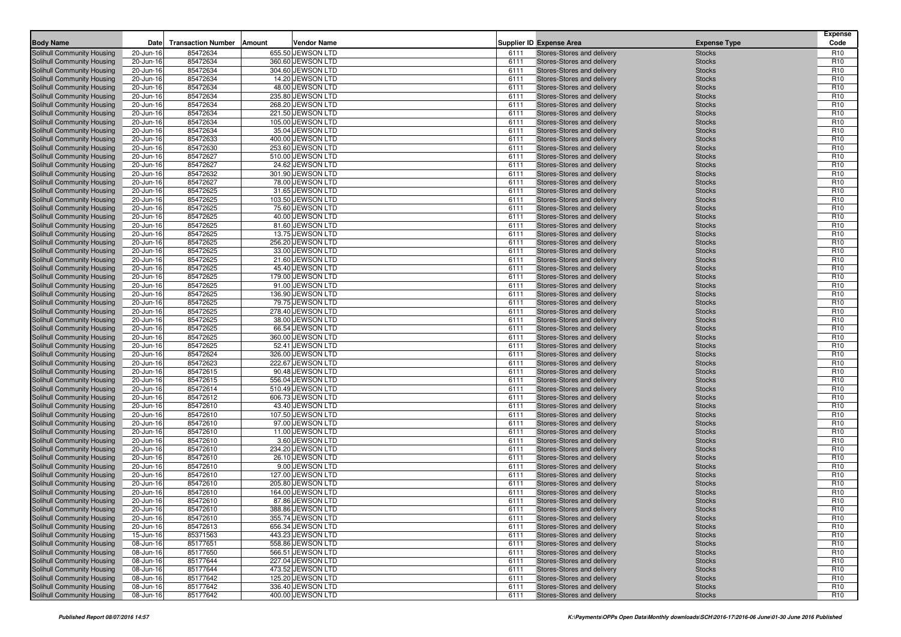| Body Name | Date | Transaction Number | Amount | Vendor Name | Supplier ID | Expense Area | Expense Type | Expense Code |
|---|---|---|---|---|---|---|---|---|
| Solihull Community Housing | 20-Jun-16 | 85472634 | 655.50 | JEWSON LTD | 6111 | Stores-Stores and delivery | Stocks | R10 |
| Solihull Community Housing | 20-Jun-16 | 85472634 | 360.60 | JEWSON LTD | 6111 | Stores-Stores and delivery | Stocks | R10 |
| Solihull Community Housing | 20-Jun-16 | 85472634 | 304.60 | JEWSON LTD | 6111 | Stores-Stores and delivery | Stocks | R10 |
| Solihull Community Housing | 20-Jun-16 | 85472634 | 14.20 | JEWSON LTD | 6111 | Stores-Stores and delivery | Stocks | R10 |
| Solihull Community Housing | 20-Jun-16 | 85472634 | 48.00 | JEWSON LTD | 6111 | Stores-Stores and delivery | Stocks | R10 |
| Solihull Community Housing | 20-Jun-16 | 85472634 | 235.80 | JEWSON LTD | 6111 | Stores-Stores and delivery | Stocks | R10 |
| Solihull Community Housing | 20-Jun-16 | 85472634 | 268.20 | JEWSON LTD | 6111 | Stores-Stores and delivery | Stocks | R10 |
| Solihull Community Housing | 20-Jun-16 | 85472634 | 221.50 | JEWSON LTD | 6111 | Stores-Stores and delivery | Stocks | R10 |
| Solihull Community Housing | 20-Jun-16 | 85472634 | 105.00 | JEWSON LTD | 6111 | Stores-Stores and delivery | Stocks | R10 |
| Solihull Community Housing | 20-Jun-16 | 85472634 | 35.04 | JEWSON LTD | 6111 | Stores-Stores and delivery | Stocks | R10 |
| Solihull Community Housing | 20-Jun-16 | 85472633 | 400.00 | JEWSON LTD | 6111 | Stores-Stores and delivery | Stocks | R10 |
| Solihull Community Housing | 20-Jun-16 | 85472630 | 253.60 | JEWSON LTD | 6111 | Stores-Stores and delivery | Stocks | R10 |
| Solihull Community Housing | 20-Jun-16 | 85472627 | 510.00 | JEWSON LTD | 6111 | Stores-Stores and delivery | Stocks | R10 |
| Solihull Community Housing | 20-Jun-16 | 85472627 | 24.62 | JEWSON LTD | 6111 | Stores-Stores and delivery | Stocks | R10 |
| Solihull Community Housing | 20-Jun-16 | 85472632 | 301.90 | JEWSON LTD | 6111 | Stores-Stores and delivery | Stocks | R10 |
| Solihull Community Housing | 20-Jun-16 | 85472627 | 78.00 | JEWSON LTD | 6111 | Stores-Stores and delivery | Stocks | R10 |
| Solihull Community Housing | 20-Jun-16 | 85472625 | 31.65 | JEWSON LTD | 6111 | Stores-Stores and delivery | Stocks | R10 |
| Solihull Community Housing | 20-Jun-16 | 85472625 | 103.50 | JEWSON LTD | 6111 | Stores-Stores and delivery | Stocks | R10 |
| Solihull Community Housing | 20-Jun-16 | 85472625 | 75.60 | JEWSON LTD | 6111 | Stores-Stores and delivery | Stocks | R10 |
| Solihull Community Housing | 20-Jun-16 | 85472625 | 40.00 | JEWSON LTD | 6111 | Stores-Stores and delivery | Stocks | R10 |
| Solihull Community Housing | 20-Jun-16 | 85472625 | 81.60 | JEWSON LTD | 6111 | Stores-Stores and delivery | Stocks | R10 |
| Solihull Community Housing | 20-Jun-16 | 85472625 | 13.75 | JEWSON LTD | 6111 | Stores-Stores and delivery | Stocks | R10 |
| Solihull Community Housing | 20-Jun-16 | 85472625 | 256.20 | JEWSON LTD | 6111 | Stores-Stores and delivery | Stocks | R10 |
| Solihull Community Housing | 20-Jun-16 | 85472625 | 33.00 | JEWSON LTD | 6111 | Stores-Stores and delivery | Stocks | R10 |
| Solihull Community Housing | 20-Jun-16 | 85472625 | 21.60 | JEWSON LTD | 6111 | Stores-Stores and delivery | Stocks | R10 |
| Solihull Community Housing | 20-Jun-16 | 85472625 | 45.40 | JEWSON LTD | 6111 | Stores-Stores and delivery | Stocks | R10 |
| Solihull Community Housing | 20-Jun-16 | 85472625 | 179.00 | JEWSON LTD | 6111 | Stores-Stores and delivery | Stocks | R10 |
| Solihull Community Housing | 20-Jun-16 | 85472625 | 91.00 | JEWSON LTD | 6111 | Stores-Stores and delivery | Stocks | R10 |
| Solihull Community Housing | 20-Jun-16 | 85472625 | 136.90 | JEWSON LTD | 6111 | Stores-Stores and delivery | Stocks | R10 |
| Solihull Community Housing | 20-Jun-16 | 85472625 | 79.75 | JEWSON LTD | 6111 | Stores-Stores and delivery | Stocks | R10 |
| Solihull Community Housing | 20-Jun-16 | 85472625 | 278.40 | JEWSON LTD | 6111 | Stores-Stores and delivery | Stocks | R10 |
| Solihull Community Housing | 20-Jun-16 | 85472625 | 38.00 | JEWSON LTD | 6111 | Stores-Stores and delivery | Stocks | R10 |
| Solihull Community Housing | 20-Jun-16 | 85472625 | 66.54 | JEWSON LTD | 6111 | Stores-Stores and delivery | Stocks | R10 |
| Solihull Community Housing | 20-Jun-16 | 85472625 | 360.00 | JEWSON LTD | 6111 | Stores-Stores and delivery | Stocks | R10 |
| Solihull Community Housing | 20-Jun-16 | 85472625 | 52.41 | JEWSON LTD | 6111 | Stores-Stores and delivery | Stocks | R10 |
| Solihull Community Housing | 20-Jun-16 | 85472624 | 326.00 | JEWSON LTD | 6111 | Stores-Stores and delivery | Stocks | R10 |
| Solihull Community Housing | 20-Jun-16 | 85472623 | 222.67 | JEWSON LTD | 6111 | Stores-Stores and delivery | Stocks | R10 |
| Solihull Community Housing | 20-Jun-16 | 85472615 | 90.48 | JEWSON LTD | 6111 | Stores-Stores and delivery | Stocks | R10 |
| Solihull Community Housing | 20-Jun-16 | 85472615 | 556.04 | JEWSON LTD | 6111 | Stores-Stores and delivery | Stocks | R10 |
| Solihull Community Housing | 20-Jun-16 | 85472614 | 510.49 | JEWSON LTD | 6111 | Stores-Stores and delivery | Stocks | R10 |
| Solihull Community Housing | 20-Jun-16 | 85472612 | 606.73 | JEWSON LTD | 6111 | Stores-Stores and delivery | Stocks | R10 |
| Solihull Community Housing | 20-Jun-16 | 85472610 | 43.40 | JEWSON LTD | 6111 | Stores-Stores and delivery | Stocks | R10 |
| Solihull Community Housing | 20-Jun-16 | 85472610 | 107.50 | JEWSON LTD | 6111 | Stores-Stores and delivery | Stocks | R10 |
| Solihull Community Housing | 20-Jun-16 | 85472610 | 97.00 | JEWSON LTD | 6111 | Stores-Stores and delivery | Stocks | R10 |
| Solihull Community Housing | 20-Jun-16 | 85472610 | 11.00 | JEWSON LTD | 6111 | Stores-Stores and delivery | Stocks | R10 |
| Solihull Community Housing | 20-Jun-16 | 85472610 | 3.60 | JEWSON LTD | 6111 | Stores-Stores and delivery | Stocks | R10 |
| Solihull Community Housing | 20-Jun-16 | 85472610 | 234.20 | JEWSON LTD | 6111 | Stores-Stores and delivery | Stocks | R10 |
| Solihull Community Housing | 20-Jun-16 | 85472610 | 26.10 | JEWSON LTD | 6111 | Stores-Stores and delivery | Stocks | R10 |
| Solihull Community Housing | 20-Jun-16 | 85472610 | 9.00 | JEWSON LTD | 6111 | Stores-Stores and delivery | Stocks | R10 |
| Solihull Community Housing | 20-Jun-16 | 85472610 | 127.00 | JEWSON LTD | 6111 | Stores-Stores and delivery | Stocks | R10 |
| Solihull Community Housing | 20-Jun-16 | 85472610 | 205.80 | JEWSON LTD | 6111 | Stores-Stores and delivery | Stocks | R10 |
| Solihull Community Housing | 20-Jun-16 | 85472610 | 164.00 | JEWSON LTD | 6111 | Stores-Stores and delivery | Stocks | R10 |
| Solihull Community Housing | 20-Jun-16 | 85472610 | 87.86 | JEWSON LTD | 6111 | Stores-Stores and delivery | Stocks | R10 |
| Solihull Community Housing | 20-Jun-16 | 85472610 | 388.86 | JEWSON LTD | 6111 | Stores-Stores and delivery | Stocks | R10 |
| Solihull Community Housing | 20-Jun-16 | 85472610 | 355.74 | JEWSON LTD | 6111 | Stores-Stores and delivery | Stocks | R10 |
| Solihull Community Housing | 20-Jun-16 | 85472613 | 656.34 | JEWSON LTD | 6111 | Stores-Stores and delivery | Stocks | R10 |
| Solihull Community Housing | 15-Jun-16 | 85371563 | 443.23 | JEWSON LTD | 6111 | Stores-Stores and delivery | Stocks | R10 |
| Solihull Community Housing | 08-Jun-16 | 85177651 | 558.86 | JEWSON LTD | 6111 | Stores-Stores and delivery | Stocks | R10 |
| Solihull Community Housing | 08-Jun-16 | 85177650 | 566.51 | JEWSON LTD | 6111 | Stores-Stores and delivery | Stocks | R10 |
| Solihull Community Housing | 08-Jun-16 | 85177644 | 227.04 | JEWSON LTD | 6111 | Stores-Stores and delivery | Stocks | R10 |
| Solihull Community Housing | 08-Jun-16 | 85177644 | 473.52 | JEWSON LTD | 6111 | Stores-Stores and delivery | Stocks | R10 |
| Solihull Community Housing | 08-Jun-16 | 85177642 | 125.20 | JEWSON LTD | 6111 | Stores-Stores and delivery | Stocks | R10 |
| Solihull Community Housing | 08-Jun-16 | 85177642 | 336.40 | JEWSON LTD | 6111 | Stores-Stores and delivery | Stocks | R10 |
| Solihull Community Housing | 08-Jun-16 | 85177642 | 400.00 | JEWSON LTD | 6111 | Stores-Stores and delivery | Stocks | R10 |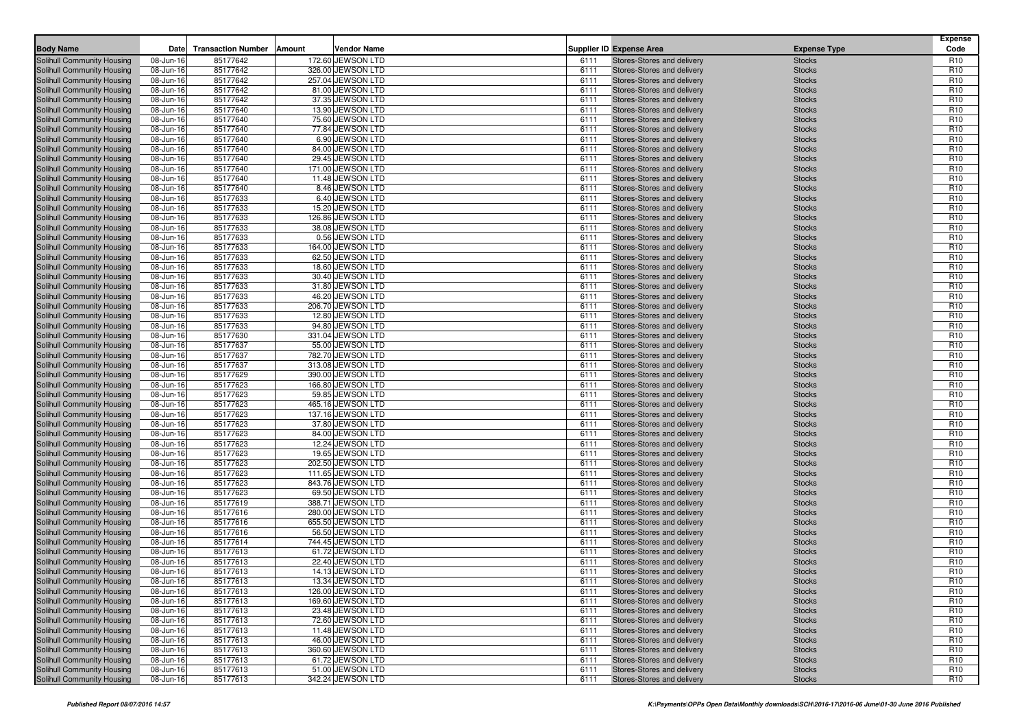| Body Name | Date | Transaction Number | Amount | Vendor Name | Supplier ID | Expense Area | Expense Type | Expense Code |
|---|---|---|---|---|---|---|---|---|
| Solihull Community Housing | 08-Jun-16 | 85177642 | 172.60 | JEWSON LTD | 6111 | Stores-Stores and delivery | Stocks | R10 |
| Solihull Community Housing | 08-Jun-16 | 85177642 | 326.00 | JEWSON LTD | 6111 | Stores-Stores and delivery | Stocks | R10 |
| Solihull Community Housing | 08-Jun-16 | 85177642 | 257.04 | JEWSON LTD | 6111 | Stores-Stores and delivery | Stocks | R10 |
| Solihull Community Housing | 08-Jun-16 | 85177642 | 81.00 | JEWSON LTD | 6111 | Stores-Stores and delivery | Stocks | R10 |
| Solihull Community Housing | 08-Jun-16 | 85177642 | 37.35 | JEWSON LTD | 6111 | Stores-Stores and delivery | Stocks | R10 |
| Solihull Community Housing | 08-Jun-16 | 85177640 | 13.90 | JEWSON LTD | 6111 | Stores-Stores and delivery | Stocks | R10 |
| Solihull Community Housing | 08-Jun-16 | 85177640 | 75.60 | JEWSON LTD | 6111 | Stores-Stores and delivery | Stocks | R10 |
| Solihull Community Housing | 08-Jun-16 | 85177640 | 77.84 | JEWSON LTD | 6111 | Stores-Stores and delivery | Stocks | R10 |
| Solihull Community Housing | 08-Jun-16 | 85177640 | 6.90 | JEWSON LTD | 6111 | Stores-Stores and delivery | Stocks | R10 |
| Solihull Community Housing | 08-Jun-16 | 85177640 | 84.00 | JEWSON LTD | 6111 | Stores-Stores and delivery | Stocks | R10 |
| Solihull Community Housing | 08-Jun-16 | 85177640 | 29.45 | JEWSON LTD | 6111 | Stores-Stores and delivery | Stocks | R10 |
| Solihull Community Housing | 08-Jun-16 | 85177640 | 171.00 | JEWSON LTD | 6111 | Stores-Stores and delivery | Stocks | R10 |
| Solihull Community Housing | 08-Jun-16 | 85177640 | 11.48 | JEWSON LTD | 6111 | Stores-Stores and delivery | Stocks | R10 |
| Solihull Community Housing | 08-Jun-16 | 85177640 | 8.46 | JEWSON LTD | 6111 | Stores-Stores and delivery | Stocks | R10 |
| Solihull Community Housing | 08-Jun-16 | 85177633 | 6.40 | JEWSON LTD | 6111 | Stores-Stores and delivery | Stocks | R10 |
| Solihull Community Housing | 08-Jun-16 | 85177633 | 15.20 | JEWSON LTD | 6111 | Stores-Stores and delivery | Stocks | R10 |
| Solihull Community Housing | 08-Jun-16 | 85177633 | 126.86 | JEWSON LTD | 6111 | Stores-Stores and delivery | Stocks | R10 |
| Solihull Community Housing | 08-Jun-16 | 85177633 | 38.08 | JEWSON LTD | 6111 | Stores-Stores and delivery | Stocks | R10 |
| Solihull Community Housing | 08-Jun-16 | 85177633 | 0.56 | JEWSON LTD | 6111 | Stores-Stores and delivery | Stocks | R10 |
| Solihull Community Housing | 08-Jun-16 | 85177633 | 164.00 | JEWSON LTD | 6111 | Stores-Stores and delivery | Stocks | R10 |
| Solihull Community Housing | 08-Jun-16 | 85177633 | 62.50 | JEWSON LTD | 6111 | Stores-Stores and delivery | Stocks | R10 |
| Solihull Community Housing | 08-Jun-16 | 85177633 | 18.60 | JEWSON LTD | 6111 | Stores-Stores and delivery | Stocks | R10 |
| Solihull Community Housing | 08-Jun-16 | 85177633 | 30.40 | JEWSON LTD | 6111 | Stores-Stores and delivery | Stocks | R10 |
| Solihull Community Housing | 08-Jun-16 | 85177633 | 31.80 | JEWSON LTD | 6111 | Stores-Stores and delivery | Stocks | R10 |
| Solihull Community Housing | 08-Jun-16 | 85177633 | 46.20 | JEWSON LTD | 6111 | Stores-Stores and delivery | Stocks | R10 |
| Solihull Community Housing | 08-Jun-16 | 85177633 | 206.70 | JEWSON LTD | 6111 | Stores-Stores and delivery | Stocks | R10 |
| Solihull Community Housing | 08-Jun-16 | 85177633 | 12.80 | JEWSON LTD | 6111 | Stores-Stores and delivery | Stocks | R10 |
| Solihull Community Housing | 08-Jun-16 | 85177633 | 94.80 | JEWSON LTD | 6111 | Stores-Stores and delivery | Stocks | R10 |
| Solihull Community Housing | 08-Jun-16 | 85177630 | 331.04 | JEWSON LTD | 6111 | Stores-Stores and delivery | Stocks | R10 |
| Solihull Community Housing | 08-Jun-16 | 85177637 | 55.00 | JEWSON LTD | 6111 | Stores-Stores and delivery | Stocks | R10 |
| Solihull Community Housing | 08-Jun-16 | 85177637 | 782.70 | JEWSON LTD | 6111 | Stores-Stores and delivery | Stocks | R10 |
| Solihull Community Housing | 08-Jun-16 | 85177637 | 313.08 | JEWSON LTD | 6111 | Stores-Stores and delivery | Stocks | R10 |
| Solihull Community Housing | 08-Jun-16 | 85177629 | 390.00 | JEWSON LTD | 6111 | Stores-Stores and delivery | Stocks | R10 |
| Solihull Community Housing | 08-Jun-16 | 85177623 | 166.80 | JEWSON LTD | 6111 | Stores-Stores and delivery | Stocks | R10 |
| Solihull Community Housing | 08-Jun-16 | 85177623 | 59.85 | JEWSON LTD | 6111 | Stores-Stores and delivery | Stocks | R10 |
| Solihull Community Housing | 08-Jun-16 | 85177623 | 465.16 | JEWSON LTD | 6111 | Stores-Stores and delivery | Stocks | R10 |
| Solihull Community Housing | 08-Jun-16 | 85177623 | 137.16 | JEWSON LTD | 6111 | Stores-Stores and delivery | Stocks | R10 |
| Solihull Community Housing | 08-Jun-16 | 85177623 | 37.80 | JEWSON LTD | 6111 | Stores-Stores and delivery | Stocks | R10 |
| Solihull Community Housing | 08-Jun-16 | 85177623 | 84.00 | JEWSON LTD | 6111 | Stores-Stores and delivery | Stocks | R10 |
| Solihull Community Housing | 08-Jun-16 | 85177623 | 12.24 | JEWSON LTD | 6111 | Stores-Stores and delivery | Stocks | R10 |
| Solihull Community Housing | 08-Jun-16 | 85177623 | 19.65 | JEWSON LTD | 6111 | Stores-Stores and delivery | Stocks | R10 |
| Solihull Community Housing | 08-Jun-16 | 85177623 | 202.50 | JEWSON LTD | 6111 | Stores-Stores and delivery | Stocks | R10 |
| Solihull Community Housing | 08-Jun-16 | 85177623 | 111.65 | JEWSON LTD | 6111 | Stores-Stores and delivery | Stocks | R10 |
| Solihull Community Housing | 08-Jun-16 | 85177623 | 843.76 | JEWSON LTD | 6111 | Stores-Stores and delivery | Stocks | R10 |
| Solihull Community Housing | 08-Jun-16 | 85177623 | 69.50 | JEWSON LTD | 6111 | Stores-Stores and delivery | Stocks | R10 |
| Solihull Community Housing | 08-Jun-16 | 85177619 | 388.71 | JEWSON LTD | 6111 | Stores-Stores and delivery | Stocks | R10 |
| Solihull Community Housing | 08-Jun-16 | 85177616 | 280.00 | JEWSON LTD | 6111 | Stores-Stores and delivery | Stocks | R10 |
| Solihull Community Housing | 08-Jun-16 | 85177616 | 655.50 | JEWSON LTD | 6111 | Stores-Stores and delivery | Stocks | R10 |
| Solihull Community Housing | 08-Jun-16 | 85177616 | 56.50 | JEWSON LTD | 6111 | Stores-Stores and delivery | Stocks | R10 |
| Solihull Community Housing | 08-Jun-16 | 85177614 | 744.45 | JEWSON LTD | 6111 | Stores-Stores and delivery | Stocks | R10 |
| Solihull Community Housing | 08-Jun-16 | 85177613 | 61.72 | JEWSON LTD | 6111 | Stores-Stores and delivery | Stocks | R10 |
| Solihull Community Housing | 08-Jun-16 | 85177613 | 22.40 | JEWSON LTD | 6111 | Stores-Stores and delivery | Stocks | R10 |
| Solihull Community Housing | 08-Jun-16 | 85177613 | 14.13 | JEWSON LTD | 6111 | Stores-Stores and delivery | Stocks | R10 |
| Solihull Community Housing | 08-Jun-16 | 85177613 | 13.34 | JEWSON LTD | 6111 | Stores-Stores and delivery | Stocks | R10 |
| Solihull Community Housing | 08-Jun-16 | 85177613 | 126.00 | JEWSON LTD | 6111 | Stores-Stores and delivery | Stocks | R10 |
| Solihull Community Housing | 08-Jun-16 | 85177613 | 169.60 | JEWSON LTD | 6111 | Stores-Stores and delivery | Stocks | R10 |
| Solihull Community Housing | 08-Jun-16 | 85177613 | 23.48 | JEWSON LTD | 6111 | Stores-Stores and delivery | Stocks | R10 |
| Solihull Community Housing | 08-Jun-16 | 85177613 | 72.60 | JEWSON LTD | 6111 | Stores-Stores and delivery | Stocks | R10 |
| Solihull Community Housing | 08-Jun-16 | 85177613 | 11.48 | JEWSON LTD | 6111 | Stores-Stores and delivery | Stocks | R10 |
| Solihull Community Housing | 08-Jun-16 | 85177613 | 46.00 | JEWSON LTD | 6111 | Stores-Stores and delivery | Stocks | R10 |
| Solihull Community Housing | 08-Jun-16 | 85177613 | 360.60 | JEWSON LTD | 6111 | Stores-Stores and delivery | Stocks | R10 |
| Solihull Community Housing | 08-Jun-16 | 85177613 | 61.72 | JEWSON LTD | 6111 | Stores-Stores and delivery | Stocks | R10 |
| Solihull Community Housing | 08-Jun-16 | 85177613 | 51.00 | JEWSON LTD | 6111 | Stores-Stores and delivery | Stocks | R10 |
| Solihull Community Housing | 08-Jun-16 | 85177613 | 342.24 | JEWSON LTD | 6111 | Stores-Stores and delivery | Stocks | R10 |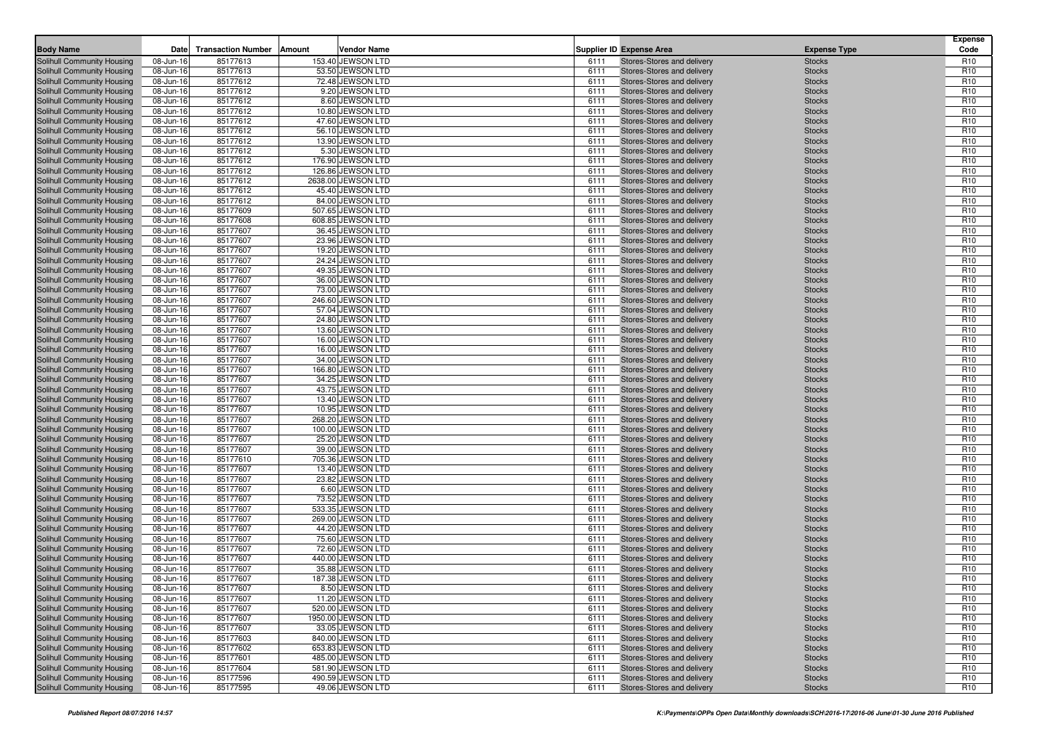| Body Name | Date | Transaction Number | Amount | Vendor Name | Supplier ID | Expense Area | Expense Type | Expense Code |
|---|---|---|---|---|---|---|---|---|
| Solihull Community Housing | 08-Jun-16 | 85177613 | 153.40 | JEWSON LTD | 6111 | Stores-Stores and delivery | Stocks | R10 |
| Solihull Community Housing | 08-Jun-16 | 85177613 | 53.50 | JEWSON LTD | 6111 | Stores-Stores and delivery | Stocks | R10 |
| Solihull Community Housing | 08-Jun-16 | 85177612 | 72.48 | JEWSON LTD | 6111 | Stores-Stores and delivery | Stocks | R10 |
| Solihull Community Housing | 08-Jun-16 | 85177612 | 9.20 | JEWSON LTD | 6111 | Stores-Stores and delivery | Stocks | R10 |
| Solihull Community Housing | 08-Jun-16 | 85177612 | 8.60 | JEWSON LTD | 6111 | Stores-Stores and delivery | Stocks | R10 |
| Solihull Community Housing | 08-Jun-16 | 85177612 | 10.80 | JEWSON LTD | 6111 | Stores-Stores and delivery | Stocks | R10 |
| Solihull Community Housing | 08-Jun-16 | 85177612 | 47.60 | JEWSON LTD | 6111 | Stores-Stores and delivery | Stocks | R10 |
| Solihull Community Housing | 08-Jun-16 | 85177612 | 56.10 | JEWSON LTD | 6111 | Stores-Stores and delivery | Stocks | R10 |
| Solihull Community Housing | 08-Jun-16 | 85177612 | 13.90 | JEWSON LTD | 6111 | Stores-Stores and delivery | Stocks | R10 |
| Solihull Community Housing | 08-Jun-16 | 85177612 | 5.30 | JEWSON LTD | 6111 | Stores-Stores and delivery | Stocks | R10 |
| Solihull Community Housing | 08-Jun-16 | 85177612 | 176.90 | JEWSON LTD | 6111 | Stores-Stores and delivery | Stocks | R10 |
| Solihull Community Housing | 08-Jun-16 | 85177612 | 126.86 | JEWSON LTD | 6111 | Stores-Stores and delivery | Stocks | R10 |
| Solihull Community Housing | 08-Jun-16 | 85177612 | 2638.00 | JEWSON LTD | 6111 | Stores-Stores and delivery | Stocks | R10 |
| Solihull Community Housing | 08-Jun-16 | 85177612 | 45.40 | JEWSON LTD | 6111 | Stores-Stores and delivery | Stocks | R10 |
| Solihull Community Housing | 08-Jun-16 | 85177612 | 84.00 | JEWSON LTD | 6111 | Stores-Stores and delivery | Stocks | R10 |
| Solihull Community Housing | 08-Jun-16 | 85177609 | 507.65 | JEWSON LTD | 6111 | Stores-Stores and delivery | Stocks | R10 |
| Solihull Community Housing | 08-Jun-16 | 85177608 | 608.85 | JEWSON LTD | 6111 | Stores-Stores and delivery | Stocks | R10 |
| Solihull Community Housing | 08-Jun-16 | 85177607 | 36.45 | JEWSON LTD | 6111 | Stores-Stores and delivery | Stocks | R10 |
| Solihull Community Housing | 08-Jun-16 | 85177607 | 23.96 | JEWSON LTD | 6111 | Stores-Stores and delivery | Stocks | R10 |
| Solihull Community Housing | 08-Jun-16 | 85177607 | 19.20 | JEWSON LTD | 6111 | Stores-Stores and delivery | Stocks | R10 |
| Solihull Community Housing | 08-Jun-16 | 85177607 | 24.24 | JEWSON LTD | 6111 | Stores-Stores and delivery | Stocks | R10 |
| Solihull Community Housing | 08-Jun-16 | 85177607 | 49.35 | JEWSON LTD | 6111 | Stores-Stores and delivery | Stocks | R10 |
| Solihull Community Housing | 08-Jun-16 | 85177607 | 36.00 | JEWSON LTD | 6111 | Stores-Stores and delivery | Stocks | R10 |
| Solihull Community Housing | 08-Jun-16 | 85177607 | 73.00 | JEWSON LTD | 6111 | Stores-Stores and delivery | Stocks | R10 |
| Solihull Community Housing | 08-Jun-16 | 85177607 | 246.60 | JEWSON LTD | 6111 | Stores-Stores and delivery | Stocks | R10 |
| Solihull Community Housing | 08-Jun-16 | 85177607 | 57.04 | JEWSON LTD | 6111 | Stores-Stores and delivery | Stocks | R10 |
| Solihull Community Housing | 08-Jun-16 | 85177607 | 24.80 | JEWSON LTD | 6111 | Stores-Stores and delivery | Stocks | R10 |
| Solihull Community Housing | 08-Jun-16 | 85177607 | 13.60 | JEWSON LTD | 6111 | Stores-Stores and delivery | Stocks | R10 |
| Solihull Community Housing | 08-Jun-16 | 85177607 | 16.00 | JEWSON LTD | 6111 | Stores-Stores and delivery | Stocks | R10 |
| Solihull Community Housing | 08-Jun-16 | 85177607 | 16.00 | JEWSON LTD | 6111 | Stores-Stores and delivery | Stocks | R10 |
| Solihull Community Housing | 08-Jun-16 | 85177607 | 34.00 | JEWSON LTD | 6111 | Stores-Stores and delivery | Stocks | R10 |
| Solihull Community Housing | 08-Jun-16 | 85177607 | 166.80 | JEWSON LTD | 6111 | Stores-Stores and delivery | Stocks | R10 |
| Solihull Community Housing | 08-Jun-16 | 85177607 | 34.25 | JEWSON LTD | 6111 | Stores-Stores and delivery | Stocks | R10 |
| Solihull Community Housing | 08-Jun-16 | 85177607 | 43.75 | JEWSON LTD | 6111 | Stores-Stores and delivery | Stocks | R10 |
| Solihull Community Housing | 08-Jun-16 | 85177607 | 13.40 | JEWSON LTD | 6111 | Stores-Stores and delivery | Stocks | R10 |
| Solihull Community Housing | 08-Jun-16 | 85177607 | 10.95 | JEWSON LTD | 6111 | Stores-Stores and delivery | Stocks | R10 |
| Solihull Community Housing | 08-Jun-16 | 85177607 | 268.20 | JEWSON LTD | 6111 | Stores-Stores and delivery | Stocks | R10 |
| Solihull Community Housing | 08-Jun-16 | 85177607 | 100.00 | JEWSON LTD | 6111 | Stores-Stores and delivery | Stocks | R10 |
| Solihull Community Housing | 08-Jun-16 | 85177607 | 25.20 | JEWSON LTD | 6111 | Stores-Stores and delivery | Stocks | R10 |
| Solihull Community Housing | 08-Jun-16 | 85177607 | 39.00 | JEWSON LTD | 6111 | Stores-Stores and delivery | Stocks | R10 |
| Solihull Community Housing | 08-Jun-16 | 85177610 | 705.36 | JEWSON LTD | 6111 | Stores-Stores and delivery | Stocks | R10 |
| Solihull Community Housing | 08-Jun-16 | 85177607 | 13.40 | JEWSON LTD | 6111 | Stores-Stores and delivery | Stocks | R10 |
| Solihull Community Housing | 08-Jun-16 | 85177607 | 23.82 | JEWSON LTD | 6111 | Stores-Stores and delivery | Stocks | R10 |
| Solihull Community Housing | 08-Jun-16 | 85177607 | 6.60 | JEWSON LTD | 6111 | Stores-Stores and delivery | Stocks | R10 |
| Solihull Community Housing | 08-Jun-16 | 85177607 | 73.52 | JEWSON LTD | 6111 | Stores-Stores and delivery | Stocks | R10 |
| Solihull Community Housing | 08-Jun-16 | 85177607 | 533.35 | JEWSON LTD | 6111 | Stores-Stores and delivery | Stocks | R10 |
| Solihull Community Housing | 08-Jun-16 | 85177607 | 269.00 | JEWSON LTD | 6111 | Stores-Stores and delivery | Stocks | R10 |
| Solihull Community Housing | 08-Jun-16 | 85177607 | 44.20 | JEWSON LTD | 6111 | Stores-Stores and delivery | Stocks | R10 |
| Solihull Community Housing | 08-Jun-16 | 85177607 | 75.60 | JEWSON LTD | 6111 | Stores-Stores and delivery | Stocks | R10 |
| Solihull Community Housing | 08-Jun-16 | 85177607 | 72.60 | JEWSON LTD | 6111 | Stores-Stores and delivery | Stocks | R10 |
| Solihull Community Housing | 08-Jun-16 | 85177607 | 440.00 | JEWSON LTD | 6111 | Stores-Stores and delivery | Stocks | R10 |
| Solihull Community Housing | 08-Jun-16 | 85177607 | 35.88 | JEWSON LTD | 6111 | Stores-Stores and delivery | Stocks | R10 |
| Solihull Community Housing | 08-Jun-16 | 85177607 | 187.38 | JEWSON LTD | 6111 | Stores-Stores and delivery | Stocks | R10 |
| Solihull Community Housing | 08-Jun-16 | 85177607 | 8.50 | JEWSON LTD | 6111 | Stores-Stores and delivery | Stocks | R10 |
| Solihull Community Housing | 08-Jun-16 | 85177607 | 11.20 | JEWSON LTD | 6111 | Stores-Stores and delivery | Stocks | R10 |
| Solihull Community Housing | 08-Jun-16 | 85177607 | 520.00 | JEWSON LTD | 6111 | Stores-Stores and delivery | Stocks | R10 |
| Solihull Community Housing | 08-Jun-16 | 85177607 | 1950.00 | JEWSON LTD | 6111 | Stores-Stores and delivery | Stocks | R10 |
| Solihull Community Housing | 08-Jun-16 | 85177607 | 33.05 | JEWSON LTD | 6111 | Stores-Stores and delivery | Stocks | R10 |
| Solihull Community Housing | 08-Jun-16 | 85177603 | 840.00 | JEWSON LTD | 6111 | Stores-Stores and delivery | Stocks | R10 |
| Solihull Community Housing | 08-Jun-16 | 85177602 | 653.83 | JEWSON LTD | 6111 | Stores-Stores and delivery | Stocks | R10 |
| Solihull Community Housing | 08-Jun-16 | 85177601 | 485.00 | JEWSON LTD | 6111 | Stores-Stores and delivery | Stocks | R10 |
| Solihull Community Housing | 08-Jun-16 | 85177604 | 581.90 | JEWSON LTD | 6111 | Stores-Stores and delivery | Stocks | R10 |
| Solihull Community Housing | 08-Jun-16 | 85177596 | 490.59 | JEWSON LTD | 6111 | Stores-Stores and delivery | Stocks | R10 |
| Solihull Community Housing | 08-Jun-16 | 85177595 | 49.06 | JEWSON LTD | 6111 | Stores-Stores and delivery | Stocks | R10 |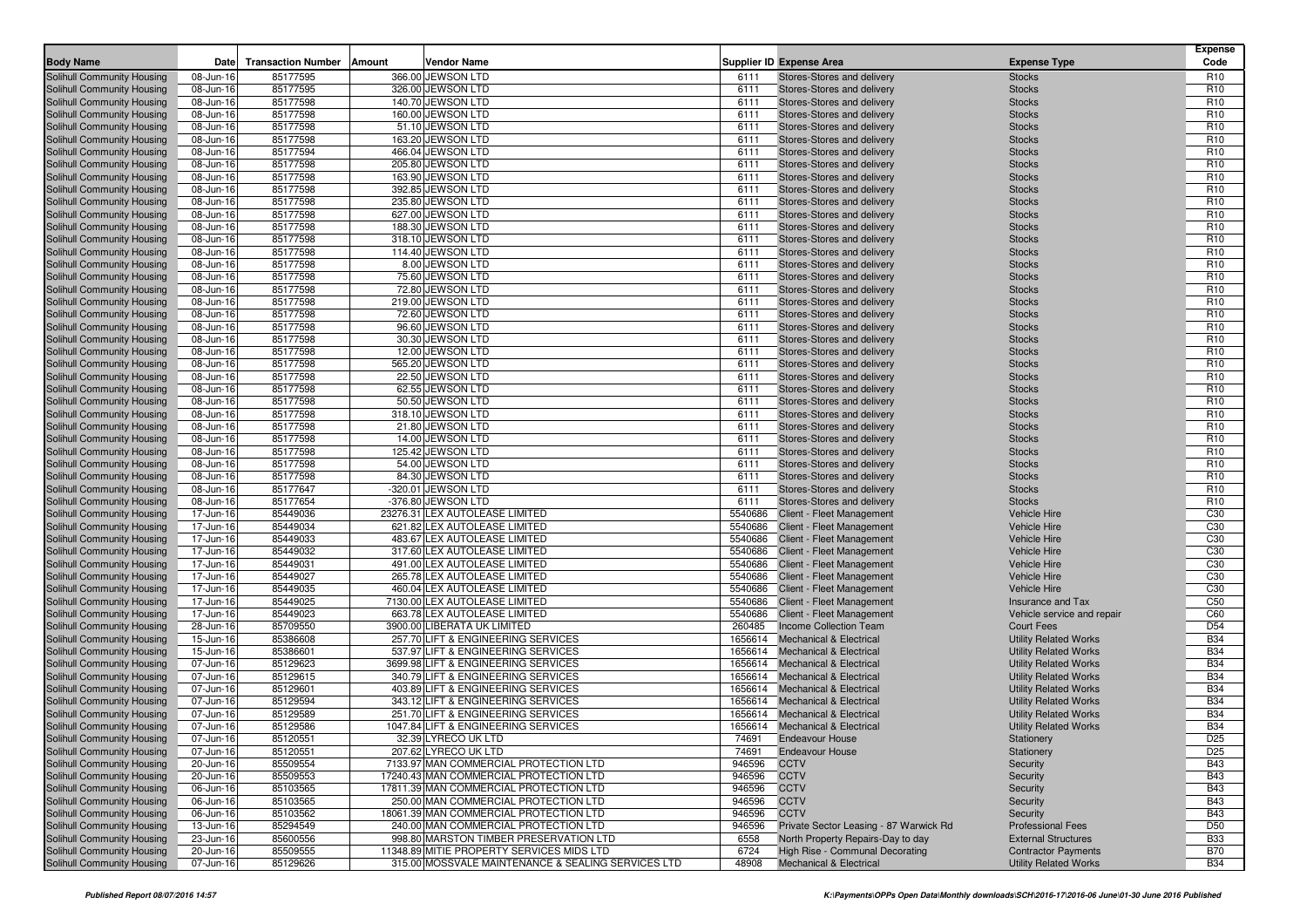| Body Name | Date | Transaction Number | Amount | Vendor Name | Supplier ID | Expense Area | Expense Type | Expense Code |
|---|---|---|---|---|---|---|---|---|
| Solihull Community Housing | 08-Jun-16 | 85177595 | 366.00 | JEWSON LTD | 6111 | Stores-Stores and delivery | Stocks | R10 |
| Solihull Community Housing | 08-Jun-16 | 85177595 | 326.00 | JEWSON LTD | 6111 | Stores-Stores and delivery | Stocks | R10 |
| Solihull Community Housing | 08-Jun-16 | 85177598 | 140.70 | JEWSON LTD | 6111 | Stores-Stores and delivery | Stocks | R10 |
| Solihull Community Housing | 08-Jun-16 | 85177598 | 160.00 | JEWSON LTD | 6111 | Stores-Stores and delivery | Stocks | R10 |
| Solihull Community Housing | 08-Jun-16 | 85177598 | 51.10 | JEWSON LTD | 6111 | Stores-Stores and delivery | Stocks | R10 |
| Solihull Community Housing | 08-Jun-16 | 85177598 | 163.20 | JEWSON LTD | 6111 | Stores-Stores and delivery | Stocks | R10 |
| Solihull Community Housing | 08-Jun-16 | 85177594 | 466.04 | JEWSON LTD | 6111 | Stores-Stores and delivery | Stocks | R10 |
| Solihull Community Housing | 08-Jun-16 | 85177598 | 205.80 | JEWSON LTD | 6111 | Stores-Stores and delivery | Stocks | R10 |
| Solihull Community Housing | 08-Jun-16 | 85177598 | 163.90 | JEWSON LTD | 6111 | Stores-Stores and delivery | Stocks | R10 |
| Solihull Community Housing | 08-Jun-16 | 85177598 | 392.85 | JEWSON LTD | 6111 | Stores-Stores and delivery | Stocks | R10 |
| Solihull Community Housing | 08-Jun-16 | 85177598 | 235.80 | JEWSON LTD | 6111 | Stores-Stores and delivery | Stocks | R10 |
| Solihull Community Housing | 08-Jun-16 | 85177598 | 627.00 | JEWSON LTD | 6111 | Stores-Stores and delivery | Stocks | R10 |
| Solihull Community Housing | 08-Jun-16 | 85177598 | 188.30 | JEWSON LTD | 6111 | Stores-Stores and delivery | Stocks | R10 |
| Solihull Community Housing | 08-Jun-16 | 85177598 | 318.10 | JEWSON LTD | 6111 | Stores-Stores and delivery | Stocks | R10 |
| Solihull Community Housing | 08-Jun-16 | 85177598 | 114.40 | JEWSON LTD | 6111 | Stores-Stores and delivery | Stocks | R10 |
| Solihull Community Housing | 08-Jun-16 | 85177598 | 8.00 | JEWSON LTD | 6111 | Stores-Stores and delivery | Stocks | R10 |
| Solihull Community Housing | 08-Jun-16 | 85177598 | 75.60 | JEWSON LTD | 6111 | Stores-Stores and delivery | Stocks | R10 |
| Solihull Community Housing | 08-Jun-16 | 85177598 | 72.80 | JEWSON LTD | 6111 | Stores-Stores and delivery | Stocks | R10 |
| Solihull Community Housing | 08-Jun-16 | 85177598 | 219.00 | JEWSON LTD | 6111 | Stores-Stores and delivery | Stocks | R10 |
| Solihull Community Housing | 08-Jun-16 | 85177598 | 72.60 | JEWSON LTD | 6111 | Stores-Stores and delivery | Stocks | R10 |
| Solihull Community Housing | 08-Jun-16 | 85177598 | 96.60 | JEWSON LTD | 6111 | Stores-Stores and delivery | Stocks | R10 |
| Solihull Community Housing | 08-Jun-16 | 85177598 | 30.30 | JEWSON LTD | 6111 | Stores-Stores and delivery | Stocks | R10 |
| Solihull Community Housing | 08-Jun-16 | 85177598 | 12.00 | JEWSON LTD | 6111 | Stores-Stores and delivery | Stocks | R10 |
| Solihull Community Housing | 08-Jun-16 | 85177598 | 565.20 | JEWSON LTD | 6111 | Stores-Stores and delivery | Stocks | R10 |
| Solihull Community Housing | 08-Jun-16 | 85177598 | 22.50 | JEWSON LTD | 6111 | Stores-Stores and delivery | Stocks | R10 |
| Solihull Community Housing | 08-Jun-16 | 85177598 | 62.55 | JEWSON LTD | 6111 | Stores-Stores and delivery | Stocks | R10 |
| Solihull Community Housing | 08-Jun-16 | 85177598 | 50.50 | JEWSON LTD | 6111 | Stores-Stores and delivery | Stocks | R10 |
| Solihull Community Housing | 08-Jun-16 | 85177598 | 318.10 | JEWSON LTD | 6111 | Stores-Stores and delivery | Stocks | R10 |
| Solihull Community Housing | 08-Jun-16 | 85177598 | 21.80 | JEWSON LTD | 6111 | Stores-Stores and delivery | Stocks | R10 |
| Solihull Community Housing | 08-Jun-16 | 85177598 | 14.00 | JEWSON LTD | 6111 | Stores-Stores and delivery | Stocks | R10 |
| Solihull Community Housing | 08-Jun-16 | 85177598 | 125.42 | JEWSON LTD | 6111 | Stores-Stores and delivery | Stocks | R10 |
| Solihull Community Housing | 08-Jun-16 | 85177598 | 54.00 | JEWSON LTD | 6111 | Stores-Stores and delivery | Stocks | R10 |
| Solihull Community Housing | 08-Jun-16 | 85177598 | 84.30 | JEWSON LTD | 6111 | Stores-Stores and delivery | Stocks | R10 |
| Solihull Community Housing | 08-Jun-16 | 85177647 | -320.01 | JEWSON LTD | 6111 | Stores-Stores and delivery | Stocks | R10 |
| Solihull Community Housing | 08-Jun-16 | 85177654 | -376.80 | JEWSON LTD | 6111 | Stores-Stores and delivery | Stocks | R10 |
| Solihull Community Housing | 17-Jun-16 | 85449036 | 23276.31 | LEX AUTOLEASE LIMITED | 5540686 | Client - Fleet Management | Vehicle Hire | C30 |
| Solihull Community Housing | 17-Jun-16 | 85449034 | 621.82 | LEX AUTOLEASE LIMITED | 5540686 | Client - Fleet Management | Vehicle Hire | C30 |
| Solihull Community Housing | 17-Jun-16 | 85449033 | 483.67 | LEX AUTOLEASE LIMITED | 5540686 | Client - Fleet Management | Vehicle Hire | C30 |
| Solihull Community Housing | 17-Jun-16 | 85449032 | 317.60 | LEX AUTOLEASE LIMITED | 5540686 | Client - Fleet Management | Vehicle Hire | C30 |
| Solihull Community Housing | 17-Jun-16 | 85449031 | 491.00 | LEX AUTOLEASE LIMITED | 5540686 | Client - Fleet Management | Vehicle Hire | C30 |
| Solihull Community Housing | 17-Jun-16 | 85449027 | 265.78 | LEX AUTOLEASE LIMITED | 5540686 | Client - Fleet Management | Vehicle Hire | C30 |
| Solihull Community Housing | 17-Jun-16 | 85449035 | 460.04 | LEX AUTOLEASE LIMITED | 5540686 | Client - Fleet Management | Vehicle Hire | C30 |
| Solihull Community Housing | 17-Jun-16 | 85449025 | 7130.00 | LEX AUTOLEASE LIMITED | 5540686 | Client - Fleet Management | Insurance and Tax | C50 |
| Solihull Community Housing | 17-Jun-16 | 85449023 | 663.78 | LEX AUTOLEASE LIMITED | 5540686 | Client - Fleet Management | Vehicle service and repair | C60 |
| Solihull Community Housing | 28-Jun-16 | 85709550 | 3900.00 | LIBERATA UK LIMITED | 260485 | Income Collection Team | Court Fees | D54 |
| Solihull Community Housing | 15-Jun-16 | 85386608 | 257.70 | LIFT & ENGINEERING SERVICES | 1656614 | Mechanical & Electrical | Utility Related Works | B34 |
| Solihull Community Housing | 15-Jun-16 | 85386601 | 537.97 | LIFT & ENGINEERING SERVICES | 1656614 | Mechanical & Electrical | Utility Related Works | B34 |
| Solihull Community Housing | 07-Jun-16 | 85129623 | 3699.98 | LIFT & ENGINEERING SERVICES | 1656614 | Mechanical & Electrical | Utility Related Works | B34 |
| Solihull Community Housing | 07-Jun-16 | 85129615 | 340.79 | LIFT & ENGINEERING SERVICES | 1656614 | Mechanical & Electrical | Utility Related Works | B34 |
| Solihull Community Housing | 07-Jun-16 | 85129601 | 403.89 | LIFT & ENGINEERING SERVICES | 1656614 | Mechanical & Electrical | Utility Related Works | B34 |
| Solihull Community Housing | 07-Jun-16 | 85129594 | 343.12 | LIFT & ENGINEERING SERVICES | 1656614 | Mechanical & Electrical | Utility Related Works | B34 |
| Solihull Community Housing | 07-Jun-16 | 85129589 | 251.70 | LIFT & ENGINEERING SERVICES | 1656614 | Mechanical & Electrical | Utility Related Works | B34 |
| Solihull Community Housing | 07-Jun-16 | 85129586 | 1047.84 | LIFT & ENGINEERING SERVICES | 1656614 | Mechanical & Electrical | Utility Related Works | B34 |
| Solihull Community Housing | 07-Jun-16 | 85120551 | 32.39 | LYRECO UK LTD | 74691 | Endeavour House | Stationery | D25 |
| Solihull Community Housing | 07-Jun-16 | 85120551 | 207.62 | LYRECO UK LTD | 74691 | Endeavour House | Stationery | D25 |
| Solihull Community Housing | 20-Jun-16 | 85509554 | 7133.97 | MAN COMMERCIAL PROTECTION LTD | 946596 | CCTV | Security | B43 |
| Solihull Community Housing | 20-Jun-16 | 85509553 | 17240.43 | MAN COMMERCIAL PROTECTION LTD | 946596 | CCTV | Security | B43 |
| Solihull Community Housing | 06-Jun-16 | 85103565 | 17811.39 | MAN COMMERCIAL PROTECTION LTD | 946596 | CCTV | Security | B43 |
| Solihull Community Housing | 06-Jun-16 | 85103565 | 250.00 | MAN COMMERCIAL PROTECTION LTD | 946596 | CCTV | Security | B43 |
| Solihull Community Housing | 06-Jun-16 | 85103562 | 18061.39 | MAN COMMERCIAL PROTECTION LTD | 946596 | CCTV | Security | B43 |
| Solihull Community Housing | 13-Jun-16 | 85294549 | 240.00 | MAN COMMERCIAL PROTECTION LTD | 946596 | Private Sector Leasing - 87 Warwick Rd | Professional Fees | D50 |
| Solihull Community Housing | 23-Jun-16 | 85600556 | 998.80 | MARSTON TIMBER PRESERVATION LTD | 6558 | North Property Repairs-Day to day | External Structures | B33 |
| Solihull Community Housing | 20-Jun-16 | 85509555 | 11348.89 | MITIE PROPERTY SERVICES MIDS LTD | 6724 | High Rise - Communal Decorating | Contractor Payments | B70 |
| Solihull Community Housing | 07-Jun-16 | 85129626 | 315.00 | MOSSVALE MAINTENANCE & SEALING SERVICES LTD | 48908 | Mechanical & Electrical | Utility Related Works | B34 |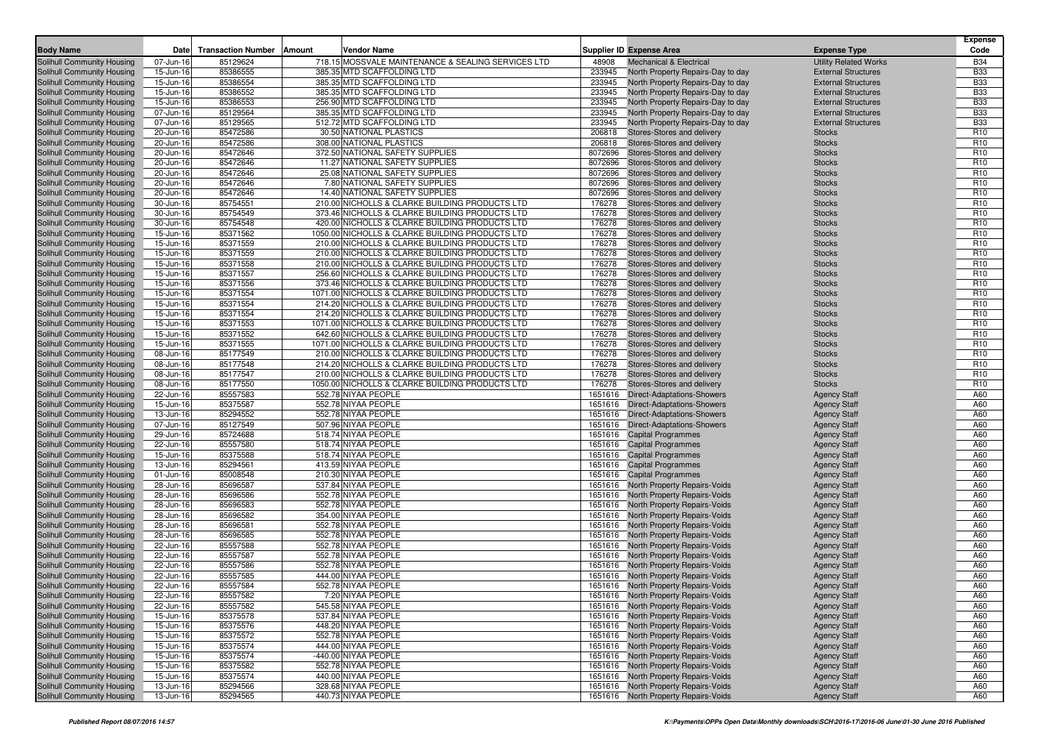| Body Name | Date | Transaction Number | Amount | Vendor Name | Supplier ID | Expense Area | Expense Type | Expense Code |
|---|---|---|---|---|---|---|---|---|
| Solihull Community Housing | 07-Jun-16 | 85129624 | 718.15 | MOSSVALE MAINTENANCE & SEALING SERVICES LTD | 48908 | Mechanical & Electrical | Utility Related Works | B34 |
| Solihull Community Housing | 15-Jun-16 | 85386555 | 385.35 | MTD SCAFFOLDING LTD | 233945 | North Property Repairs-Day to day | External Structures | B33 |
| Solihull Community Housing | 15-Jun-16 | 85386554 | 385.35 | MTD SCAFFOLDING LTD | 233945 | North Property Repairs-Day to day | External Structures | B33 |
| Solihull Community Housing | 15-Jun-16 | 85386552 | 385.35 | MTD SCAFFOLDING LTD | 233945 | North Property Repairs-Day to day | External Structures | B33 |
| Solihull Community Housing | 15-Jun-16 | 85386553 | 256.90 | MTD SCAFFOLDING LTD | 233945 | North Property Repairs-Day to day | External Structures | B33 |
| Solihull Community Housing | 07-Jun-16 | 85129564 | 385.35 | MTD SCAFFOLDING LTD | 233945 | North Property Repairs-Day to day | External Structures | B33 |
| Solihull Community Housing | 07-Jun-16 | 85129565 | 512.72 | MTD SCAFFOLDING LTD | 233945 | North Property Repairs-Day to day | External Structures | B33 |
| Solihull Community Housing | 20-Jun-16 | 85472586 | 30.50 | NATIONAL PLASTICS | 206818 | Stores-Stores and delivery | Stocks | R10 |
| Solihull Community Housing | 20-Jun-16 | 85472586 | 308.00 | NATIONAL PLASTICS | 206818 | Stores-Stores and delivery | Stocks | R10 |
| Solihull Community Housing | 20-Jun-16 | 85472646 | 372.50 | NATIONAL SAFETY SUPPLIES | 8072696 | Stores-Stores and delivery | Stocks | R10 |
| Solihull Community Housing | 20-Jun-16 | 85472646 | 11.27 | NATIONAL SAFETY SUPPLIES | 8072696 | Stores-Stores and delivery | Stocks | R10 |
| Solihull Community Housing | 20-Jun-16 | 85472646 | 25.08 | NATIONAL SAFETY SUPPLIES | 8072696 | Stores-Stores and delivery | Stocks | R10 |
| Solihull Community Housing | 20-Jun-16 | 85472646 | 7.80 | NATIONAL SAFETY SUPPLIES | 8072696 | Stores-Stores and delivery | Stocks | R10 |
| Solihull Community Housing | 20-Jun-16 | 85472646 | 14.40 | NATIONAL SAFETY SUPPLIES | 8072696 | Stores-Stores and delivery | Stocks | R10 |
| Solihull Community Housing | 30-Jun-16 | 85754551 | 210.00 | NICHOLLS & CLARKE BUILDING PRODUCTS LTD | 176278 | Stores-Stores and delivery | Stocks | R10 |
| Solihull Community Housing | 30-Jun-16 | 85754549 | 373.46 | NICHOLLS & CLARKE BUILDING PRODUCTS LTD | 176278 | Stores-Stores and delivery | Stocks | R10 |
| Solihull Community Housing | 30-Jun-16 | 85754548 | 420.00 | NICHOLLS & CLARKE BUILDING PRODUCTS LTD | 176278 | Stores-Stores and delivery | Stocks | R10 |
| Solihull Community Housing | 15-Jun-16 | 85371562 | 1050.00 | NICHOLLS & CLARKE BUILDING PRODUCTS LTD | 176278 | Stores-Stores and delivery | Stocks | R10 |
| Solihull Community Housing | 15-Jun-16 | 85371559 | 210.00 | NICHOLLS & CLARKE BUILDING PRODUCTS LTD | 176278 | Stores-Stores and delivery | Stocks | R10 |
| Solihull Community Housing | 15-Jun-16 | 85371559 | 210.00 | NICHOLLS & CLARKE BUILDING PRODUCTS LTD | 176278 | Stores-Stores and delivery | Stocks | R10 |
| Solihull Community Housing | 15-Jun-16 | 85371558 | 210.00 | NICHOLLS & CLARKE BUILDING PRODUCTS LTD | 176278 | Stores-Stores and delivery | Stocks | R10 |
| Solihull Community Housing | 15-Jun-16 | 85371557 | 256.60 | NICHOLLS & CLARKE BUILDING PRODUCTS LTD | 176278 | Stores-Stores and delivery | Stocks | R10 |
| Solihull Community Housing | 15-Jun-16 | 85371556 | 373.46 | NICHOLLS & CLARKE BUILDING PRODUCTS LTD | 176278 | Stores-Stores and delivery | Stocks | R10 |
| Solihull Community Housing | 15-Jun-16 | 85371554 | 1071.00 | NICHOLLS & CLARKE BUILDING PRODUCTS LTD | 176278 | Stores-Stores and delivery | Stocks | R10 |
| Solihull Community Housing | 15-Jun-16 | 85371554 | 214.20 | NICHOLLS & CLARKE BUILDING PRODUCTS LTD | 176278 | Stores-Stores and delivery | Stocks | R10 |
| Solihull Community Housing | 15-Jun-16 | 85371554 | 214.20 | NICHOLLS & CLARKE BUILDING PRODUCTS LTD | 176278 | Stores-Stores and delivery | Stocks | R10 |
| Solihull Community Housing | 15-Jun-16 | 85371553 | 1071.00 | NICHOLLS & CLARKE BUILDING PRODUCTS LTD | 176278 | Stores-Stores and delivery | Stocks | R10 |
| Solihull Community Housing | 15-Jun-16 | 85371552 | 642.60 | NICHOLLS & CLARKE BUILDING PRODUCTS LTD | 176278 | Stores-Stores and delivery | Stocks | R10 |
| Solihull Community Housing | 15-Jun-16 | 85371555 | 1071.00 | NICHOLLS & CLARKE BUILDING PRODUCTS LTD | 176278 | Stores-Stores and delivery | Stocks | R10 |
| Solihull Community Housing | 08-Jun-16 | 85177549 | 210.00 | NICHOLLS & CLARKE BUILDING PRODUCTS LTD | 176278 | Stores-Stores and delivery | Stocks | R10 |
| Solihull Community Housing | 08-Jun-16 | 85177548 | 214.20 | NICHOLLS & CLARKE BUILDING PRODUCTS LTD | 176278 | Stores-Stores and delivery | Stocks | R10 |
| Solihull Community Housing | 08-Jun-16 | 85177547 | 210.00 | NICHOLLS & CLARKE BUILDING PRODUCTS LTD | 176278 | Stores-Stores and delivery | Stocks | R10 |
| Solihull Community Housing | 08-Jun-16 | 85177550 | 1050.00 | NICHOLLS & CLARKE BUILDING PRODUCTS LTD | 176278 | Stores-Stores and delivery | Stocks | R10 |
| Solihull Community Housing | 22-Jun-16 | 85557583 | 552.78 | NIYAA PEOPLE | 1651616 | Direct-Adaptations-Showers | Agency Staff | A60 |
| Solihull Community Housing | 15-Jun-16 | 85375587 | 552.78 | NIYAA PEOPLE | 1651616 | Direct-Adaptations-Showers | Agency Staff | A60 |
| Solihull Community Housing | 13-Jun-16 | 85294552 | 552.78 | NIYAA PEOPLE | 1651616 | Direct-Adaptations-Showers | Agency Staff | A60 |
| Solihull Community Housing | 07-Jun-16 | 85127549 | 507.96 | NIYAA PEOPLE | 1651616 | Direct-Adaptations-Showers | Agency Staff | A60 |
| Solihull Community Housing | 29-Jun-16 | 85724688 | 518.74 | NIYAA PEOPLE | 1651616 | Capital Programmes | Agency Staff | A60 |
| Solihull Community Housing | 22-Jun-16 | 85557580 | 518.74 | NIYAA PEOPLE | 1651616 | Capital Programmes | Agency Staff | A60 |
| Solihull Community Housing | 15-Jun-16 | 85375588 | 518.74 | NIYAA PEOPLE | 1651616 | Capital Programmes | Agency Staff | A60 |
| Solihull Community Housing | 13-Jun-16 | 85294561 | 413.59 | NIYAA PEOPLE | 1651616 | Capital Programmes | Agency Staff | A60 |
| Solihull Community Housing | 01-Jun-16 | 85008548 | 210.30 | NIYAA PEOPLE | 1651616 | Capital Programmes | Agency Staff | A60 |
| Solihull Community Housing | 28-Jun-16 | 85696587 | 537.84 | NIYAA PEOPLE | 1651616 | North Property Repairs-Voids | Agency Staff | A60 |
| Solihull Community Housing | 28-Jun-16 | 85696586 | 552.78 | NIYAA PEOPLE | 1651616 | North Property Repairs-Voids | Agency Staff | A60 |
| Solihull Community Housing | 28-Jun-16 | 85696583 | 552.78 | NIYAA PEOPLE | 1651616 | North Property Repairs-Voids | Agency Staff | A60 |
| Solihull Community Housing | 28-Jun-16 | 85696582 | 354.00 | NIYAA PEOPLE | 1651616 | North Property Repairs-Voids | Agency Staff | A60 |
| Solihull Community Housing | 28-Jun-16 | 85696581 | 552.78 | NIYAA PEOPLE | 1651616 | North Property Repairs-Voids | Agency Staff | A60 |
| Solihull Community Housing | 28-Jun-16 | 85696585 | 552.78 | NIYAA PEOPLE | 1651616 | North Property Repairs-Voids | Agency Staff | A60 |
| Solihull Community Housing | 22-Jun-16 | 85557588 | 552.78 | NIYAA PEOPLE | 1651616 | North Property Repairs-Voids | Agency Staff | A60 |
| Solihull Community Housing | 22-Jun-16 | 85557587 | 552.78 | NIYAA PEOPLE | 1651616 | North Property Repairs-Voids | Agency Staff | A60 |
| Solihull Community Housing | 22-Jun-16 | 85557586 | 552.78 | NIYAA PEOPLE | 1651616 | North Property Repairs-Voids | Agency Staff | A60 |
| Solihull Community Housing | 22-Jun-16 | 85557585 | 444.00 | NIYAA PEOPLE | 1651616 | North Property Repairs-Voids | Agency Staff | A60 |
| Solihull Community Housing | 22-Jun-16 | 85557584 | 552.78 | NIYAA PEOPLE | 1651616 | North Property Repairs-Voids | Agency Staff | A60 |
| Solihull Community Housing | 22-Jun-16 | 85557582 | 7.20 | NIYAA PEOPLE | 1651616 | North Property Repairs-Voids | Agency Staff | A60 |
| Solihull Community Housing | 22-Jun-16 | 85557582 | 545.58 | NIYAA PEOPLE | 1651616 | North Property Repairs-Voids | Agency Staff | A60 |
| Solihull Community Housing | 15-Jun-16 | 85375578 | 537.84 | NIYAA PEOPLE | 1651616 | North Property Repairs-Voids | Agency Staff | A60 |
| Solihull Community Housing | 15-Jun-16 | 85375576 | 448.20 | NIYAA PEOPLE | 1651616 | North Property Repairs-Voids | Agency Staff | A60 |
| Solihull Community Housing | 15-Jun-16 | 85375572 | 552.78 | NIYAA PEOPLE | 1651616 | North Property Repairs-Voids | Agency Staff | A60 |
| Solihull Community Housing | 15-Jun-16 | 85375574 | 444.00 | NIYAA PEOPLE | 1651616 | North Property Repairs-Voids | Agency Staff | A60 |
| Solihull Community Housing | 15-Jun-16 | 85375574 | -440.00 | NIYAA PEOPLE | 1651616 | North Property Repairs-Voids | Agency Staff | A60 |
| Solihull Community Housing | 15-Jun-16 | 85375582 | 552.78 | NIYAA PEOPLE | 1651616 | North Property Repairs-Voids | Agency Staff | A60 |
| Solihull Community Housing | 15-Jun-16 | 85375574 | 440.00 | NIYAA PEOPLE | 1651616 | North Property Repairs-Voids | Agency Staff | A60 |
| Solihull Community Housing | 13-Jun-16 | 85294566 | 328.68 | NIYAA PEOPLE | 1651616 | North Property Repairs-Voids | Agency Staff | A60 |
| Solihull Community Housing | 13-Jun-16 | 85294565 | 440.73 | NIYAA PEOPLE | 1651616 | North Property Repairs-Voids | Agency Staff | A60 |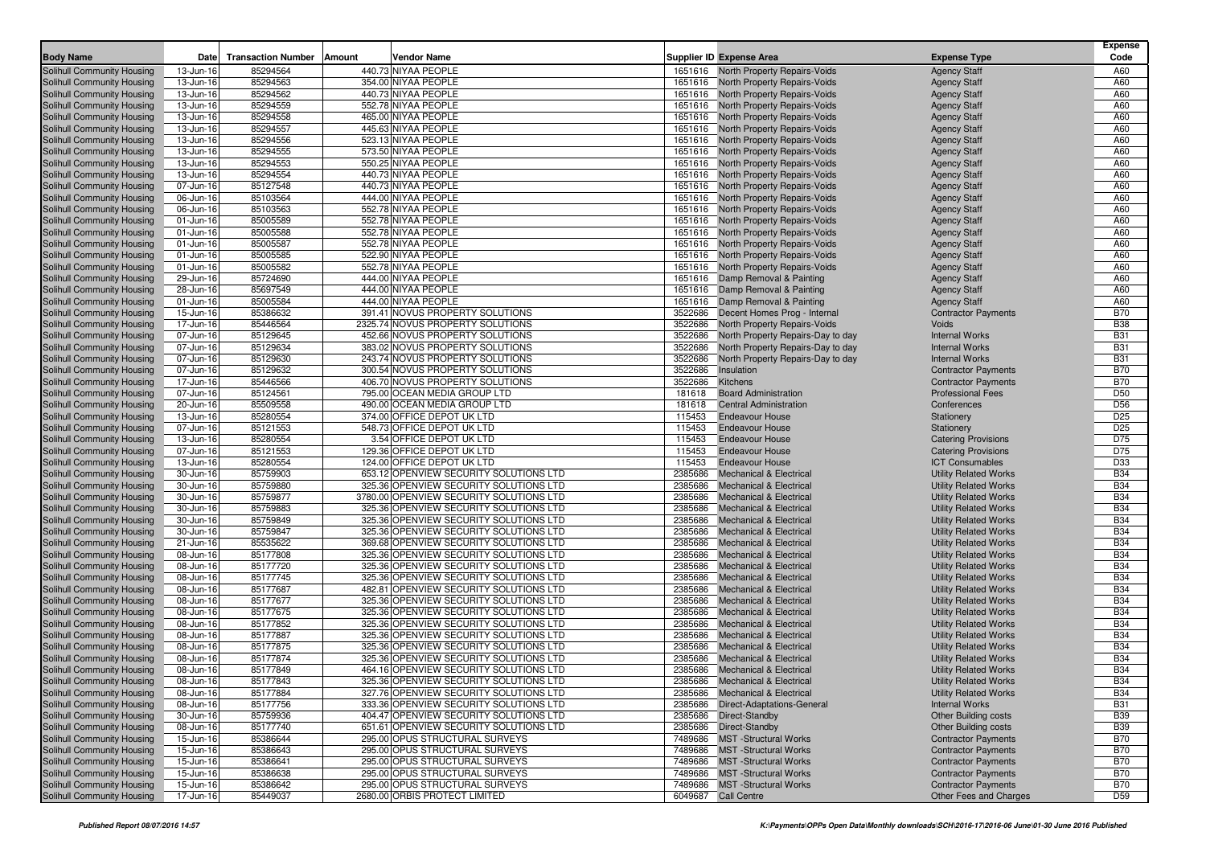| Body Name | Date | Transaction Number | Amount | Vendor Name | Supplier ID | Expense Area | Expense Type | Expense Code |
|---|---|---|---|---|---|---|---|---|
| Solihull Community Housing | 13-Jun-16 | 85294564 | 440.73 | NIYAA PEOPLE | 1651616 | North Property Repairs-Voids | Agency Staff | A60 |
| Solihull Community Housing | 13-Jun-16 | 85294563 | 354.00 | NIYAA PEOPLE | 1651616 | North Property Repairs-Voids | Agency Staff | A60 |
| Solihull Community Housing | 13-Jun-16 | 85294562 | 440.73 | NIYAA PEOPLE | 1651616 | North Property Repairs-Voids | Agency Staff | A60 |
| Solihull Community Housing | 13-Jun-16 | 85294559 | 552.78 | NIYAA PEOPLE | 1651616 | North Property Repairs-Voids | Agency Staff | A60 |
| Solihull Community Housing | 13-Jun-16 | 85294558 | 465.00 | NIYAA PEOPLE | 1651616 | North Property Repairs-Voids | Agency Staff | A60 |
| Solihull Community Housing | 13-Jun-16 | 85294557 | 445.63 | NIYAA PEOPLE | 1651616 | North Property Repairs-Voids | Agency Staff | A60 |
| Solihull Community Housing | 13-Jun-16 | 85294556 | 523.13 | NIYAA PEOPLE | 1651616 | North Property Repairs-Voids | Agency Staff | A60 |
| Solihull Community Housing | 13-Jun-16 | 85294555 | 573.50 | NIYAA PEOPLE | 1651616 | North Property Repairs-Voids | Agency Staff | A60 |
| Solihull Community Housing | 13-Jun-16 | 85294553 | 550.25 | NIYAA PEOPLE | 1651616 | North Property Repairs-Voids | Agency Staff | A60 |
| Solihull Community Housing | 13-Jun-16 | 85294554 | 440.73 | NIYAA PEOPLE | 1651616 | North Property Repairs-Voids | Agency Staff | A60 |
| Solihull Community Housing | 07-Jun-16 | 85127548 | 440.73 | NIYAA PEOPLE | 1651616 | North Property Repairs-Voids | Agency Staff | A60 |
| Solihull Community Housing | 06-Jun-16 | 85103564 | 444.00 | NIYAA PEOPLE | 1651616 | North Property Repairs-Voids | Agency Staff | A60 |
| Solihull Community Housing | 06-Jun-16 | 85103563 | 552.78 | NIYAA PEOPLE | 1651616 | North Property Repairs-Voids | Agency Staff | A60 |
| Solihull Community Housing | 01-Jun-16 | 85005589 | 552.78 | NIYAA PEOPLE | 1651616 | North Property Repairs-Voids | Agency Staff | A60 |
| Solihull Community Housing | 01-Jun-16 | 85005588 | 552.78 | NIYAA PEOPLE | 1651616 | North Property Repairs-Voids | Agency Staff | A60 |
| Solihull Community Housing | 01-Jun-16 | 85005587 | 552.78 | NIYAA PEOPLE | 1651616 | North Property Repairs-Voids | Agency Staff | A60 |
| Solihull Community Housing | 01-Jun-16 | 85005585 | 522.90 | NIYAA PEOPLE | 1651616 | North Property Repairs-Voids | Agency Staff | A60 |
| Solihull Community Housing | 01-Jun-16 | 85005582 | 552.78 | NIYAA PEOPLE | 1651616 | North Property Repairs-Voids | Agency Staff | A60 |
| Solihull Community Housing | 29-Jun-16 | 85724690 | 444.00 | NIYAA PEOPLE | 1651616 | Damp Removal & Painting | Agency Staff | A60 |
| Solihull Community Housing | 28-Jun-16 | 85697549 | 444.00 | NIYAA PEOPLE | 1651616 | Damp Removal & Painting | Agency Staff | A60 |
| Solihull Community Housing | 01-Jun-16 | 85005584 | 444.00 | NIYAA PEOPLE | 1651616 | Damp Removal & Painting | Agency Staff | A60 |
| Solihull Community Housing | 15-Jun-16 | 85386632 | 391.41 | NOVUS PROPERTY SOLUTIONS | 3522686 | Decent Homes Prog - Internal | Contractor Payments | B70 |
| Solihull Community Housing | 17-Jun-16 | 85446564 | 2325.74 | NOVUS PROPERTY SOLUTIONS | 3522686 | North Property Repairs-Voids | Voids | B38 |
| Solihull Community Housing | 07-Jun-16 | 85129645 | 452.66 | NOVUS PROPERTY SOLUTIONS | 3522686 | North Property Repairs-Day to day | Internal Works | B31 |
| Solihull Community Housing | 07-Jun-16 | 85129634 | 383.02 | NOVUS PROPERTY SOLUTIONS | 3522686 | North Property Repairs-Day to day | Internal Works | B31 |
| Solihull Community Housing | 07-Jun-16 | 85129630 | 243.74 | NOVUS PROPERTY SOLUTIONS | 3522686 | North Property Repairs-Day to day | Internal Works | B31 |
| Solihull Community Housing | 07-Jun-16 | 85129632 | 300.54 | NOVUS PROPERTY SOLUTIONS | 3522686 | Insulation | Contractor Payments | B70 |
| Solihull Community Housing | 17-Jun-16 | 85446566 | 406.70 | NOVUS PROPERTY SOLUTIONS | 3522686 | Kitchens | Contractor Payments | B70 |
| Solihull Community Housing | 07-Jun-16 | 85124561 | 795.00 | OCEAN MEDIA GROUP LTD | 181618 | Board Administration | Professional Fees | D50 |
| Solihull Community Housing | 20-Jun-16 | 85509558 | 490.00 | OCEAN MEDIA GROUP LTD | 181618 | Central Administration | Conferences | D56 |
| Solihull Community Housing | 13-Jun-16 | 85280554 | 374.00 | OFFICE DEPOT UK LTD | 115453 | Endeavour House | Stationery | D25 |
| Solihull Community Housing | 07-Jun-16 | 85121553 | 548.73 | OFFICE DEPOT UK LTD | 115453 | Endeavour House | Stationery | D25 |
| Solihull Community Housing | 13-Jun-16 | 85280554 | 3.54 | OFFICE DEPOT UK LTD | 115453 | Endeavour House | Catering Provisions | D75 |
| Solihull Community Housing | 07-Jun-16 | 85121553 | 129.36 | OFFICE DEPOT UK LTD | 115453 | Endeavour House | Catering Provisions | D75 |
| Solihull Community Housing | 13-Jun-16 | 85280554 | 124.00 | OFFICE DEPOT UK LTD | 115453 | Endeavour House | ICT Consumables | D33 |
| Solihull Community Housing | 30-Jun-16 | 85759903 | 653.12 | OPENVIEW SECURITY SOLUTIONS LTD | 2385686 | Mechanical & Electrical | Utility Related Works | B34 |
| Solihull Community Housing | 30-Jun-16 | 85759880 | 325.36 | OPENVIEW SECURITY SOLUTIONS LTD | 2385686 | Mechanical & Electrical | Utility Related Works | B34 |
| Solihull Community Housing | 30-Jun-16 | 85759877 | 3780.00 | OPENVIEW SECURITY SOLUTIONS LTD | 2385686 | Mechanical & Electrical | Utility Related Works | B34 |
| Solihull Community Housing | 30-Jun-16 | 85759883 | 325.36 | OPENVIEW SECURITY SOLUTIONS LTD | 2385686 | Mechanical & Electrical | Utility Related Works | B34 |
| Solihull Community Housing | 30-Jun-16 | 85759849 | 325.36 | OPENVIEW SECURITY SOLUTIONS LTD | 2385686 | Mechanical & Electrical | Utility Related Works | B34 |
| Solihull Community Housing | 30-Jun-16 | 85759847 | 325.36 | OPENVIEW SECURITY SOLUTIONS LTD | 2385686 | Mechanical & Electrical | Utility Related Works | B34 |
| Solihull Community Housing | 21-Jun-16 | 85535622 | 369.68 | OPENVIEW SECURITY SOLUTIONS LTD | 2385686 | Mechanical & Electrical | Utility Related Works | B34 |
| Solihull Community Housing | 08-Jun-16 | 85177808 | 325.36 | OPENVIEW SECURITY SOLUTIONS LTD | 2385686 | Mechanical & Electrical | Utility Related Works | B34 |
| Solihull Community Housing | 08-Jun-16 | 85177720 | 325.36 | OPENVIEW SECURITY SOLUTIONS LTD | 2385686 | Mechanical & Electrical | Utility Related Works | B34 |
| Solihull Community Housing | 08-Jun-16 | 85177745 | 325.36 | OPENVIEW SECURITY SOLUTIONS LTD | 2385686 | Mechanical & Electrical | Utility Related Works | B34 |
| Solihull Community Housing | 08-Jun-16 | 85177687 | 482.81 | OPENVIEW SECURITY SOLUTIONS LTD | 2385686 | Mechanical & Electrical | Utility Related Works | B34 |
| Solihull Community Housing | 08-Jun-16 | 85177677 | 325.36 | OPENVIEW SECURITY SOLUTIONS LTD | 2385686 | Mechanical & Electrical | Utility Related Works | B34 |
| Solihull Community Housing | 08-Jun-16 | 85177675 | 325.36 | OPENVIEW SECURITY SOLUTIONS LTD | 2385686 | Mechanical & Electrical | Utility Related Works | B34 |
| Solihull Community Housing | 08-Jun-16 | 85177852 | 325.36 | OPENVIEW SECURITY SOLUTIONS LTD | 2385686 | Mechanical & Electrical | Utility Related Works | B34 |
| Solihull Community Housing | 08-Jun-16 | 85177887 | 325.36 | OPENVIEW SECURITY SOLUTIONS LTD | 2385686 | Mechanical & Electrical | Utility Related Works | B34 |
| Solihull Community Housing | 08-Jun-16 | 85177875 | 325.36 | OPENVIEW SECURITY SOLUTIONS LTD | 2385686 | Mechanical & Electrical | Utility Related Works | B34 |
| Solihull Community Housing | 08-Jun-16 | 85177874 | 325.36 | OPENVIEW SECURITY SOLUTIONS LTD | 2385686 | Mechanical & Electrical | Utility Related Works | B34 |
| Solihull Community Housing | 08-Jun-16 | 85177849 | 464.16 | OPENVIEW SECURITY SOLUTIONS LTD | 2385686 | Mechanical & Electrical | Utility Related Works | B34 |
| Solihull Community Housing | 08-Jun-16 | 85177843 | 325.36 | OPENVIEW SECURITY SOLUTIONS LTD | 2385686 | Mechanical & Electrical | Utility Related Works | B34 |
| Solihull Community Housing | 08-Jun-16 | 85177884 | 327.76 | OPENVIEW SECURITY SOLUTIONS LTD | 2385686 | Mechanical & Electrical | Utility Related Works | B34 |
| Solihull Community Housing | 08-Jun-16 | 85177756 | 333.36 | OPENVIEW SECURITY SOLUTIONS LTD | 2385686 | Direct-Adaptations-General | Internal Works | B31 |
| Solihull Community Housing | 30-Jun-16 | 85759936 | 404.47 | OPENVIEW SECURITY SOLUTIONS LTD | 2385686 | Direct-Standby | Other Building costs | B39 |
| Solihull Community Housing | 08-Jun-16 | 85177740 | 651.61 | OPENVIEW SECURITY SOLUTIONS LTD | 2385686 | Direct-Standby | Other Building costs | B39 |
| Solihull Community Housing | 15-Jun-16 | 85386644 | 295.00 | OPUS STRUCTURAL SURVEYS | 7489686 | MST -Structural Works | Contractor Payments | B70 |
| Solihull Community Housing | 15-Jun-16 | 85386643 | 295.00 | OPUS STRUCTURAL SURVEYS | 7489686 | MST -Structural Works | Contractor Payments | B70 |
| Solihull Community Housing | 15-Jun-16 | 85386641 | 295.00 | OPUS STRUCTURAL SURVEYS | 7489686 | MST -Structural Works | Contractor Payments | B70 |
| Solihull Community Housing | 15-Jun-16 | 85386638 | 295.00 | OPUS STRUCTURAL SURVEYS | 7489686 | MST -Structural Works | Contractor Payments | B70 |
| Solihull Community Housing | 15-Jun-16 | 85386642 | 295.00 | OPUS STRUCTURAL SURVEYS | 7489686 | MST -Structural Works | Contractor Payments | B70 |
| Solihull Community Housing | 17-Jun-16 | 85449037 | 2680.00 | ORBIS PROTECT LIMITED | 6049687 | Call Centre | Other Fees and Charges | D59 |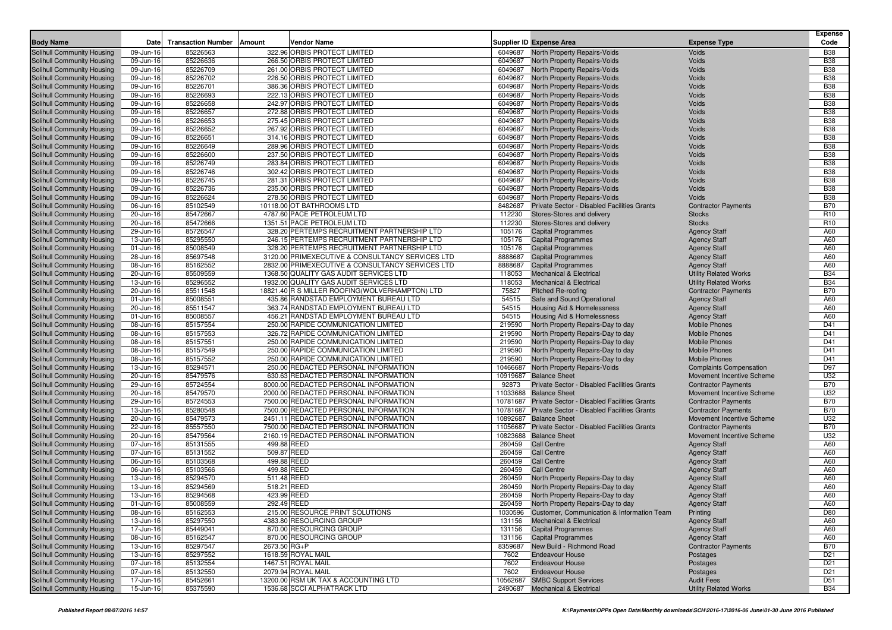| Body Name | Date | Transaction Number | Amount | Vendor Name | Supplier ID | Expense Area | Expense Type | Expense Code |
|---|---|---|---|---|---|---|---|---|
| Solihull Community Housing | 09-Jun-16 | 85226563 | 322.96 | ORBIS PROTECT LIMITED | 6049687 | North Property Repairs-Voids | Voids | B38 |
| Solihull Community Housing | 09-Jun-16 | 85226636 | 266.50 | ORBIS PROTECT LIMITED | 6049687 | North Property Repairs-Voids | Voids | B38 |
| Solihull Community Housing | 09-Jun-16 | 85226709 | 261.00 | ORBIS PROTECT LIMITED | 6049687 | North Property Repairs-Voids | Voids | B38 |
| Solihull Community Housing | 09-Jun-16 | 85226702 | 226.50 | ORBIS PROTECT LIMITED | 6049687 | North Property Repairs-Voids | Voids | B38 |
| Solihull Community Housing | 09-Jun-16 | 85226701 | 386.36 | ORBIS PROTECT LIMITED | 6049687 | North Property Repairs-Voids | Voids | B38 |
| Solihull Community Housing | 09-Jun-16 | 85226693 | 222.13 | ORBIS PROTECT LIMITED | 6049687 | North Property Repairs-Voids | Voids | B38 |
| Solihull Community Housing | 09-Jun-16 | 85226658 | 242.97 | ORBIS PROTECT LIMITED | 6049687 | North Property Repairs-Voids | Voids | B38 |
| Solihull Community Housing | 09-Jun-16 | 85226657 | 272.88 | ORBIS PROTECT LIMITED | 6049687 | North Property Repairs-Voids | Voids | B38 |
| Solihull Community Housing | 09-Jun-16 | 85226653 | 275.45 | ORBIS PROTECT LIMITED | 6049687 | North Property Repairs-Voids | Voids | B38 |
| Solihull Community Housing | 09-Jun-16 | 85226652 | 267.92 | ORBIS PROTECT LIMITED | 6049687 | North Property Repairs-Voids | Voids | B38 |
| Solihull Community Housing | 09-Jun-16 | 85226651 | 314.16 | ORBIS PROTECT LIMITED | 6049687 | North Property Repairs-Voids | Voids | B38 |
| Solihull Community Housing | 09-Jun-16 | 85226649 | 289.96 | ORBIS PROTECT LIMITED | 6049687 | North Property Repairs-Voids | Voids | B38 |
| Solihull Community Housing | 09-Jun-16 | 85226600 | 237.50 | ORBIS PROTECT LIMITED | 6049687 | North Property Repairs-Voids | Voids | B38 |
| Solihull Community Housing | 09-Jun-16 | 85226749 | 283.84 | ORBIS PROTECT LIMITED | 6049687 | North Property Repairs-Voids | Voids | B38 |
| Solihull Community Housing | 09-Jun-16 | 85226746 | 302.42 | ORBIS PROTECT LIMITED | 6049687 | North Property Repairs-Voids | Voids | B38 |
| Solihull Community Housing | 09-Jun-16 | 85226745 | 281.31 | ORBIS PROTECT LIMITED | 6049687 | North Property Repairs-Voids | Voids | B38 |
| Solihull Community Housing | 09-Jun-16 | 85226736 | 235.00 | ORBIS PROTECT LIMITED | 6049687 | North Property Repairs-Voids | Voids | B38 |
| Solihull Community Housing | 09-Jun-16 | 85226624 | 278.50 | ORBIS PROTECT LIMITED | 6049687 | North Property Repairs-Voids | Voids | B38 |
| Solihull Community Housing | 06-Jun-16 | 85102549 | 10118.00 | OT BATHROOMS LTD | 8482687 | Private Sector - Disabled Facilities Grants | Contractor Payments | B70 |
| Solihull Community Housing | 20-Jun-16 | 85472667 | 4787.60 | PACE PETROLEUM LTD | 112230 | Stores-Stores and delivery | Stocks | R10 |
| Solihull Community Housing | 20-Jun-16 | 85472666 | 1351.51 | PACE PETROLEUM LTD | 112230 | Stores-Stores and delivery | Stocks | R10 |
| Solihull Community Housing | 29-Jun-16 | 85726547 | 328.20 | PERTEMPS RECRUITMENT PARTNERSHIP LTD | 105176 | Capital Programmes | Agency Staff | A60 |
| Solihull Community Housing | 13-Jun-16 | 85295550 | 246.15 | PERTEMPS RECRUITMENT PARTNERSHIP LTD | 105176 | Capital Programmes | Agency Staff | A60 |
| Solihull Community Housing | 01-Jun-16 | 85008549 | 328.20 | PERTEMPS RECRUITMENT PARTNERSHIP LTD | 105176 | Capital Programmes | Agency Staff | A60 |
| Solihull Community Housing | 28-Jun-16 | 85697548 | 3120.00 | PRIMEXECUTIVE & CONSULTANCY SERVICES LTD | 8888687 | Capital Programmes | Agency Staff | A60 |
| Solihull Community Housing | 08-Jun-16 | 85162552 | 2832.00 | PRIMEXECUTIVE & CONSULTANCY SERVICES LTD | 8888687 | Capital Programmes | Agency Staff | A60 |
| Solihull Community Housing | 20-Jun-16 | 85509559 | 1368.50 | QUALITY GAS AUDIT SERVICES LTD | 118053 | Mechanical & Electrical | Utility Related Works | B34 |
| Solihull Community Housing | 13-Jun-16 | 85296552 | 1932.00 | QUALITY GAS AUDIT SERVICES LTD | 118053 | Mechanical & Electrical | Utility Related Works | B34 |
| Solihull Community Housing | 20-Jun-16 | 85511548 | 18821.40 | R S MILLER ROOFING(WOLVERHAMPTON) LTD | 75827 | Pitched Re-roofing | Contractor Payments | B70 |
| Solihull Community Housing | 01-Jun-16 | 85008551 | 435.86 | RANDSTAD EMPLOYMENT BUREAU LTD | 54515 | Safe and Sound Operational | Agency Staff | A60 |
| Solihull Community Housing | 20-Jun-16 | 85511547 | 363.74 | RANDSTAD EMPLOYMENT BUREAU LTD | 54515 | Housing Aid & Homelessness | Agency Staff | A60 |
| Solihull Community Housing | 01-Jun-16 | 85008557 | 456.21 | RANDSTAD EMPLOYMENT BUREAU LTD | 54515 | Housing Aid & Homelessness | Agency Staff | A60 |
| Solihull Community Housing | 08-Jun-16 | 85157554 | 250.00 | RAPIDE COMMUNICATION LIMITED | 219590 | North Property Repairs-Day to day | Mobile Phones | D41 |
| Solihull Community Housing | 08-Jun-16 | 85157553 | 326.72 | RAPIDE COMMUNICATION LIMITED | 219590 | North Property Repairs-Day to day | Mobile Phones | D41 |
| Solihull Community Housing | 08-Jun-16 | 85157551 | 250.00 | RAPIDE COMMUNICATION LIMITED | 219590 | North Property Repairs-Day to day | Mobile Phones | D41 |
| Solihull Community Housing | 08-Jun-16 | 85157549 | 250.00 | RAPIDE COMMUNICATION LIMITED | 219590 | North Property Repairs-Day to day | Mobile Phones | D41 |
| Solihull Community Housing | 08-Jun-16 | 85157552 | 250.00 | RAPIDE COMMUNICATION LIMITED | 219590 | North Property Repairs-Day to day | Mobile Phones | D41 |
| Solihull Community Housing | 13-Jun-16 | 85294571 | 250.00 | REDACTED PERSONAL INFORMATION | 10466687 | North Property Repairs-Voids | Complaints Compensation | D97 |
| Solihull Community Housing | 20-Jun-16 | 85479576 | 630.63 | REDACTED PERSONAL INFORMATION | 10919687 | Balance Sheet | Movement Incentive Scheme | U32 |
| Solihull Community Housing | 29-Jun-16 | 85724554 | 8000.00 | REDACTED PERSONAL INFORMATION | 92873 | Private Sector - Disabled Facilities Grants | Contractor Payments | B70 |
| Solihull Community Housing | 20-Jun-16 | 85479570 | 2000.00 | REDACTED PERSONAL INFORMATION | 11033688 | Balance Sheet | Movement Incentive Scheme | U32 |
| Solihull Community Housing | 29-Jun-16 | 85724553 | 7500.00 | REDACTED PERSONAL INFORMATION | 10781687 | Private Sector - Disabled Facilities Grants | Contractor Payments | B70 |
| Solihull Community Housing | 13-Jun-16 | 85280548 | 7500.00 | REDACTED PERSONAL INFORMATION | 10781687 | Private Sector - Disabled Facilities Grants | Contractor Payments | B70 |
| Solihull Community Housing | 20-Jun-16 | 85479573 | 2451.11 | REDACTED PERSONAL INFORMATION | 10892687 | Balance Sheet | Movement Incentive Scheme | U32 |
| Solihull Community Housing | 22-Jun-16 | 85557550 | 7500.00 | REDACTED PERSONAL INFORMATION | 11056687 | Private Sector - Disabled Facilities Grants | Contractor Payments | B70 |
| Solihull Community Housing | 20-Jun-16 | 85479564 | 2160.19 | REDACTED PERSONAL INFORMATION | 10823688 | Balance Sheet | Movement Incentive Scheme | U32 |
| Solihull Community Housing | 07-Jun-16 | 85131555 | 499.88 | REED | 260459 | Call Centre | Agency Staff | A60 |
| Solihull Community Housing | 07-Jun-16 | 85131552 | 509.87 | REED | 260459 | Call Centre | Agency Staff | A60 |
| Solihull Community Housing | 06-Jun-16 | 85103568 | 499.88 | REED | 260459 | Call Centre | Agency Staff | A60 |
| Solihull Community Housing | 06-Jun-16 | 85103566 | 499.88 | REED | 260459 | Call Centre | Agency Staff | A60 |
| Solihull Community Housing | 13-Jun-16 | 85294570 | 511.48 | REED | 260459 | North Property Repairs-Day to day | Agency Staff | A60 |
| Solihull Community Housing | 13-Jun-16 | 85294569 | 518.21 | REED | 260459 | North Property Repairs-Day to day | Agency Staff | A60 |
| Solihull Community Housing | 13-Jun-16 | 85294568 | 423.99 | REED | 260459 | North Property Repairs-Day to day | Agency Staff | A60 |
| Solihull Community Housing | 01-Jun-16 | 85008559 | 292.49 | REED | 260459 | North Property Repairs-Day to day | Agency Staff | A60 |
| Solihull Community Housing | 08-Jun-16 | 85162553 | 215.00 | RESOURCE PRINT SOLUTIONS | 1030596 | Customer, Communication & Information Team | Printing | D80 |
| Solihull Community Housing | 13-Jun-16 | 85297550 | 4383.80 | RESOURCING GROUP | 131156 | Mechanical & Electrical | Agency Staff | A60 |
| Solihull Community Housing | 17-Jun-16 | 85449041 | 870.00 | RESOURCING GROUP | 131156 | Capital Programmes | Agency Staff | A60 |
| Solihull Community Housing | 08-Jun-16 | 85162547 | 870.00 | RESOURCING GROUP | 131156 | Capital Programmes | Agency Staff | A60 |
| Solihull Community Housing | 13-Jun-16 | 85297547 | 2673.50 | RG+P | 8359687 | New Build - Richmond Road | Contractor Payments | B70 |
| Solihull Community Housing | 13-Jun-16 | 85297552 | 1618.59 | ROYAL MAIL | 7602 | Endeavour House | Postages | D21 |
| Solihull Community Housing | 07-Jun-16 | 85132554 | 1467.51 | ROYAL MAIL | 7602 | Endeavour House | Postages | D21 |
| Solihull Community Housing | 07-Jun-16 | 85132550 | 2079.94 | ROYAL MAIL | 7602 | Endeavour House | Postages | D21 |
| Solihull Community Housing | 17-Jun-16 | 85452661 | 13200.00 | RSM UK TAX & ACCOUNTING LTD | 10562687 | SMBC Support Services | Audit Fees | D51 |
| Solihull Community Housing | 15-Jun-16 | 85375590 | 1536.68 | SCCI ALPHATRACK LTD | 2490687 | Mechanical & Electrical | Utility Related Works | B34 |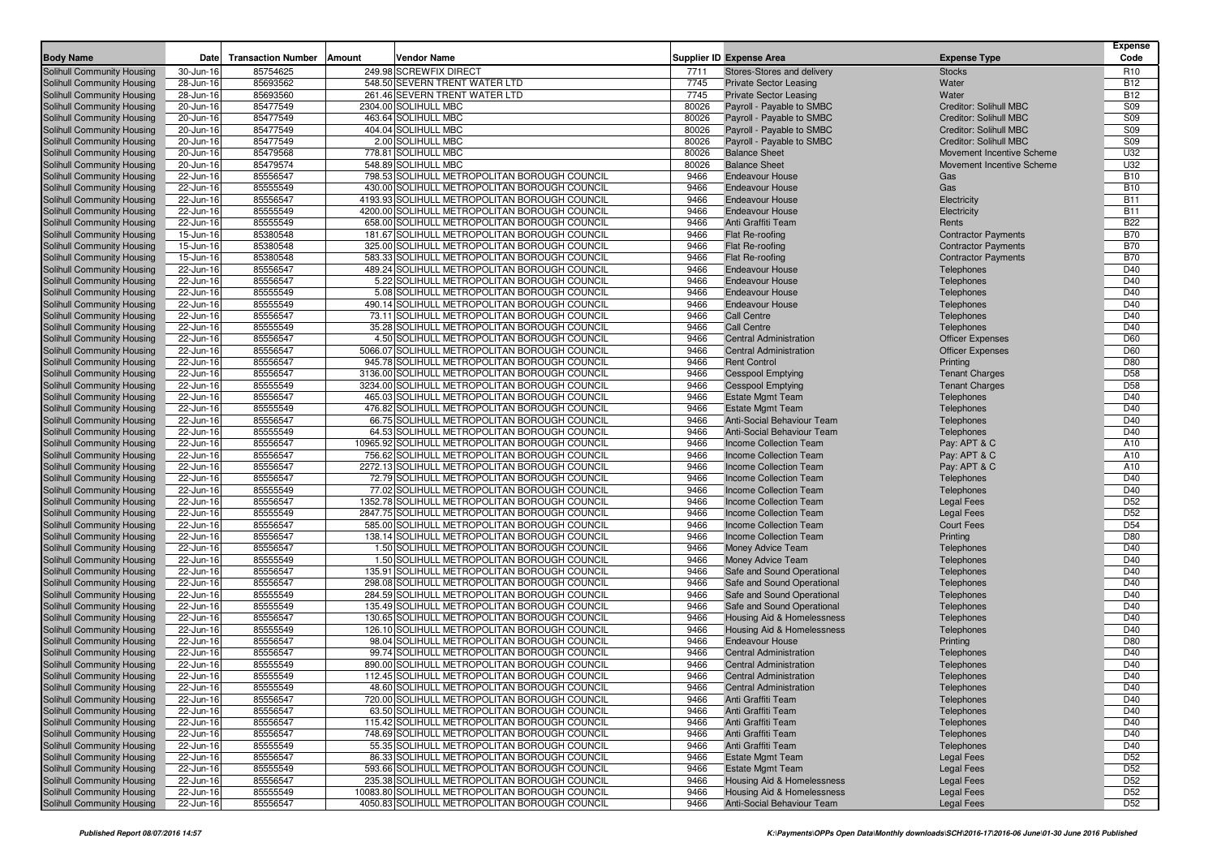| Body Name | Date | Transaction Number | Amount | Vendor Name | Supplier ID | Expense Area | Expense Type | Expense Code |
|---|---|---|---|---|---|---|---|---|
| Solihull Community Housing | 30-Jun-16 | 85754625 | 249.98 | SCREWFIX DIRECT | 7711 | Stores-Stores and delivery | Stocks | R10 |
| Solihull Community Housing | 28-Jun-16 | 85693562 | 548.50 | SEVERN TRENT WATER LTD | 7745 | Private Sector Leasing | Water | B12 |
| Solihull Community Housing | 28-Jun-16 | 85693560 | 261.46 | SEVERN TRENT WATER LTD | 7745 | Private Sector Leasing | Water | B12 |
| Solihull Community Housing | 20-Jun-16 | 85477549 | 2304.00 | SOLIHULL MBC | 80026 | Payroll - Payable to SMBC | Creditor: Solihull MBC | S09 |
| Solihull Community Housing | 20-Jun-16 | 85477549 | 463.64 | SOLIHULL MBC | 80026 | Payroll - Payable to SMBC | Creditor: Solihull MBC | S09 |
| Solihull Community Housing | 20-Jun-16 | 85477549 | 404.04 | SOLIHULL MBC | 80026 | Payroll - Payable to SMBC | Creditor: Solihull MBC | S09 |
| Solihull Community Housing | 20-Jun-16 | 85477549 | 2.00 | SOLIHULL MBC | 80026 | Payroll - Payable to SMBC | Creditor: Solihull MBC | S09 |
| Solihull Community Housing | 20-Jun-16 | 85479568 | 778.81 | SOLIHULL MBC | 80026 | Balance Sheet | Movement Incentive Scheme | U32 |
| Solihull Community Housing | 20-Jun-16 | 85479574 | 548.89 | SOLIHULL MBC | 80026 | Balance Sheet | Movement Incentive Scheme | U32 |
| Solihull Community Housing | 22-Jun-16 | 85556547 | 798.53 | SOLIHULL METROPOLITAN BOROUGH COUNCIL | 9466 | Endeavour House | Gas | B10 |
| Solihull Community Housing | 22-Jun-16 | 85555549 | 430.00 | SOLIHULL METROPOLITAN BOROUGH COUNCIL | 9466 | Endeavour House | Gas | B10 |
| Solihull Community Housing | 22-Jun-16 | 85556547 | 4193.93 | SOLIHULL METROPOLITAN BOROUGH COUNCIL | 9466 | Endeavour House | Electricity | B11 |
| Solihull Community Housing | 22-Jun-16 | 85555549 | 4200.00 | SOLIHULL METROPOLITAN BOROUGH COUNCIL | 9466 | Endeavour House | Electricity | B11 |
| Solihull Community Housing | 22-Jun-16 | 85555549 | 658.00 | SOLIHULL METROPOLITAN BOROUGH COUNCIL | 9466 | Anti Graffiti Team | Rents | B22 |
| Solihull Community Housing | 15-Jun-16 | 85380548 | 181.67 | SOLIHULL METROPOLITAN BOROUGH COUNCIL | 9466 | Flat Re-roofing | Contractor Payments | B70 |
| Solihull Community Housing | 15-Jun-16 | 85380548 | 325.00 | SOLIHULL METROPOLITAN BOROUGH COUNCIL | 9466 | Flat Re-roofing | Contractor Payments | B70 |
| Solihull Community Housing | 15-Jun-16 | 85380548 | 583.33 | SOLIHULL METROPOLITAN BOROUGH COUNCIL | 9466 | Flat Re-roofing | Contractor Payments | B70 |
| Solihull Community Housing | 22-Jun-16 | 85556547 | 489.24 | SOLIHULL METROPOLITAN BOROUGH COUNCIL | 9466 | Endeavour House | Telephones | D40 |
| Solihull Community Housing | 22-Jun-16 | 85556547 | 5.22 | SOLIHULL METROPOLITAN BOROUGH COUNCIL | 9466 | Endeavour House | Telephones | D40 |
| Solihull Community Housing | 22-Jun-16 | 85555549 | 5.08 | SOLIHULL METROPOLITAN BOROUGH COUNCIL | 9466 | Endeavour House | Telephones | D40 |
| Solihull Community Housing | 22-Jun-16 | 85555549 | 490.14 | SOLIHULL METROPOLITAN BOROUGH COUNCIL | 9466 | Endeavour House | Telephones | D40 |
| Solihull Community Housing | 22-Jun-16 | 85556547 | 73.11 | SOLIHULL METROPOLITAN BOROUGH COUNCIL | 9466 | Call Centre | Telephones | D40 |
| Solihull Community Housing | 22-Jun-16 | 85555549 | 35.28 | SOLIHULL METROPOLITAN BOROUGH COUNCIL | 9466 | Call Centre | Telephones | D40 |
| Solihull Community Housing | 22-Jun-16 | 85556547 | 4.50 | SOLIHULL METROPOLITAN BOROUGH COUNCIL | 9466 | Central Administration | Officer Expenses | D60 |
| Solihull Community Housing | 22-Jun-16 | 85556547 | 5066.07 | SOLIHULL METROPOLITAN BOROUGH COUNCIL | 9466 | Central Administration | Officer Expenses | D60 |
| Solihull Community Housing | 22-Jun-16 | 85556547 | 945.78 | SOLIHULL METROPOLITAN BOROUGH COUNCIL | 9466 | Rent Control | Printing | D80 |
| Solihull Community Housing | 22-Jun-16 | 85556547 | 3136.00 | SOLIHULL METROPOLITAN BOROUGH COUNCIL | 9466 | Cesspool Emptying | Tenant Charges | D58 |
| Solihull Community Housing | 22-Jun-16 | 85555549 | 3234.00 | SOLIHULL METROPOLITAN BOROUGH COUNCIL | 9466 | Cesspool Emptying | Tenant Charges | D58 |
| Solihull Community Housing | 22-Jun-16 | 85556547 | 465.03 | SOLIHULL METROPOLITAN BOROUGH COUNCIL | 9466 | Estate Mgmt Team | Telephones | D40 |
| Solihull Community Housing | 22-Jun-16 | 85555549 | 476.82 | SOLIHULL METROPOLITAN BOROUGH COUNCIL | 9466 | Estate Mgmt Team | Telephones | D40 |
| Solihull Community Housing | 22-Jun-16 | 85556547 | 66.75 | SOLIHULL METROPOLITAN BOROUGH COUNCIL | 9466 | Anti-Social Behaviour Team | Telephones | D40 |
| Solihull Community Housing | 22-Jun-16 | 85555549 | 64.53 | SOLIHULL METROPOLITAN BOROUGH COUNCIL | 9466 | Anti-Social Behaviour Team | Telephones | D40 |
| Solihull Community Housing | 22-Jun-16 | 85556547 | 10965.92 | SOLIHULL METROPOLITAN BOROUGH COUNCIL | 9466 | Income Collection Team | Pay: APT & C | A10 |
| Solihull Community Housing | 22-Jun-16 | 85556547 | 756.62 | SOLIHULL METROPOLITAN BOROUGH COUNCIL | 9466 | Income Collection Team | Pay: APT & C | A10 |
| Solihull Community Housing | 22-Jun-16 | 85556547 | 2272.13 | SOLIHULL METROPOLITAN BOROUGH COUNCIL | 9466 | Income Collection Team | Pay: APT & C | A10 |
| Solihull Community Housing | 22-Jun-16 | 85556547 | 72.79 | SOLIHULL METROPOLITAN BOROUGH COUNCIL | 9466 | Income Collection Team | Telephones | D40 |
| Solihull Community Housing | 22-Jun-16 | 85555549 | 77.02 | SOLIHULL METROPOLITAN BOROUGH COUNCIL | 9466 | Income Collection Team | Telephones | D40 |
| Solihull Community Housing | 22-Jun-16 | 85556547 | 1352.78 | SOLIHULL METROPOLITAN BOROUGH COUNCIL | 9466 | Income Collection Team | Legal Fees | D52 |
| Solihull Community Housing | 22-Jun-16 | 85555549 | 2847.75 | SOLIHULL METROPOLITAN BOROUGH COUNCIL | 9466 | Income Collection Team | Legal Fees | D52 |
| Solihull Community Housing | 22-Jun-16 | 85556547 | 585.00 | SOLIHULL METROPOLITAN BOROUGH COUNCIL | 9466 | Income Collection Team | Court Fees | D54 |
| Solihull Community Housing | 22-Jun-16 | 85556547 | 138.14 | SOLIHULL METROPOLITAN BOROUGH COUNCIL | 9466 | Income Collection Team | Printing | D80 |
| Solihull Community Housing | 22-Jun-16 | 85556547 | 1.50 | SOLIHULL METROPOLITAN BOROUGH COUNCIL | 9466 | Money Advice Team | Telephones | D40 |
| Solihull Community Housing | 22-Jun-16 | 85555549 | 1.50 | SOLIHULL METROPOLITAN BOROUGH COUNCIL | 9466 | Money Advice Team | Telephones | D40 |
| Solihull Community Housing | 22-Jun-16 | 85556547 | 135.91 | SOLIHULL METROPOLITAN BOROUGH COUNCIL | 9466 | Safe and Sound Operational | Telephones | D40 |
| Solihull Community Housing | 22-Jun-16 | 85556547 | 298.08 | SOLIHULL METROPOLITAN BOROUGH COUNCIL | 9466 | Safe and Sound Operational | Telephones | D40 |
| Solihull Community Housing | 22-Jun-16 | 85555549 | 284.59 | SOLIHULL METROPOLITAN BOROUGH COUNCIL | 9466 | Safe and Sound Operational | Telephones | D40 |
| Solihull Community Housing | 22-Jun-16 | 85555549 | 135.49 | SOLIHULL METROPOLITAN BOROUGH COUNCIL | 9466 | Safe and Sound Operational | Telephones | D40 |
| Solihull Community Housing | 22-Jun-16 | 85556547 | 130.65 | SOLIHULL METROPOLITAN BOROUGH COUNCIL | 9466 | Housing Aid & Homelessness | Telephones | D40 |
| Solihull Community Housing | 22-Jun-16 | 85555549 | 126.10 | SOLIHULL METROPOLITAN BOROUGH COUNCIL | 9466 | Housing Aid & Homelessness | Telephones | D40 |
| Solihull Community Housing | 22-Jun-16 | 85556547 | 98.04 | SOLIHULL METROPOLITAN BOROUGH COUNCIL | 9466 | Endeavour House | Printing | D80 |
| Solihull Community Housing | 22-Jun-16 | 85556547 | 99.74 | SOLIHULL METROPOLITAN BOROUGH COUNCIL | 9466 | Central Administration | Telephones | D40 |
| Solihull Community Housing | 22-Jun-16 | 85555549 | 890.00 | SOLIHULL METROPOLITAN BOROUGH COUNCIL | 9466 | Central Administration | Telephones | D40 |
| Solihull Community Housing | 22-Jun-16 | 85555549 | 112.45 | SOLIHULL METROPOLITAN BOROUGH COUNCIL | 9466 | Central Administration | Telephones | D40 |
| Solihull Community Housing | 22-Jun-16 | 85555549 | 48.60 | SOLIHULL METROPOLITAN BOROUGH COUNCIL | 9466 | Central Administration | Telephones | D40 |
| Solihull Community Housing | 22-Jun-16 | 85556547 | 720.00 | SOLIHULL METROPOLITAN BOROUGH COUNCIL | 9466 | Anti Graffiti Team | Telephones | D40 |
| Solihull Community Housing | 22-Jun-16 | 85556547 | 63.50 | SOLIHULL METROPOLITAN BOROUGH COUNCIL | 9466 | Anti Graffiti Team | Telephones | D40 |
| Solihull Community Housing | 22-Jun-16 | 85556547 | 115.42 | SOLIHULL METROPOLITAN BOROUGH COUNCIL | 9466 | Anti Graffiti Team | Telephones | D40 |
| Solihull Community Housing | 22-Jun-16 | 85556547 | 748.69 | SOLIHULL METROPOLITAN BOROUGH COUNCIL | 9466 | Anti Graffiti Team | Telephones | D40 |
| Solihull Community Housing | 22-Jun-16 | 85555549 | 55.35 | SOLIHULL METROPOLITAN BOROUGH COUNCIL | 9466 | Anti Graffiti Team | Telephones | D40 |
| Solihull Community Housing | 22-Jun-16 | 85556547 | 86.33 | SOLIHULL METROPOLITAN BOROUGH COUNCIL | 9466 | Estate Mgmt Team | Legal Fees | D52 |
| Solihull Community Housing | 22-Jun-16 | 85555549 | 593.66 | SOLIHULL METROPOLITAN BOROUGH COUNCIL | 9466 | Estate Mgmt Team | Legal Fees | D52 |
| Solihull Community Housing | 22-Jun-16 | 85556547 | 235.38 | SOLIHULL METROPOLITAN BOROUGH COUNCIL | 9466 | Housing Aid & Homelessness | Legal Fees | D52 |
| Solihull Community Housing | 22-Jun-16 | 85555549 | 10083.80 | SOLIHULL METROPOLITAN BOROUGH COUNCIL | 9466 | Housing Aid & Homelessness | Legal Fees | D52 |
| Solihull Community Housing | 22-Jun-16 | 85556547 | 4050.83 | SOLIHULL METROPOLITAN BOROUGH COUNCIL | 9466 | Anti-Social Behaviour Team | Legal Fees | D52 |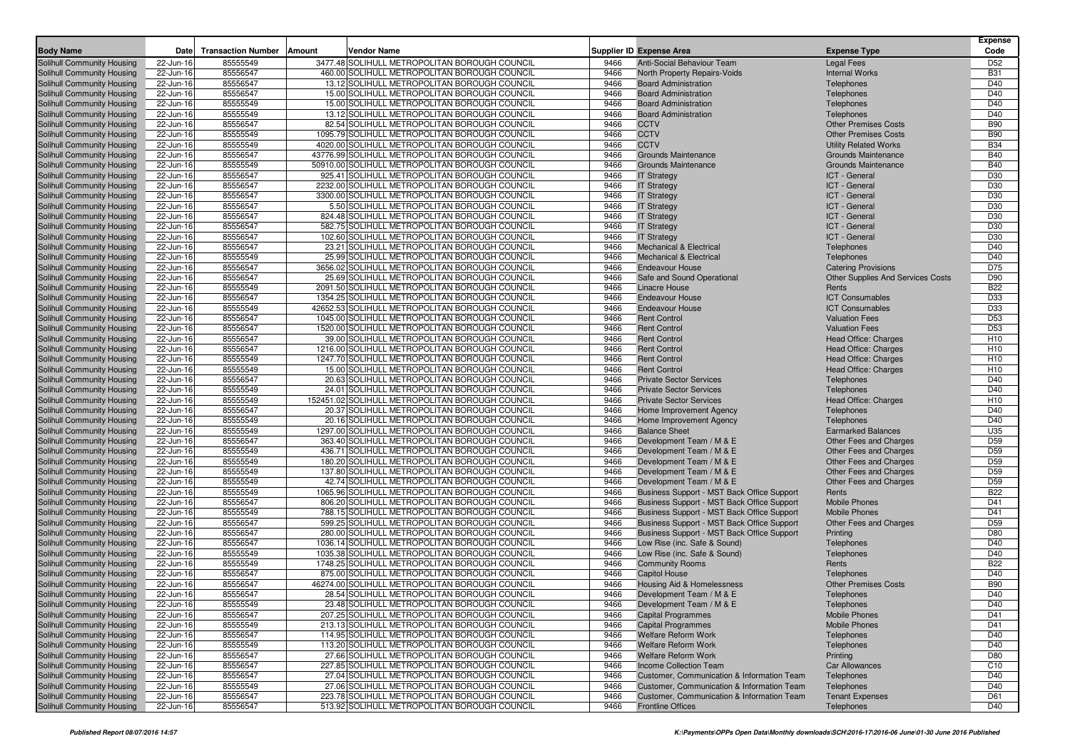| Body Name | Date | Transaction Number | Amount | Vendor Name | Supplier ID | Expense Area | Expense Type | Expense Code |
|---|---|---|---|---|---|---|---|---|
| Solihull Community Housing | 22-Jun-16 | 85555549 | 3477.48 | SOLIHULL METROPOLITAN BOROUGH COUNCIL | 9466 | Anti-Social Behaviour Team | Legal Fees | D52 |
| Solihull Community Housing | 22-Jun-16 | 85556547 | 460.00 | SOLIHULL METROPOLITAN BOROUGH COUNCIL | 9466 | North Property Repairs-Voids | Internal Works | B31 |
| Solihull Community Housing | 22-Jun-16 | 85556547 | 13.12 | SOLIHULL METROPOLITAN BOROUGH COUNCIL | 9466 | Board Administration | Telephones | D40 |
| Solihull Community Housing | 22-Jun-16 | 85556547 | 15.00 | SOLIHULL METROPOLITAN BOROUGH COUNCIL | 9466 | Board Administration | Telephones | D40 |
| Solihull Community Housing | 22-Jun-16 | 85555549 | 15.00 | SOLIHULL METROPOLITAN BOROUGH COUNCIL | 9466 | Board Administration | Telephones | D40 |
| Solihull Community Housing | 22-Jun-16 | 85555549 | 13.12 | SOLIHULL METROPOLITAN BOROUGH COUNCIL | 9466 | Board Administration | Telephones | D40 |
| Solihull Community Housing | 22-Jun-16 | 85556547 | 82.54 | SOLIHULL METROPOLITAN BOROUGH COUNCIL | 9466 | CCTV | Other Premises Costs | B90 |
| Solihull Community Housing | 22-Jun-16 | 85555549 | 1095.79 | SOLIHULL METROPOLITAN BOROUGH COUNCIL | 9466 | CCTV | Other Premises Costs | B90 |
| Solihull Community Housing | 22-Jun-16 | 85555549 | 4020.00 | SOLIHULL METROPOLITAN BOROUGH COUNCIL | 9466 | CCTV | Utility Related Works | B34 |
| Solihull Community Housing | 22-Jun-16 | 85556547 | 43776.99 | SOLIHULL METROPOLITAN BOROUGH COUNCIL | 9466 | Grounds Maintenance | Grounds Maintenance | B40 |
| Solihull Community Housing | 22-Jun-16 | 85555549 | 50910.00 | SOLIHULL METROPOLITAN BOROUGH COUNCIL | 9466 | Grounds Maintenance | Grounds Maintenance | B40 |
| Solihull Community Housing | 22-Jun-16 | 85556547 | 925.41 | SOLIHULL METROPOLITAN BOROUGH COUNCIL | 9466 | IT Strategy | ICT - General | D30 |
| Solihull Community Housing | 22-Jun-16 | 85556547 | 2232.00 | SOLIHULL METROPOLITAN BOROUGH COUNCIL | 9466 | IT Strategy | ICT - General | D30 |
| Solihull Community Housing | 22-Jun-16 | 85556547 | 3300.00 | SOLIHULL METROPOLITAN BOROUGH COUNCIL | 9466 | IT Strategy | ICT - General | D30 |
| Solihull Community Housing | 22-Jun-16 | 85556547 | 5.50 | SOLIHULL METROPOLITAN BOROUGH COUNCIL | 9466 | IT Strategy | ICT - General | D30 |
| Solihull Community Housing | 22-Jun-16 | 85556547 | 824.48 | SOLIHULL METROPOLITAN BOROUGH COUNCIL | 9466 | IT Strategy | ICT - General | D30 |
| Solihull Community Housing | 22-Jun-16 | 85556547 | 582.75 | SOLIHULL METROPOLITAN BOROUGH COUNCIL | 9466 | IT Strategy | ICT - General | D30 |
| Solihull Community Housing | 22-Jun-16 | 85556547 | 102.60 | SOLIHULL METROPOLITAN BOROUGH COUNCIL | 9466 | IT Strategy | ICT - General | D30 |
| Solihull Community Housing | 22-Jun-16 | 85556547 | 23.21 | SOLIHULL METROPOLITAN BOROUGH COUNCIL | 9466 | Mechanical & Electrical | Telephones | D40 |
| Solihull Community Housing | 22-Jun-16 | 85555549 | 25.99 | SOLIHULL METROPOLITAN BOROUGH COUNCIL | 9466 | Mechanical & Electrical | Telephones | D40 |
| Solihull Community Housing | 22-Jun-16 | 85556547 | 3656.02 | SOLIHULL METROPOLITAN BOROUGH COUNCIL | 9466 | Endeavour House | Catering Provisions | D75 |
| Solihull Community Housing | 22-Jun-16 | 85556547 | 25.69 | SOLIHULL METROPOLITAN BOROUGH COUNCIL | 9466 | Safe and Sound Operational | Other Supplies And Services Costs | D90 |
| Solihull Community Housing | 22-Jun-16 | 85555549 | 2091.50 | SOLIHULL METROPOLITAN BOROUGH COUNCIL | 9466 | Linacre House | Rents | B22 |
| Solihull Community Housing | 22-Jun-16 | 85556547 | 1354.25 | SOLIHULL METROPOLITAN BOROUGH COUNCIL | 9466 | Endeavour House | ICT Consumables | D33 |
| Solihull Community Housing | 22-Jun-16 | 85555549 | 42652.53 | SOLIHULL METROPOLITAN BOROUGH COUNCIL | 9466 | Endeavour House | ICT Consumables | D33 |
| Solihull Community Housing | 22-Jun-16 | 85556547 | 1045.00 | SOLIHULL METROPOLITAN BOROUGH COUNCIL | 9466 | Rent Control | Valuation Fees | D53 |
| Solihull Community Housing | 22-Jun-16 | 85556547 | 1520.00 | SOLIHULL METROPOLITAN BOROUGH COUNCIL | 9466 | Rent Control | Valuation Fees | D53 |
| Solihull Community Housing | 22-Jun-16 | 85556547 | 39.00 | SOLIHULL METROPOLITAN BOROUGH COUNCIL | 9466 | Rent Control | Head Office: Charges | H10 |
| Solihull Community Housing | 22-Jun-16 | 85556547 | 1216.00 | SOLIHULL METROPOLITAN BOROUGH COUNCIL | 9466 | Rent Control | Head Office: Charges | H10 |
| Solihull Community Housing | 22-Jun-16 | 85555549 | 1247.70 | SOLIHULL METROPOLITAN BOROUGH COUNCIL | 9466 | Rent Control | Head Office: Charges | H10 |
| Solihull Community Housing | 22-Jun-16 | 85555549 | 15.00 | SOLIHULL METROPOLITAN BOROUGH COUNCIL | 9466 | Rent Control | Head Office: Charges | H10 |
| Solihull Community Housing | 22-Jun-16 | 85556547 | 20.63 | SOLIHULL METROPOLITAN BOROUGH COUNCIL | 9466 | Private Sector Services | Telephones | D40 |
| Solihull Community Housing | 22-Jun-16 | 85555549 | 24.01 | SOLIHULL METROPOLITAN BOROUGH COUNCIL | 9466 | Private Sector Services | Telephones | D40 |
| Solihull Community Housing | 22-Jun-16 | 85555549 | 152451.02 | SOLIHULL METROPOLITAN BOROUGH COUNCIL | 9466 | Private Sector Services | Head Office: Charges | H10 |
| Solihull Community Housing | 22-Jun-16 | 85556547 | 20.37 | SOLIHULL METROPOLITAN BOROUGH COUNCIL | 9466 | Home Improvement Agency | Telephones | D40 |
| Solihull Community Housing | 22-Jun-16 | 85555549 | 20.16 | SOLIHULL METROPOLITAN BOROUGH COUNCIL | 9466 | Home Improvement Agency | Telephones | D40 |
| Solihull Community Housing | 22-Jun-16 | 85555549 | 1297.00 | SOLIHULL METROPOLITAN BOROUGH COUNCIL | 9466 | Balance Sheet | Earmarked Balances | U35 |
| Solihull Community Housing | 22-Jun-16 | 85556547 | 363.40 | SOLIHULL METROPOLITAN BOROUGH COUNCIL | 9466 | Development Team / M & E | Other Fees and Charges | D59 |
| Solihull Community Housing | 22-Jun-16 | 85555549 | 436.71 | SOLIHULL METROPOLITAN BOROUGH COUNCIL | 9466 | Development Team / M & E | Other Fees and Charges | D59 |
| Solihull Community Housing | 22-Jun-16 | 85555549 | 180.20 | SOLIHULL METROPOLITAN BOROUGH COUNCIL | 9466 | Development Team / M & E | Other Fees and Charges | D59 |
| Solihull Community Housing | 22-Jun-16 | 85555549 | 137.80 | SOLIHULL METROPOLITAN BOROUGH COUNCIL | 9466 | Development Team / M & E | Other Fees and Charges | D59 |
| Solihull Community Housing | 22-Jun-16 | 85555549 | 42.74 | SOLIHULL METROPOLITAN BOROUGH COUNCIL | 9466 | Development Team / M & E | Other Fees and Charges | D59 |
| Solihull Community Housing | 22-Jun-16 | 85555549 | 1065.96 | SOLIHULL METROPOLITAN BOROUGH COUNCIL | 9466 | Business Support - MST Back Office Support | Rents | B22 |
| Solihull Community Housing | 22-Jun-16 | 85556547 | 806.20 | SOLIHULL METROPOLITAN BOROUGH COUNCIL | 9466 | Business Support - MST Back Office Support | Mobile Phones | D41 |
| Solihull Community Housing | 22-Jun-16 | 85555549 | 788.15 | SOLIHULL METROPOLITAN BOROUGH COUNCIL | 9466 | Business Support - MST Back Office Support | Mobile Phones | D41 |
| Solihull Community Housing | 22-Jun-16 | 85556547 | 599.25 | SOLIHULL METROPOLITAN BOROUGH COUNCIL | 9466 | Business Support - MST Back Office Support | Other Fees and Charges | D59 |
| Solihull Community Housing | 22-Jun-16 | 85556547 | 280.00 | SOLIHULL METROPOLITAN BOROUGH COUNCIL | 9466 | Business Support - MST Back Office Support | Printing | D80 |
| Solihull Community Housing | 22-Jun-16 | 85556547 | 1036.14 | SOLIHULL METROPOLITAN BOROUGH COUNCIL | 9466 | Low Rise (inc. Safe & Sound) | Telephones | D40 |
| Solihull Community Housing | 22-Jun-16 | 85555549 | 1035.38 | SOLIHULL METROPOLITAN BOROUGH COUNCIL | 9466 | Low Rise (inc. Safe & Sound) | Telephones | D40 |
| Solihull Community Housing | 22-Jun-16 | 85555549 | 1748.25 | SOLIHULL METROPOLITAN BOROUGH COUNCIL | 9466 | Community Rooms | Rents | B22 |
| Solihull Community Housing | 22-Jun-16 | 85556547 | 875.00 | SOLIHULL METROPOLITAN BOROUGH COUNCIL | 9466 | Capitol House | Telephones | D40 |
| Solihull Community Housing | 22-Jun-16 | 85556547 | 46274.00 | SOLIHULL METROPOLITAN BOROUGH COUNCIL | 9466 | Housing Aid & Homelessness | Other Premises Costs | B90 |
| Solihull Community Housing | 22-Jun-16 | 85556547 | 28.54 | SOLIHULL METROPOLITAN BOROUGH COUNCIL | 9466 | Development Team / M & E | Telephones | D40 |
| Solihull Community Housing | 22-Jun-16 | 85555549 | 23.48 | SOLIHULL METROPOLITAN BOROUGH COUNCIL | 9466 | Development Team / M & E | Telephones | D40 |
| Solihull Community Housing | 22-Jun-16 | 85556547 | 207.25 | SOLIHULL METROPOLITAN BOROUGH COUNCIL | 9466 | Capital Programmes | Mobile Phones | D41 |
| Solihull Community Housing | 22-Jun-16 | 85555549 | 213.13 | SOLIHULL METROPOLITAN BOROUGH COUNCIL | 9466 | Capital Programmes | Mobile Phones | D41 |
| Solihull Community Housing | 22-Jun-16 | 85556547 | 114.95 | SOLIHULL METROPOLITAN BOROUGH COUNCIL | 9466 | Welfare Reform Work | Telephones | D40 |
| Solihull Community Housing | 22-Jun-16 | 85555549 | 113.20 | SOLIHULL METROPOLITAN BOROUGH COUNCIL | 9466 | Welfare Reform Work | Telephones | D40 |
| Solihull Community Housing | 22-Jun-16 | 85556547 | 27.66 | SOLIHULL METROPOLITAN BOROUGH COUNCIL | 9466 | Welfare Reform Work | Printing | D80 |
| Solihull Community Housing | 22-Jun-16 | 85556547 | 227.85 | SOLIHULL METROPOLITAN BOROUGH COUNCIL | 9466 | Income Collection Team | Car Allowances | C10 |
| Solihull Community Housing | 22-Jun-16 | 85556547 | 27.04 | SOLIHULL METROPOLITAN BOROUGH COUNCIL | 9466 | Customer, Communication & Information Team | Telephones | D40 |
| Solihull Community Housing | 22-Jun-16 | 85555549 | 27.06 | SOLIHULL METROPOLITAN BOROUGH COUNCIL | 9466 | Customer, Communication & Information Team | Telephones | D40 |
| Solihull Community Housing | 22-Jun-16 | 85556547 | 223.78 | SOLIHULL METROPOLITAN BOROUGH COUNCIL | 9466 | Customer, Communication & Information Team | Tenant Expenses | D61 |
| Solihull Community Housing | 22-Jun-16 | 85556547 | 513.92 | SOLIHULL METROPOLITAN BOROUGH COUNCIL | 9466 | Frontline Offices | Telephones | D40 |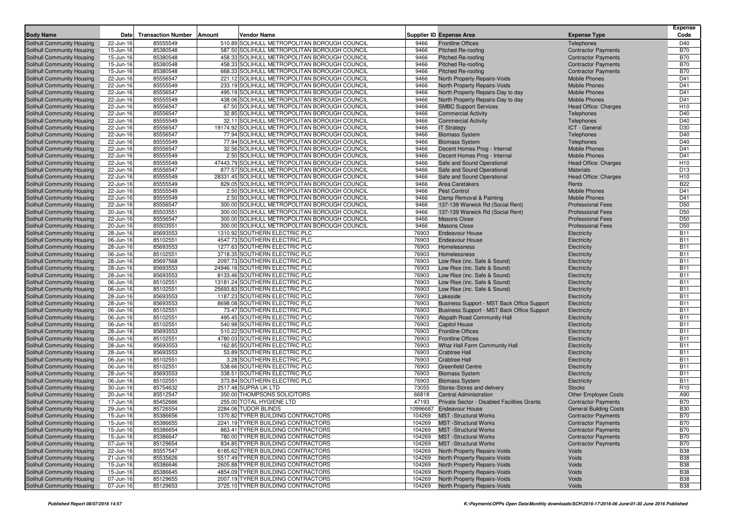| Body Name | Date | Transaction Number | Amount | Vendor Name | Supplier ID | Expense Area | Expense Type | Expense Code |
|---|---|---|---|---|---|---|---|---|
| Solihull Community Housing | 22-Jun-16 | 85555549 | 510.89 | SOLIHULL METROPOLITAN BOROUGH COUNCIL | 9466 | Frontline Offices | Telephones | D40 |
| Solihull Community Housing | 15-Jun-16 | 85380548 | 587.50 | SOLIHULL METROPOLITAN BOROUGH COUNCIL | 9466 | Pitched Re-roofing | Contractor Payments | B70 |
| Solihull Community Housing | 15-Jun-16 | 85380548 | 458.33 | SOLIHULL METROPOLITAN BOROUGH COUNCIL | 9466 | Pitched Re-roofing | Contractor Payments | B70 |
| Solihull Community Housing | 15-Jun-16 | 85380548 | 458.33 | SOLIHULL METROPOLITAN BOROUGH COUNCIL | 9466 | Pitched Re-roofing | Contractor Payments | B70 |
| Solihull Community Housing | 15-Jun-16 | 85380548 | 668.33 | SOLIHULL METROPOLITAN BOROUGH COUNCIL | 9466 | Pitched Re-roofing | Contractor Payments | B70 |
| Solihull Community Housing | 22-Jun-16 | 85556547 | 221.12 | SOLIHULL METROPOLITAN BOROUGH COUNCIL | 9466 | North Property Repairs-Voids | Mobile Phones | D41 |
| Solihull Community Housing | 22-Jun-16 | 85555549 | 233.19 | SOLIHULL METROPOLITAN BOROUGH COUNCIL | 9466 | North Property Repairs-Voids | Mobile Phones | D41 |
| Solihull Community Housing | 22-Jun-16 | 85556547 | 495.19 | SOLIHULL METROPOLITAN BOROUGH COUNCIL | 9466 | North Property Repairs-Day to day | Mobile Phones | D41 |
| Solihull Community Housing | 22-Jun-16 | 85555549 | 438.06 | SOLIHULL METROPOLITAN BOROUGH COUNCIL | 9466 | North Property Repairs-Day to day | Mobile Phones | D41 |
| Solihull Community Housing | 22-Jun-16 | 85556547 | 67.50 | SOLIHULL METROPOLITAN BOROUGH COUNCIL | 9466 | SMBC Support Services | Head Office: Charges | H10 |
| Solihull Community Housing | 22-Jun-16 | 85556547 | 32.85 | SOLIHULL METROPOLITAN BOROUGH COUNCIL | 9466 | Commercial Activity | Telephones | D40 |
| Solihull Community Housing | 22-Jun-16 | 85555549 | 32.11 | SOLIHULL METROPOLITAN BOROUGH COUNCIL | 9466 | Commercial Activity | Telephones | D40 |
| Solihull Community Housing | 22-Jun-16 | 85556547 | 19174.92 | SOLIHULL METROPOLITAN BOROUGH COUNCIL | 9466 | IT Strategy | ICT - General | D30 |
| Solihull Community Housing | 22-Jun-16 | 85556547 | 77.94 | SOLIHULL METROPOLITAN BOROUGH COUNCIL | 9466 | Biomass System | Telephones | D40 |
| Solihull Community Housing | 22-Jun-16 | 85555549 | 77.94 | SOLIHULL METROPOLITAN BOROUGH COUNCIL | 9466 | Biomass System | Telephones | D40 |
| Solihull Community Housing | 22-Jun-16 | 85556547 | 32.56 | SOLIHULL METROPOLITAN BOROUGH COUNCIL | 9466 | Decent Homes Prog - Internal | Mobile Phones | D41 |
| Solihull Community Housing | 22-Jun-16 | 85555549 | 2.50 | SOLIHULL METROPOLITAN BOROUGH COUNCIL | 9466 | Decent Homes Prog - Internal | Mobile Phones | D41 |
| Solihull Community Housing | 22-Jun-16 | 85555549 | 47443.79 | SOLIHULL METROPOLITAN BOROUGH COUNCIL | 9466 | Safe and Sound Operational | Head Office: Charges | H10 |
| Solihull Community Housing | 22-Jun-16 | 85556547 | 877.57 | SOLIHULL METROPOLITAN BOROUGH COUNCIL | 9466 | Safe and Sound Operational | Materials | D13 |
| Solihull Community Housing | 22-Jun-16 | 85555549 | 28331.45 | SOLIHULL METROPOLITAN BOROUGH COUNCIL | 9466 | Safe and Sound Operational | Head Office: Charges | H10 |
| Solihull Community Housing | 22-Jun-16 | 85555549 | 829.05 | SOLIHULL METROPOLITAN BOROUGH COUNCIL | 9466 | Area Caretakers | Rents | B22 |
| Solihull Community Housing | 22-Jun-16 | 85555549 | 2.50 | SOLIHULL METROPOLITAN BOROUGH COUNCIL | 9466 | Pest Control | Mobile Phones | D41 |
| Solihull Community Housing | 22-Jun-16 | 85555549 | 2.50 | SOLIHULL METROPOLITAN BOROUGH COUNCIL | 9466 | Damp Removal & Painting | Mobile Phones | D41 |
| Solihull Community Housing | 22-Jun-16 | 85556547 | 300.00 | SOLIHULL METROPOLITAN BOROUGH COUNCIL | 9466 | 137-139 Warwick Rd (Social Rent) | Professional Fees | D50 |
| Solihull Community Housing | 20-Jun-16 | 85503551 | 300.00 | SOLIHULL METROPOLITAN BOROUGH COUNCIL | 9466 | 137-139 Warwick Rd (Social Rent) | Professional Fees | D50 |
| Solihull Community Housing | 22-Jun-16 | 85556547 | 300.00 | SOLIHULL METROPOLITAN BOROUGH COUNCIL | 9466 | Masons Close | Professional Fees | D50 |
| Solihull Community Housing | 20-Jun-16 | 85503551 | 300.00 | SOLIHULL METROPOLITAN BOROUGH COUNCIL | 9466 | Masons Close | Professional Fees | D50 |
| Solihull Community Housing | 28-Jun-16 | 85693553 | 1310.92 | SOUTHERN ELECTRIC PLC | 76903 | Endeavour House | Electricity | B11 |
| Solihull Community Housing | 06-Jun-16 | 85102551 | 4547.73 | SOUTHERN ELECTRIC PLC | 76903 | Endeavour House | Electricity | B11 |
| Solihull Community Housing | 28-Jun-16 | 85693553 | 1277.63 | SOUTHERN ELECTRIC PLC | 76903 | Homelessness | Electricity | B11 |
| Solihull Community Housing | 06-Jun-16 | 85102551 | 3718.35 | SOUTHERN ELECTRIC PLC | 76903 | Homelessness | Electricity | B11 |
| Solihull Community Housing | 28-Jun-16 | 85697568 | 2097.73 | SOUTHERN ELECTRIC PLC | 76903 | Low Rise (inc. Safe & Sound) | Electricity | B11 |
| Solihull Community Housing | 28-Jun-16 | 85693553 | 24946.16 | SOUTHERN ELECTRIC PLC | 76903 | Low Rise (inc. Safe & Sound) | Electricity | B11 |
| Solihull Community Housing | 28-Jun-16 | 85693553 | 8133.46 | SOUTHERN ELECTRIC PLC | 76903 | Low Rise (inc. Safe & Sound) | Electricity | B11 |
| Solihull Community Housing | 06-Jun-16 | 85102551 | 13181.24 | SOUTHERN ELECTRIC PLC | 76903 | Low Rise (inc. Safe & Sound) | Electricity | B11 |
| Solihull Community Housing | 06-Jun-16 | 85102551 | 25693.83 | SOUTHERN ELECTRIC PLC | 76903 | Low Rise (inc. Safe & Sound) | Electricity | B11 |
| Solihull Community Housing | 28-Jun-16 | 85693553 | 1187.23 | SOUTHERN ELECTRIC PLC | 76903 | Lakeside | Electricity | B11 |
| Solihull Community Housing | 28-Jun-16 | 85693553 | 8698.08 | SOUTHERN ELECTRIC PLC | 76903 | Business Support - MST Back Office Support | Electricity | B11 |
| Solihull Community Housing | 06-Jun-16 | 85102551 | 73.47 | SOUTHERN ELECTRIC PLC | 76903 | Business Support - MST Back Office Support | Electricity | B11 |
| Solihull Community Housing | 06-Jun-16 | 85102551 | 495.45 | SOUTHERN ELECTRIC PLC | 76903 | Alspath Road Community Hall | Electricity | B11 |
| Solihull Community Housing | 06-Jun-16 | 85102551 | 540.98 | SOUTHERN ELECTRIC PLC | 76903 | Capitol House | Electricity | B11 |
| Solihull Community Housing | 28-Jun-16 | 85693553 | 510.22 | SOUTHERN ELECTRIC PLC | 76903 | Frontline Offices | Electricity | B11 |
| Solihull Community Housing | 06-Jun-16 | 85102551 | 4780.03 | SOUTHERN ELECTRIC PLC | 76903 | Frontline Offices | Electricity | B11 |
| Solihull Community Housing | 28-Jun-16 | 85693553 | 162.85 | SOUTHERN ELECTRIC PLC | 76903 | Whar Hall Farm Community Hall | Electricity | B11 |
| Solihull Community Housing | 28-Jun-16 | 85693553 | 53.89 | SOUTHERN ELECTRIC PLC | 76903 | Crabtree Hall | Electricity | B11 |
| Solihull Community Housing | 06-Jun-16 | 85102551 | 3.28 | SOUTHERN ELECTRIC PLC | 76903 | Crabtree Hall | Electricity | B11 |
| Solihull Community Housing | 06-Jun-16 | 85102551 | 538.66 | SOUTHERN ELECTRIC PLC | 76903 | Greenfield Centre | Electricity | B11 |
| Solihull Community Housing | 28-Jun-16 | 85693553 | 338.51 | SOUTHERN ELECTRIC PLC | 76903 | Biomass System | Electricity | B11 |
| Solihull Community Housing | 06-Jun-16 | 85102551 | 373.84 | SOUTHERN ELECTRIC PLC | 76903 | Biomass System | Electricity | B11 |
| Solihull Community Housing | 30-Jun-16 | 85754632 | 2517.48 | SUPRA UK LTD | 73055 | Stores-Stores and delivery | Stocks | R10 |
| Solihull Community Housing | 20-Jun-16 | 85512547 | 350.00 | THOMPSONS SOLICITORS | 66818 | Central Administration | Other Employee Costs | A90 |
| Solihull Community Housing | 17-Jun-16 | 85452666 | 255.00 | TOTAL HYGIENE LTD | 47193 | Private Sector - Disabled Facilities Grants | Contractor Payments | B70 |
| Solihull Community Housing | 29-Jun-16 | 85726554 | 2284.06 | TUDOR BLINDS | 10996687 | Endeavour House | General Building Costs | B30 |
| Solihull Community Housing | 15-Jun-16 | 85386656 | 1370.82 | TYRER BUILDING CONTRACTORS | 104269 | MST -Structural Works | Contractor Payments | B70 |
| Solihull Community Housing | 15-Jun-16 | 85386655 | 2241.19 | TYRER BUILDING CONTRACTORS | 104269 | MST -Structural Works | Contractor Payments | B70 |
| Solihull Community Housing | 15-Jun-16 | 85386654 | 863.41 | TYRER BUILDING CONTRACTORS | 104269 | MST -Structural Works | Contractor Payments | B70 |
| Solihull Community Housing | 15-Jun-16 | 85386647 | 780.00 | TYRER BUILDING CONTRACTORS | 104269 | MST -Structural Works | Contractor Payments | B70 |
| Solihull Community Housing | 07-Jun-16 | 85129654 | 834.85 | TYRER BUILDING CONTRACTORS | 104269 | MST -Structural Works | Contractor Payments | B70 |
| Solihull Community Housing | 22-Jun-16 | 85557547 | 6185.62 | TYRER BUILDING CONTRACTORS | 104269 | North Property Repairs-Voids | Voids | B38 |
| Solihull Community Housing | 21-Jun-16 | 85535626 | 5517.49 | TYRER BUILDING CONTRACTORS | 104269 | North Property Repairs-Voids | Voids | B38 |
| Solihull Community Housing | 15-Jun-16 | 85386646 | 2605.88 | TYRER BUILDING CONTRACTORS | 104269 | North Property Repairs-Voids | Voids | B38 |
| Solihull Community Housing | 15-Jun-16 | 85386645 | 4854.09 | TYRER BUILDING CONTRACTORS | 104269 | North Property Repairs-Voids | Voids | B38 |
| Solihull Community Housing | 07-Jun-16 | 85129655 | 2007.19 | TYRER BUILDING CONTRACTORS | 104269 | North Property Repairs-Voids | Voids | B38 |
| Solihull Community Housing | 07-Jun-16 | 85129653 | 3725.10 | TYRER BUILDING CONTRACTORS | 104269 | North Property Repairs-Voids | Voids | B38 |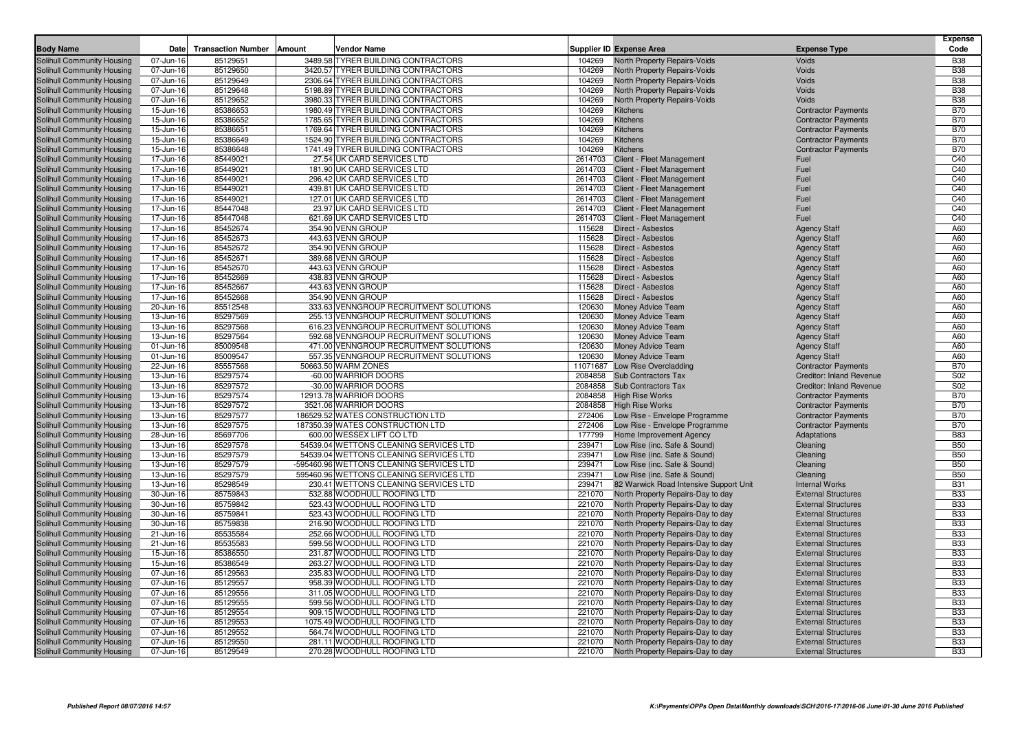| Body Name | Date | Transaction Number | Amount | Vendor Name | Supplier ID | Expense Area | Expense Type | Expense Code |
|---|---|---|---|---|---|---|---|---|
| Solihull Community Housing | 07-Jun-16 | 85129651 | 3489.58 | TYRER BUILDING CONTRACTORS | 104269 | North Property Repairs-Voids | Voids | B38 |
| Solihull Community Housing | 07-Jun-16 | 85129650 | 3420.57 | TYRER BUILDING CONTRACTORS | 104269 | North Property Repairs-Voids | Voids | B38 |
| Solihull Community Housing | 07-Jun-16 | 85129649 | 2306.64 | TYRER BUILDING CONTRACTORS | 104269 | North Property Repairs-Voids | Voids | B38 |
| Solihull Community Housing | 07-Jun-16 | 85129648 | 5198.89 | TYRER BUILDING CONTRACTORS | 104269 | North Property Repairs-Voids | Voids | B38 |
| Solihull Community Housing | 07-Jun-16 | 85129652 | 3980.33 | TYRER BUILDING CONTRACTORS | 104269 | North Property Repairs-Voids | Voids | B38 |
| Solihull Community Housing | 15-Jun-16 | 85386653 | 1980.49 | TYRER BUILDING CONTRACTORS | 104269 | Kitchens | Contractor Payments | B70 |
| Solihull Community Housing | 15-Jun-16 | 85386652 | 1785.65 | TYRER BUILDING CONTRACTORS | 104269 | Kitchens | Contractor Payments | B70 |
| Solihull Community Housing | 15-Jun-16 | 85386651 | 1769.64 | TYRER BUILDING CONTRACTORS | 104269 | Kitchens | Contractor Payments | B70 |
| Solihull Community Housing | 15-Jun-16 | 85386649 | 1524.90 | TYRER BUILDING CONTRACTORS | 104269 | Kitchens | Contractor Payments | B70 |
| Solihull Community Housing | 15-Jun-16 | 85386648 | 1741.49 | TYRER BUILDING CONTRACTORS | 104269 | Kitchens | Contractor Payments | B70 |
| Solihull Community Housing | 17-Jun-16 | 85449021 | 27.54 | UK CARD SERVICES LTD | 2614703 | Client - Fleet Management | Fuel | C40 |
| Solihull Community Housing | 17-Jun-16 | 85449021 | 181.90 | UK CARD SERVICES LTD | 2614703 | Client - Fleet Management | Fuel | C40 |
| Solihull Community Housing | 17-Jun-16 | 85449021 | 296.42 | UK CARD SERVICES LTD | 2614703 | Client - Fleet Management | Fuel | C40 |
| Solihull Community Housing | 17-Jun-16 | 85449021 | 439.81 | UK CARD SERVICES LTD | 2614703 | Client - Fleet Management | Fuel | C40 |
| Solihull Community Housing | 17-Jun-16 | 85449021 | 127.01 | UK CARD SERVICES LTD | 2614703 | Client - Fleet Management | Fuel | C40 |
| Solihull Community Housing | 17-Jun-16 | 85447048 | 23.97 | UK CARD SERVICES LTD | 2614703 | Client - Fleet Management | Fuel | C40 |
| Solihull Community Housing | 17-Jun-16 | 85447048 | 621.69 | UK CARD SERVICES LTD | 2614703 | Client - Fleet Management | Fuel | C40 |
| Solihull Community Housing | 17-Jun-16 | 85452674 | 354.90 | VENN GROUP | 115628 | Direct - Asbestos | Agency Staff | A60 |
| Solihull Community Housing | 17-Jun-16 | 85452673 | 443.63 | VENN GROUP | 115628 | Direct - Asbestos | Agency Staff | A60 |
| Solihull Community Housing | 17-Jun-16 | 85452672 | 354.90 | VENN GROUP | 115628 | Direct - Asbestos | Agency Staff | A60 |
| Solihull Community Housing | 17-Jun-16 | 85452671 | 389.68 | VENN GROUP | 115628 | Direct - Asbestos | Agency Staff | A60 |
| Solihull Community Housing | 17-Jun-16 | 85452670 | 443.63 | VENN GROUP | 115628 | Direct - Asbestos | Agency Staff | A60 |
| Solihull Community Housing | 17-Jun-16 | 85452669 | 438.83 | VENN GROUP | 115628 | Direct - Asbestos | Agency Staff | A60 |
| Solihull Community Housing | 17-Jun-16 | 85452667 | 443.63 | VENN GROUP | 115628 | Direct - Asbestos | Agency Staff | A60 |
| Solihull Community Housing | 17-Jun-16 | 85452668 | 354.90 | VENN GROUP | 115628 | Direct - Asbestos | Agency Staff | A60 |
| Solihull Community Housing | 20-Jun-16 | 85512548 | 333.63 | VENNGROUP RECRUITMENT SOLUTIONS | 120630 | Money Advice Team | Agency Staff | A60 |
| Solihull Community Housing | 13-Jun-16 | 85297569 | 255.13 | VENNGROUP RECRUITMENT SOLUTIONS | 120630 | Money Advice Team | Agency Staff | A60 |
| Solihull Community Housing | 13-Jun-16 | 85297568 | 616.23 | VENNGROUP RECRUITMENT SOLUTIONS | 120630 | Money Advice Team | Agency Staff | A60 |
| Solihull Community Housing | 13-Jun-16 | 85297564 | 592.68 | VENNGROUP RECRUITMENT SOLUTIONS | 120630 | Money Advice Team | Agency Staff | A60 |
| Solihull Community Housing | 01-Jun-16 | 85009548 | 471.00 | VENNGROUP RECRUITMENT SOLUTIONS | 120630 | Money Advice Team | Agency Staff | A60 |
| Solihull Community Housing | 01-Jun-16 | 85009547 | 557.35 | VENNGROUP RECRUITMENT SOLUTIONS | 120630 | Money Advice Team | Agency Staff | A60 |
| Solihull Community Housing | 22-Jun-16 | 85557568 | 50663.50 | WARM ZONES | 11071687 | Low Rise Overcladding | Contractor Payments | B70 |
| Solihull Community Housing | 13-Jun-16 | 85297574 | -60.00 | WARRIOR DOORS | 2084858 | Sub Contractors Tax | Creditor: Inland Revenue | S02 |
| Solihull Community Housing | 13-Jun-16 | 85297572 | -30.00 | WARRIOR DOORS | 2084858 | Sub Contractors Tax | Creditor: Inland Revenue | S02 |
| Solihull Community Housing | 13-Jun-16 | 85297574 | 12913.78 | WARRIOR DOORS | 2084858 | High Rise Works | Contractor Payments | B70 |
| Solihull Community Housing | 13-Jun-16 | 85297572 | 3521.06 | WARRIOR DOORS | 2084858 | High Rise Works | Contractor Payments | B70 |
| Solihull Community Housing | 13-Jun-16 | 85297577 | 186529.52 | WATES CONSTRUCTION LTD | 272406 | Low Rise - Envelope Programme | Contractor Payments | B70 |
| Solihull Community Housing | 13-Jun-16 | 85297575 | 187350.39 | WATES CONSTRUCTION LTD | 272406 | Low Rise - Envelope Programme | Contractor Payments | B70 |
| Solihull Community Housing | 28-Jun-16 | 85697706 | 600.00 | WESSEX LIFT CO LTD | 177799 | Home Improvement Agency | Adaptations | B83 |
| Solihull Community Housing | 13-Jun-16 | 85297578 | 54539.04 | WETTONS CLEANING SERVICES LTD | 239471 | Low Rise (inc. Safe & Sound) | Cleaning | B50 |
| Solihull Community Housing | 13-Jun-16 | 85297579 | 54539.04 | WETTONS CLEANING SERVICES LTD | 239471 | Low Rise (inc. Safe & Sound) | Cleaning | B50 |
| Solihull Community Housing | 13-Jun-16 | 85297579 | -595460.96 | WETTONS CLEANING SERVICES LTD | 239471 | Low Rise (inc. Safe & Sound) | Cleaning | B50 |
| Solihull Community Housing | 13-Jun-16 | 85297579 | 595460.96 | WETTONS CLEANING SERVICES LTD | 239471 | Low Rise (inc. Safe & Sound) | Cleaning | B50 |
| Solihull Community Housing | 13-Jun-16 | 85298549 | 230.41 | WETTONS CLEANING SERVICES LTD | 239471 | 82 Warwick Road Intensive Support Unit | Internal Works | B31 |
| Solihull Community Housing | 30-Jun-16 | 85759843 | 532.88 | WOODHULL ROOFING LTD | 221070 | North Property Repairs-Day to day | External Structures | B33 |
| Solihull Community Housing | 30-Jun-16 | 85759842 | 523.43 | WOODHULL ROOFING LTD | 221070 | North Property Repairs-Day to day | External Structures | B33 |
| Solihull Community Housing | 30-Jun-16 | 85759841 | 523.43 | WOODHULL ROOFING LTD | 221070 | North Property Repairs-Day to day | External Structures | B33 |
| Solihull Community Housing | 30-Jun-16 | 85759838 | 216.90 | WOODHULL ROOFING LTD | 221070 | North Property Repairs-Day to day | External Structures | B33 |
| Solihull Community Housing | 21-Jun-16 | 85535584 | 252.66 | WOODHULL ROOFING LTD | 221070 | North Property Repairs-Day to day | External Structures | B33 |
| Solihull Community Housing | 21-Jun-16 | 85535583 | 599.56 | WOODHULL ROOFING LTD | 221070 | North Property Repairs-Day to day | External Structures | B33 |
| Solihull Community Housing | 15-Jun-16 | 85386550 | 231.87 | WOODHULL ROOFING LTD | 221070 | North Property Repairs-Day to day | External Structures | B33 |
| Solihull Community Housing | 15-Jun-16 | 85386549 | 263.27 | WOODHULL ROOFING LTD | 221070 | North Property Repairs-Day to day | External Structures | B33 |
| Solihull Community Housing | 07-Jun-16 | 85129563 | 235.83 | WOODHULL ROOFING LTD | 221070 | North Property Repairs-Day to day | External Structures | B33 |
| Solihull Community Housing | 07-Jun-16 | 85129557 | 958.39 | WOODHULL ROOFING LTD | 221070 | North Property Repairs-Day to day | External Structures | B33 |
| Solihull Community Housing | 07-Jun-16 | 85129556 | 311.05 | WOODHULL ROOFING LTD | 221070 | North Property Repairs-Day to day | External Structures | B33 |
| Solihull Community Housing | 07-Jun-16 | 85129555 | 599.56 | WOODHULL ROOFING LTD | 221070 | North Property Repairs-Day to day | External Structures | B33 |
| Solihull Community Housing | 07-Jun-16 | 85129554 | 909.15 | WOODHULL ROOFING LTD | 221070 | North Property Repairs-Day to day | External Structures | B33 |
| Solihull Community Housing | 07-Jun-16 | 85129553 | 1075.49 | WOODHULL ROOFING LTD | 221070 | North Property Repairs-Day to day | External Structures | B33 |
| Solihull Community Housing | 07-Jun-16 | 85129552 | 564.74 | WOODHULL ROOFING LTD | 221070 | North Property Repairs-Day to day | External Structures | B33 |
| Solihull Community Housing | 07-Jun-16 | 85129550 | 281.11 | WOODHULL ROOFING LTD | 221070 | North Property Repairs-Day to day | External Structures | B33 |
| Solihull Community Housing | 07-Jun-16 | 85129549 | 270.28 | WOODHULL ROOFING LTD | 221070 | North Property Repairs-Day to day | External Structures | B33 |